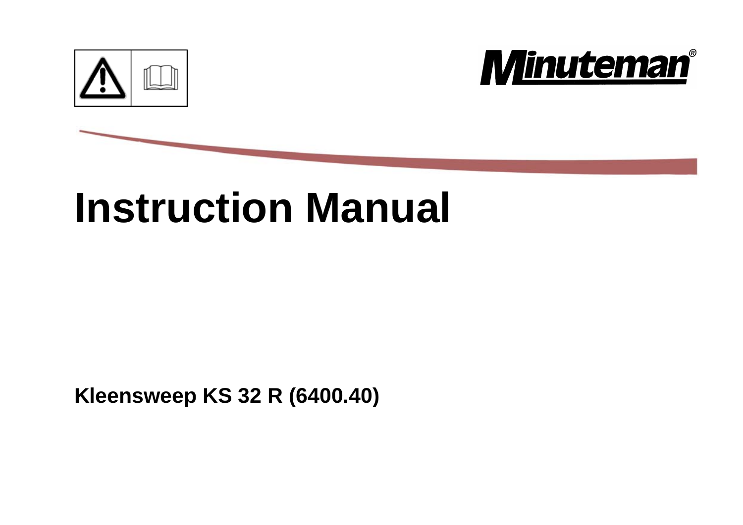Minuteman®

# Instruction Manual

**Kleensweep KS 32 R (6400.40)**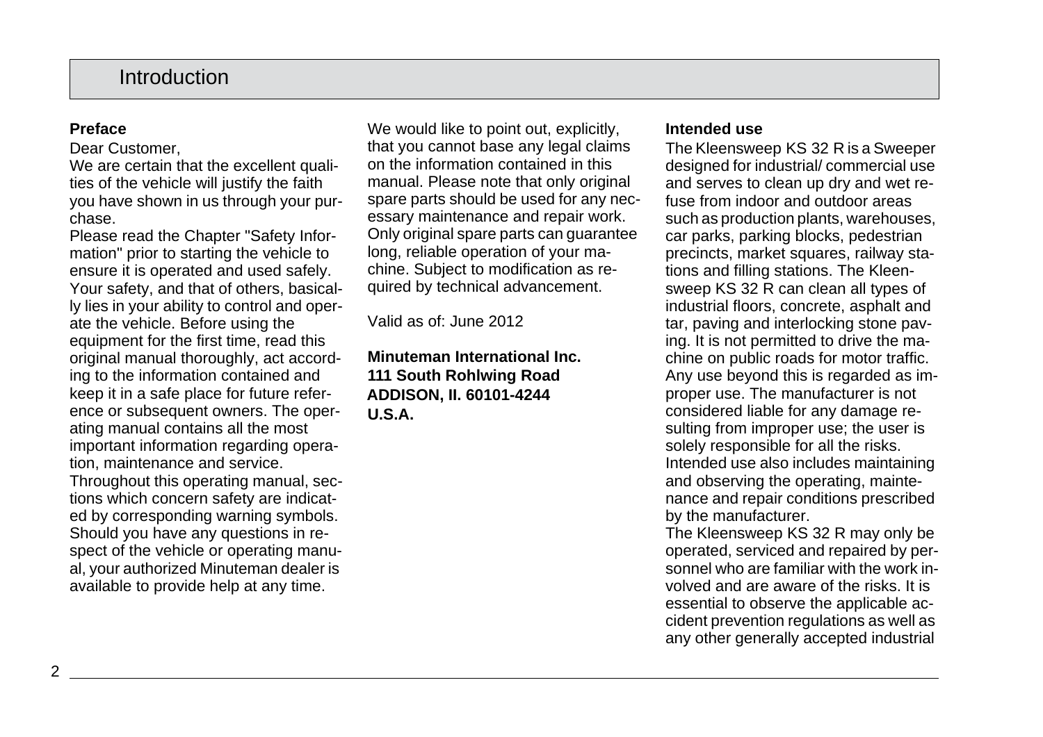# Introduction

## Preface

Dear Customer,

We are certain that the excellent qualities of the vehicle will justify the faith you have shown in us through your purchase.

Please read the Chapter "Safety Information" prior to starting the vehicle to ensure it is operated and used safely. Your safety, and that of others, basically lies in your ability to control and operate the vehicle. Before using the equipment for the first time, read this original manual thoroughly, act according to the information contained and keep it in a safe place for future reference or subsequent owners. The operating manual contains all the most important information regarding operation, maintenance and service.

Throughout this operating manual, sections which concern safety are indicated by corresponding warning symbols. Should you have any questions in respect of the vehicle or operating manual, your authorized Minuteman dealer is available to provide help at any time.

We would like to point out, explicitly, that you cannot base any legal claims on the information contained in this manual. Please note that only original spare parts should be used for any necessary maintenance and repair work. Only original spare parts can guarantee long, reliable operation of your machine. Subject to modification as required by technical advancement.

Valid as of: June 2012

**Minuteman International Inc.**
**111 South Rohlwing Road**
**ADDISON, Il. 60101-4244**
**U.S.A.**

## Intended use

The Kleensweep KS 32 R is a Sweeper designed for industrial/ commercial use and serves to clean up dry and wet refuse from indoor and outdoor areas such as production plants, warehouses, car parks, parking blocks, pedestrian precincts, market squares, railway stations and filling stations. The Kleensweep KS 32 R can clean all types of industrial floors, concrete, asphalt and tar, paving and interlocking stone paving. It is not permitted to drive the machine on public roads for motor traffic. Any use beyond this is regarded as improper use. The manufacturer is not considered liable for any damage resulting from improper use; the user is solely responsible for all the risks.

Intended use also includes maintaining and observing the operating, maintenance and repair conditions prescribed by the manufacturer.

The Kleensweep KS 32 R may only be operated, serviced and repaired by personnel who are familiar with the work involved and are aware of the risks. It is essential to observe the applicable accident prevention regulations as well as any other generally accepted industrial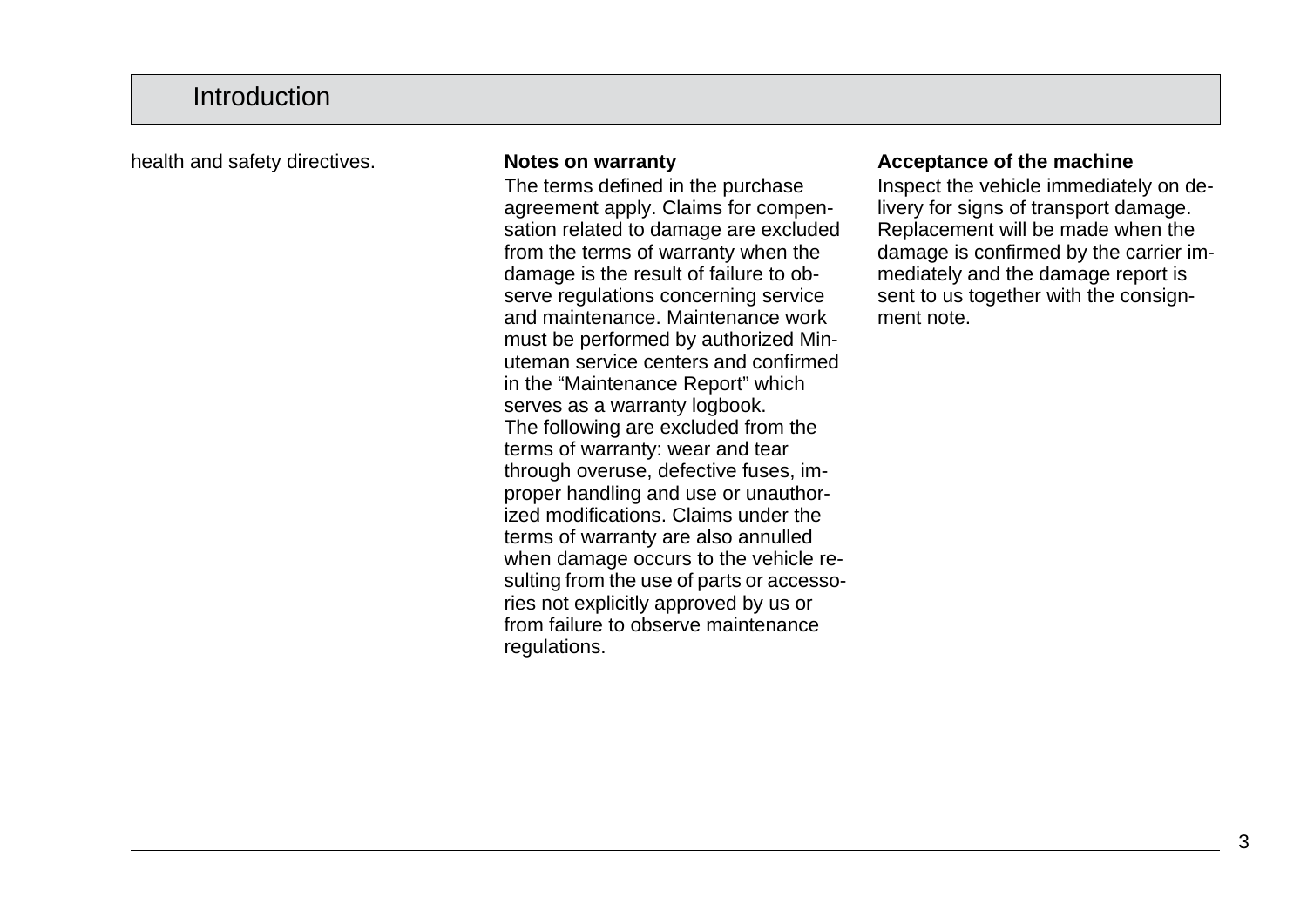health and safety directives.

**Notes on warranty**

The terms defined in the purchase agreement apply. Claims for compensation related to damage are excluded from the terms of warranty when the damage is the result of failure to observe regulations concerning service and maintenance. Maintenance work must be performed by authorized Minuteman service centers and confirmed in the “Maintenance Report” which serves as a warranty logbook.
The following are excluded from the terms of warranty: wear and tear through overuse, defective fuses, improper handling and use or unauthorized modifications. Claims under the terms of warranty are also annulled when damage occurs to the vehicle resulting from the use of parts or accessories not explicitly approved by us or from failure to observe maintenance regulations.

**Acceptance of the machine**

Inspect the vehicle immediately on delivery for signs of transport damage. Replacement will be made when the damage is confirmed by the carrier immediately and the damage report is sent to us together with the consignment note.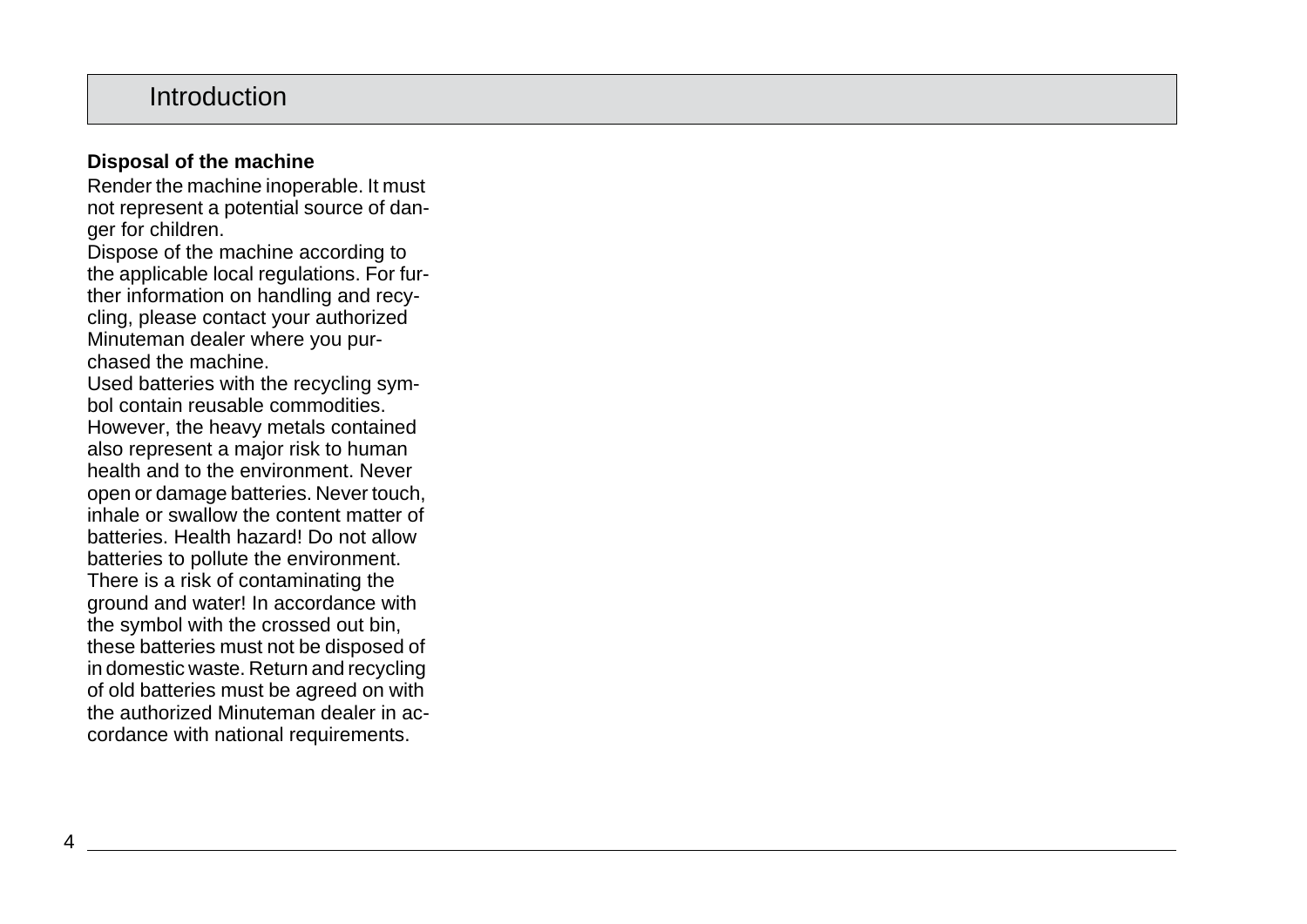## Disposal of the machine

Render the machine inoperable. It must not represent a potential source of danger for children.

Dispose of the machine according to the applicable local regulations. For further information on handling and recycling, please contact your authorized Minuteman dealer where you purchased the machine.

Used batteries with the recycling symbol contain reusable commodities. However, the heavy metals contained also represent a major risk to human health and to the environment. Never open or damage batteries. Never touch, inhale or swallow the content matter of batteries. Health hazard! Do not allow batteries to pollute the environment. There is a risk of contaminating the ground and water! In accordance with the symbol with the crossed out bin, these batteries must not be disposed of in domestic waste. Return and recycling of old batteries must be agreed on with the authorized Minuteman dealer in accordance with national requirements.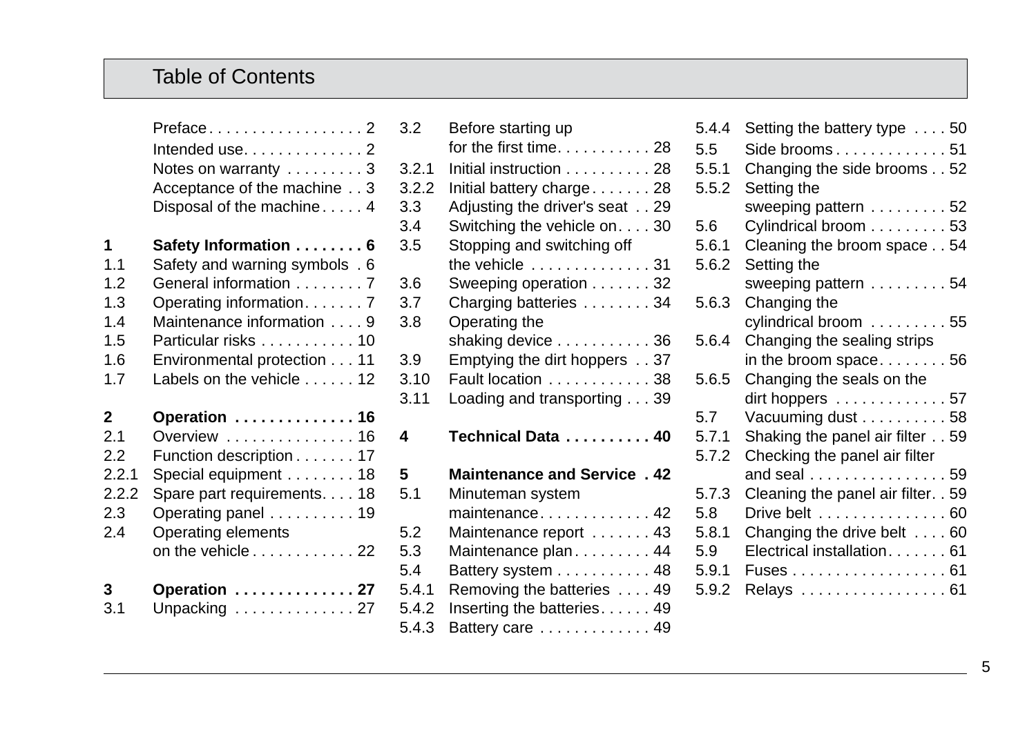# Table of Contents

| | | |
|---|---|---|
| | Preface | 2 |
| | Intended use | 2 |
| | Notes on warranty | 3 |
| | Acceptance of the machine | 3 |
| | Disposal of the machine | 4 |
| **1** | **Safety Information** | **6** |
| 1.1 | Safety and warning symbols | 6 |
| 1.2 | General information | 7 |
| 1.3 | Operating information | 7 |
| 1.4 | Maintenance information | 9 |
| 1.5 | Particular risks | 10 |
| 1.6 | Environmental protection | 11 |
| 1.7 | Labels on the vehicle | 12 |
| **2** | **Operation** | **16** |
| 2.1 | Overview | 16 |
| 2.2 | Function description | 17 |
| 2.2.1 | Special equipment | 18 |
| 2.2.2 | Spare part requirements | 18 |
| 2.3 | Operating panel | 19 |
| 2.4 | Operating elements on the vehicle | 22 |
| **3** | **Operation** | **27** |
| 3.1 | Unpacking | 27 |
| 3.2 | Before starting up for the first time | 28 |
| 3.2.1 | Initial instruction | 28 |
| 3.2.2 | Initial battery charge | 28 |
| 3.3 | Adjusting the driver's seat | 29 |
| 3.4 | Switching the vehicle on | 30 |
| 3.5 | Stopping and switching off the vehicle | 31 |
| 3.6 | Sweeping operation | 32 |
| 3.7 | Charging batteries | 34 |
| 3.8 | Operating the shaking device | 36 |
| 3.9 | Emptying the dirt hoppers | 37 |
| 3.10 | Fault location | 38 |
| 3.11 | Loading and transporting | 39 |
| **4** | **Technical Data** | **40** |
| **5** | **Maintenance and Service** | **42** |
| 5.1 | Minuteman system maintenance | 42 |
| 5.2 | Maintenance report | 43 |
| 5.3 | Maintenance plan | 44 |
| 5.4 | Battery system | 48 |
| 5.4.1 | Removing the batteries | 49 |
| 5.4.2 | Inserting the batteries | 49 |
| 5.4.3 | Battery care | 49 |
| 5.4.4 | Setting the battery type | 50 |
| 5.5 | Side brooms | 51 |
| 5.5.1 | Changing the side brooms | 52 |
| 5.5.2 | Setting the sweeping pattern | 52 |
| 5.6 | Cylindrical broom | 53 |
| 5.6.1 | Cleaning the broom space | 54 |
| 5.6.2 | Setting the sweeping pattern | 54 |
| 5.6.3 | Changing the cylindrical broom | 55 |
| 5.6.4 | Changing the sealing strips in the broom space | 56 |
| 5.6.5 | Changing the seals on the dirt hoppers | 57 |
| 5.7 | Vacuuming dust | 58 |
| 5.7.1 | Shaking the panel air filter | 59 |
| 5.7.2 | Checking the panel air filter and seal | 59 |
| 5.7.3 | Cleaning the panel air filter | 59 |
| 5.8 | Drive belt | 60 |
| 5.8.1 | Changing the drive belt | 60 |
| 5.9 | Electrical installation | 61 |
| 5.9.1 | Fuses | 61 |
| 5.9.2 | Relays | 61 |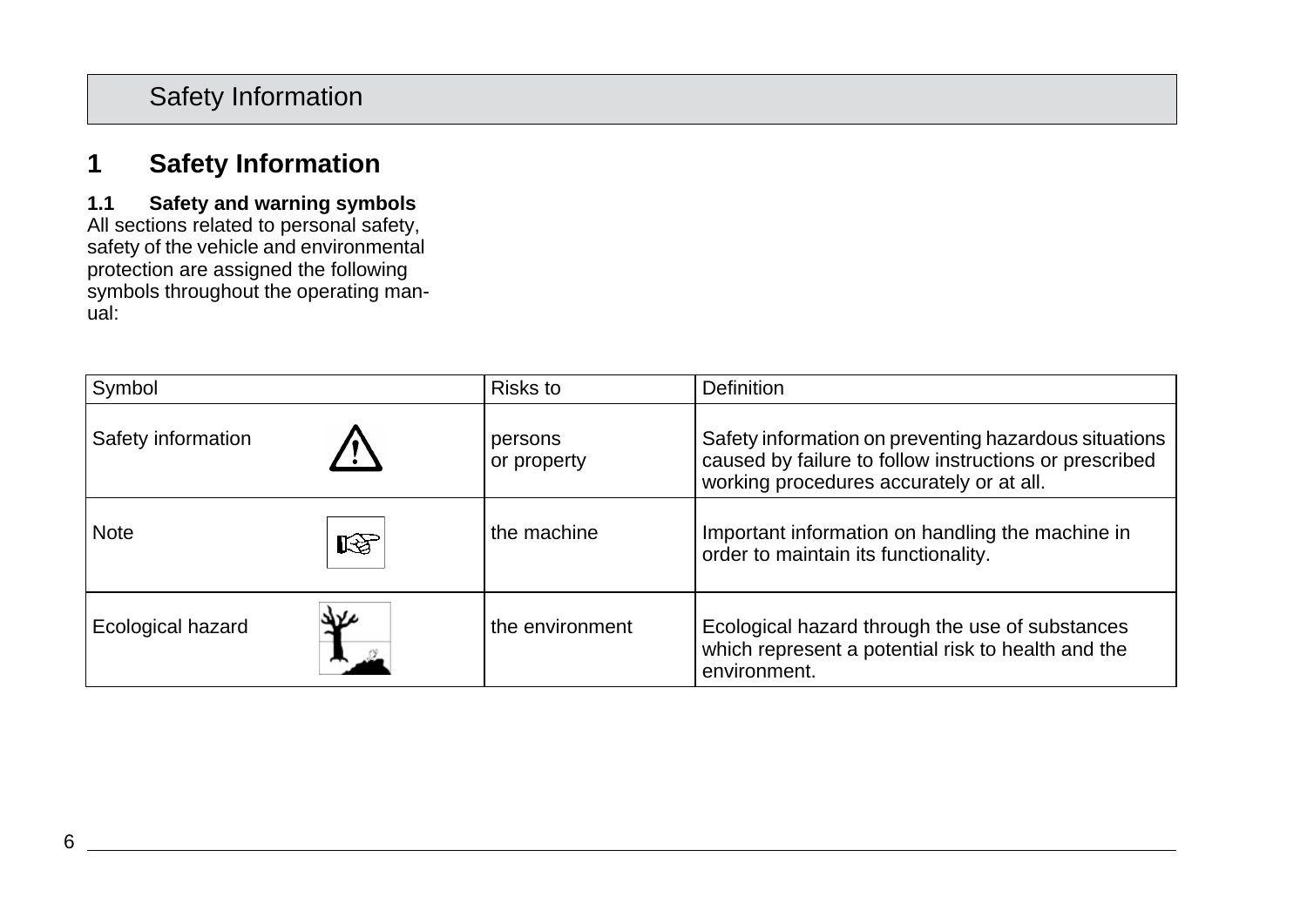# 1 Safety Information

## 1.1 Safety and warning symbols

All sections related to personal safety, safety of the vehicle and environmental protection are assigned the following symbols throughout the operating manual:

| Symbol | Risks to | Definition |
|---|---|---|
| Safety information | persons or property | Safety information on preventing hazardous situations caused by failure to follow instructions or prescribed working procedures accurately or at all. |
| Note | the machine | Important information on handling the machine in order to maintain its functionality. |
| Ecological hazard | the environment | Ecological hazard through the use of substances which represent a potential risk to health and the environment. |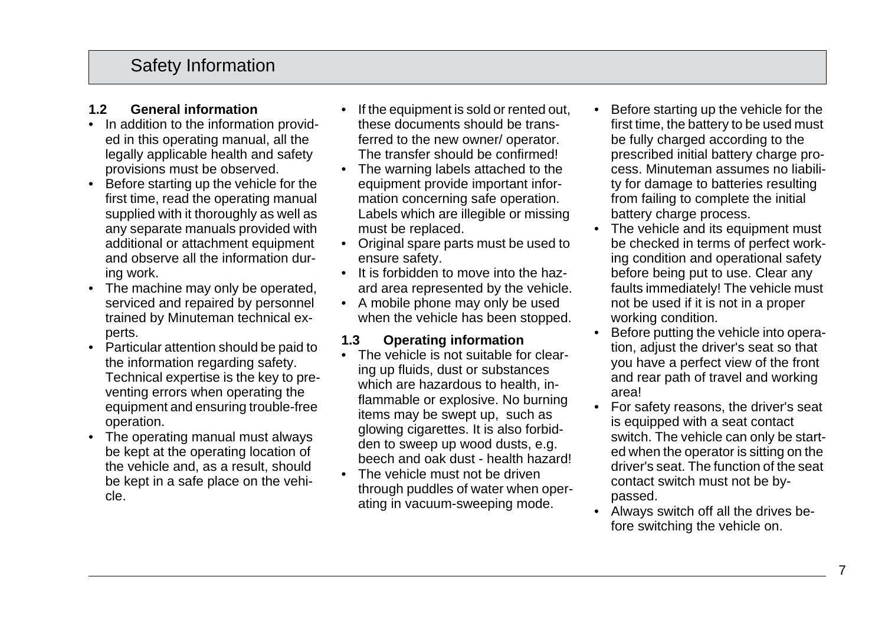# Safety Information

### 1.2 General information

- In addition to the information provided in this operating manual, all the legally applicable health and safety provisions must be observed.
- Before starting up the vehicle for the first time, read the operating manual supplied with it thoroughly as well as any separate manuals provided with additional or attachment equipment and observe all the information during work.
- The machine may only be operated, serviced and repaired by personnel trained by Minuteman technical experts.
- Particular attention should be paid to the information regarding safety. Technical expertise is the key to preventing errors when operating the equipment and ensuring trouble-free operation.
- The operating manual must always be kept at the operating location of the vehicle and, as a result, should be kept in a safe place on the vehicle.
- If the equipment is sold or rented out, these documents should be transferred to the new owner/ operator. The transfer should be confirmed!
- The warning labels attached to the equipment provide important information concerning safe operation. Labels which are illegible or missing must be replaced.
- Original spare parts must be used to ensure safety.
- It is forbidden to move into the hazard area represented by the vehicle.
- A mobile phone may only be used when the vehicle has been stopped.

### 1.3 Operating information

- The vehicle is not suitable for clearing up fluids, dust or substances which are hazardous to health, inflammable or explosive. No burning items may be swept up, such as glowing cigarettes. It is also forbidden to sweep up wood dusts, e.g. beech and oak dust - health hazard!
- The vehicle must not be driven through puddles of water when operating in vacuum-sweeping mode.
- Before starting up the vehicle for the first time, the battery to be used must be fully charged according to the prescribed initial battery charge process. Minuteman assumes no liability for damage to batteries resulting from failing to complete the initial battery charge process.
- The vehicle and its equipment must be checked in terms of perfect working condition and operational safety before being put to use. Clear any faults immediately! The vehicle must not be used if it is not in a proper working condition.
- Before putting the vehicle into operation, adjust the driver's seat so that you have a perfect view of the front and rear path of travel and working area!
- For safety reasons, the driver's seat is equipped with a seat contact switch. The vehicle can only be started when the operator is sitting on the driver's seat. The function of the seat contact switch must not be bypassed.
- Always switch off all the drives before switching the vehicle on.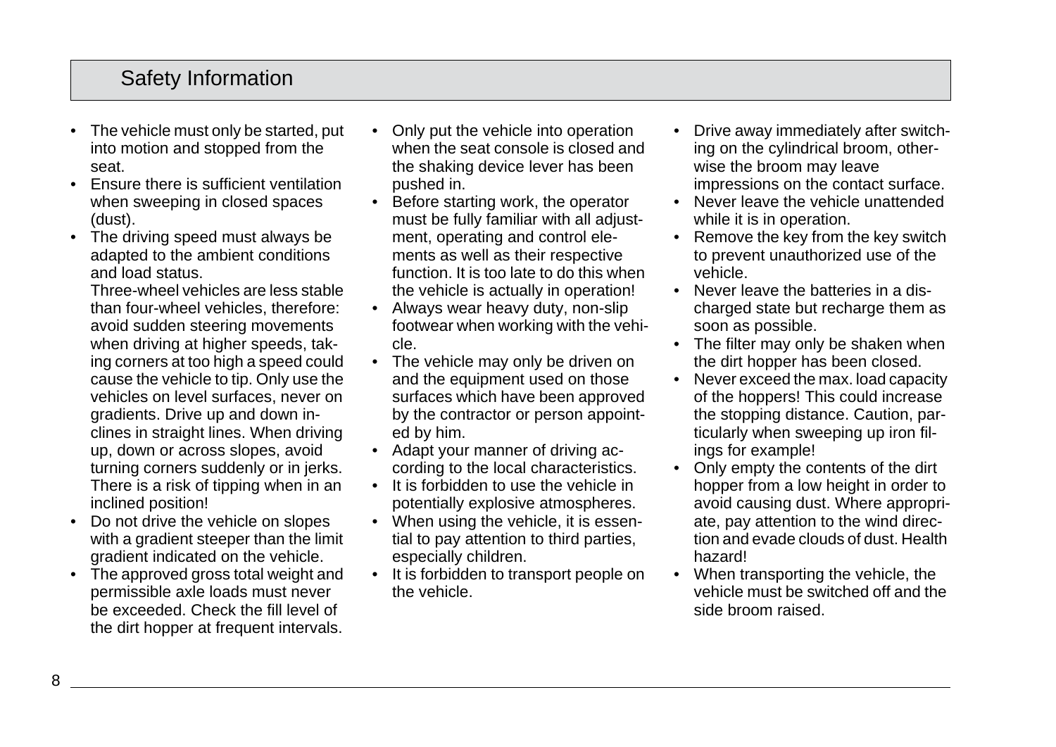# Safety Information

- The vehicle must only be started, put into motion and stopped from the seat.
- Ensure there is sufficient ventilation when sweeping in closed spaces (dust).
- The driving speed must always be adapted to the ambient conditions and load status.
  Three-wheel vehicles are less stable than four-wheel vehicles, therefore: avoid sudden steering movements when driving at higher speeds, taking corners at too high a speed could cause the vehicle to tip. Only use the vehicles on level surfaces, never on gradients. Drive up and down inclines in straight lines. When driving up, down or across slopes, avoid turning corners suddenly or in jerks. There is a risk of tipping when in an inclined position!
- Do not drive the vehicle on slopes with a gradient steeper than the limit gradient indicated on the vehicle.
- The approved gross total weight and permissible axle loads must never be exceeded. Check the fill level of the dirt hopper at frequent intervals.
- Only put the vehicle into operation when the seat console is closed and the shaking device lever has been pushed in.
- Before starting work, the operator must be fully familiar with all adjustment, operating and control elements as well as their respective function. It is too late to do this when the vehicle is actually in operation!
- Always wear heavy duty, non-slip footwear when working with the vehicle.
- The vehicle may only be driven on and the equipment used on those surfaces which have been approved by the contractor or person appointed by him.
- Adapt your manner of driving according to the local characteristics.
- It is forbidden to use the vehicle in potentially explosive atmospheres.
- When using the vehicle, it is essential to pay attention to third parties, especially children.
- It is forbidden to transport people on the vehicle.
- Drive away immediately after switching on the cylindrical broom, otherwise the broom may leave impressions on the contact surface.
- Never leave the vehicle unattended while it is in operation.
- Remove the key from the key switch to prevent unauthorized use of the vehicle.
- Never leave the batteries in a discharged state but recharge them as soon as possible.
- The filter may only be shaken when the dirt hopper has been closed.
- Never exceed the max. load capacity of the hoppers! This could increase the stopping distance. Caution, particularly when sweeping up iron filings for example!
- Only empty the contents of the dirt hopper from a low height in order to avoid causing dust. Where appropriate, pay attention to the wind direction and evade clouds of dust. Health hazard!
- When transporting the vehicle, the vehicle must be switched off and the side broom raised.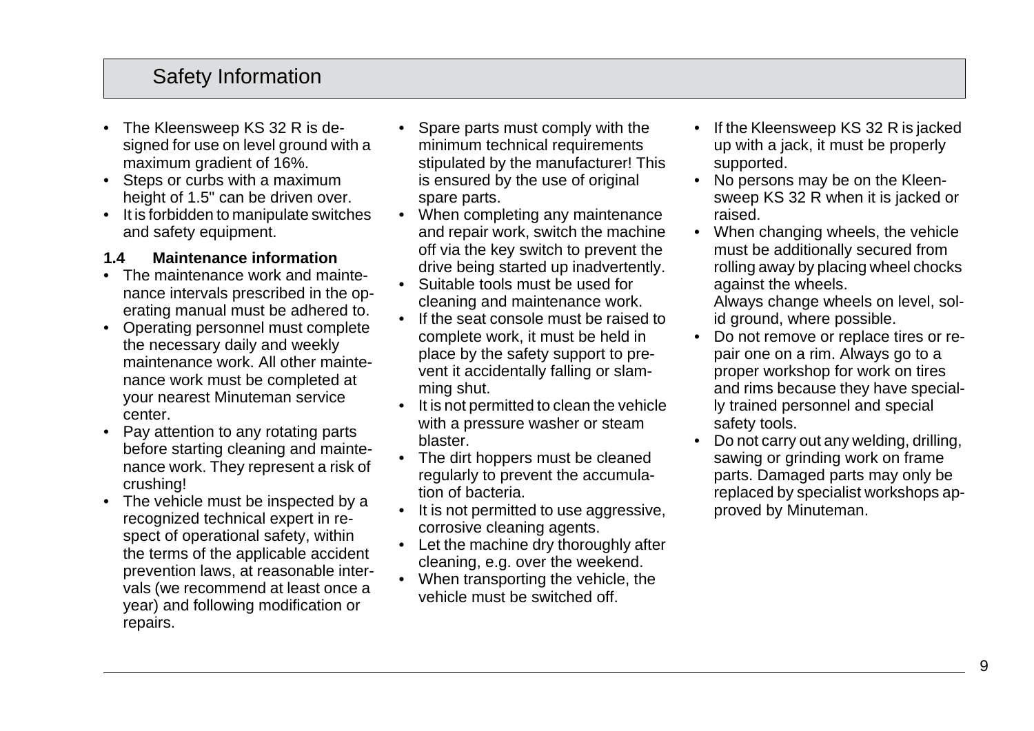# Safety Information

- The Kleensweep KS 32 R is designed for use on level ground with a maximum gradient of 16%.
- Steps or curbs with a maximum height of 1.5" can be driven over.
- It is forbidden to manipulate switches and safety equipment.

## 1.4 Maintenance information

- The maintenance work and maintenance intervals prescribed in the operating manual must be adhered to.
- Operating personnel must complete the necessary daily and weekly maintenance work. All other maintenance work must be completed at your nearest Minuteman service center.
- Pay attention to any rotating parts before starting cleaning and maintenance work. They represent a risk of crushing!
- The vehicle must be inspected by a recognized technical expert in respect of operational safety, within the terms of the applicable accident prevention laws, at reasonable intervals (we recommend at least once a year) and following modification or repairs.
- Spare parts must comply with the minimum technical requirements stipulated by the manufacturer! This is ensured by the use of original spare parts.
- When completing any maintenance and repair work, switch the machine off via the key switch to prevent the drive being started up inadvertently.
- Suitable tools must be used for cleaning and maintenance work.
- If the seat console must be raised to complete work, it must be held in place by the safety support to prevent it accidentally falling or slamming shut.
- It is not permitted to clean the vehicle with a pressure washer or steam blaster.
- The dirt hoppers must be cleaned regularly to prevent the accumulation of bacteria.
- It is not permitted to use aggressive, corrosive cleaning agents.
- Let the machine dry thoroughly after cleaning, e.g. over the weekend.
- When transporting the vehicle, the vehicle must be switched off.
- If the Kleensweep KS 32 R is jacked up with a jack, it must be properly supported.
- No persons may be on the Kleensweep KS 32 R when it is jacked or raised.
- When changing wheels, the vehicle must be additionally secured from rolling away by placing wheel chocks against the wheels.
  Always change wheels on level, solid ground, where possible.
- Do not remove or replace tires or repair one on a rim. Always go to a proper workshop for work on tires and rims because they have specially trained personnel and special safety tools.
- Do not carry out any welding, drilling, sawing or grinding work on frame parts. Damaged parts may only be replaced by specialist workshops approved by Minuteman.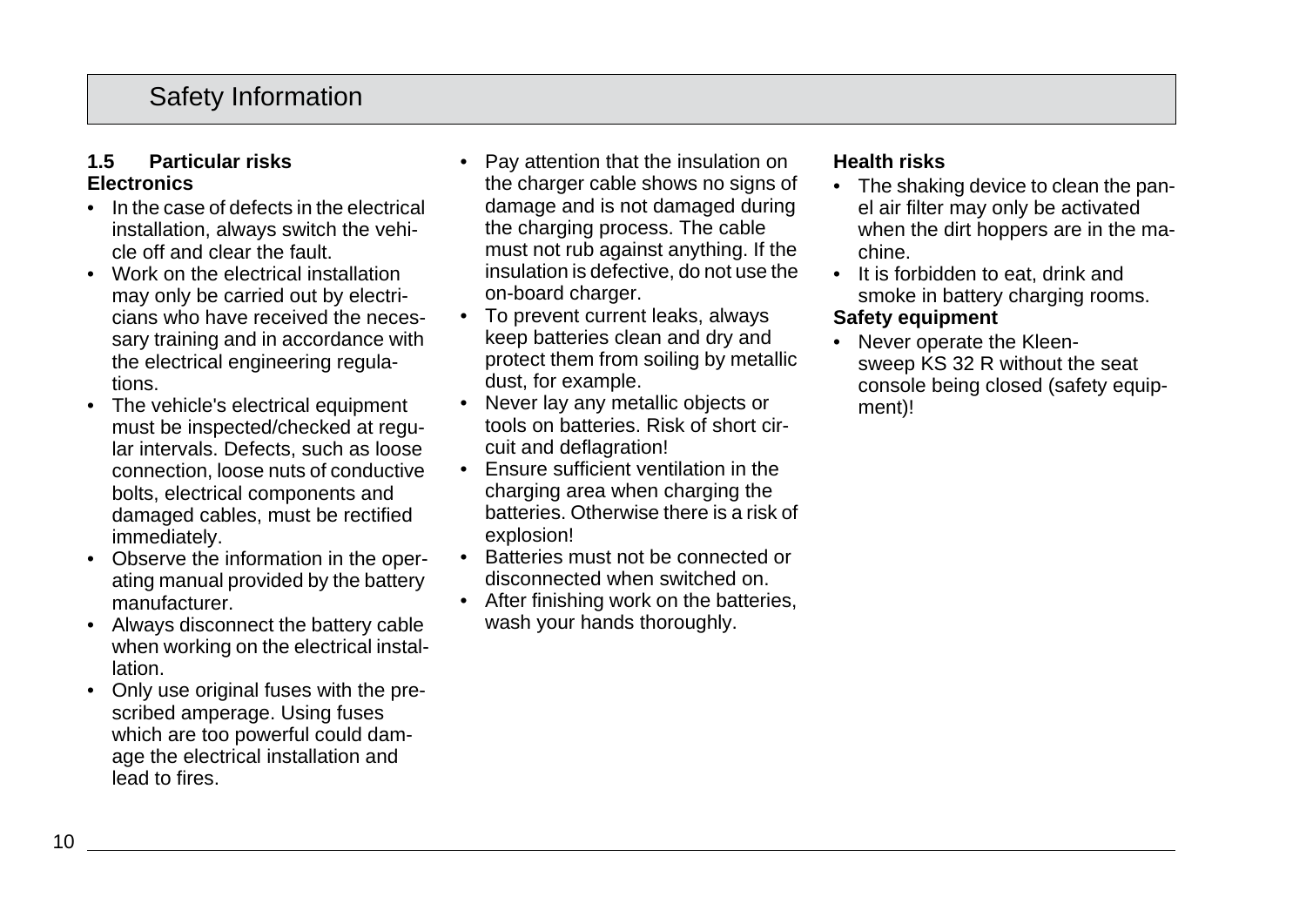### 1.5 Particular risks

**Electronics**

- In the case of defects in the electrical installation, always switch the vehicle off and clear the fault.
- Work on the electrical installation may only be carried out by electricians who have received the necessary training and in accordance with the electrical engineering regulations.
- The vehicle's electrical equipment must be inspected/checked at regular intervals. Defects, such as loose connection, loose nuts of conductive bolts, electrical components and damaged cables, must be rectified immediately.
- Observe the information in the operating manual provided by the battery manufacturer.
- Always disconnect the battery cable when working on the electrical installation.
- Only use original fuses with the prescribed amperage. Using fuses which are too powerful could damage the electrical installation and lead to fires.
- Pay attention that the insulation on the charger cable shows no signs of damage and is not damaged during the charging process. The cable must not rub against anything. If the insulation is defective, do not use the on-board charger.
- To prevent current leaks, always keep batteries clean and dry and protect them from soiling by metallic dust, for example.
- Never lay any metallic objects or tools on batteries. Risk of short circuit and deflagration!
- Ensure sufficient ventilation in the charging area when charging the batteries. Otherwise there is a risk of explosion!
- Batteries must not be connected or disconnected when switched on.
- After finishing work on the batteries, wash your hands thoroughly.

**Health risks**

- The shaking device to clean the panel air filter may only be activated when the dirt hoppers are in the machine.
- It is forbidden to eat, drink and smoke in battery charging rooms.

**Safety equipment**

- Never operate the Kleensweep KS 32 R without the seat console being closed (safety equipment)!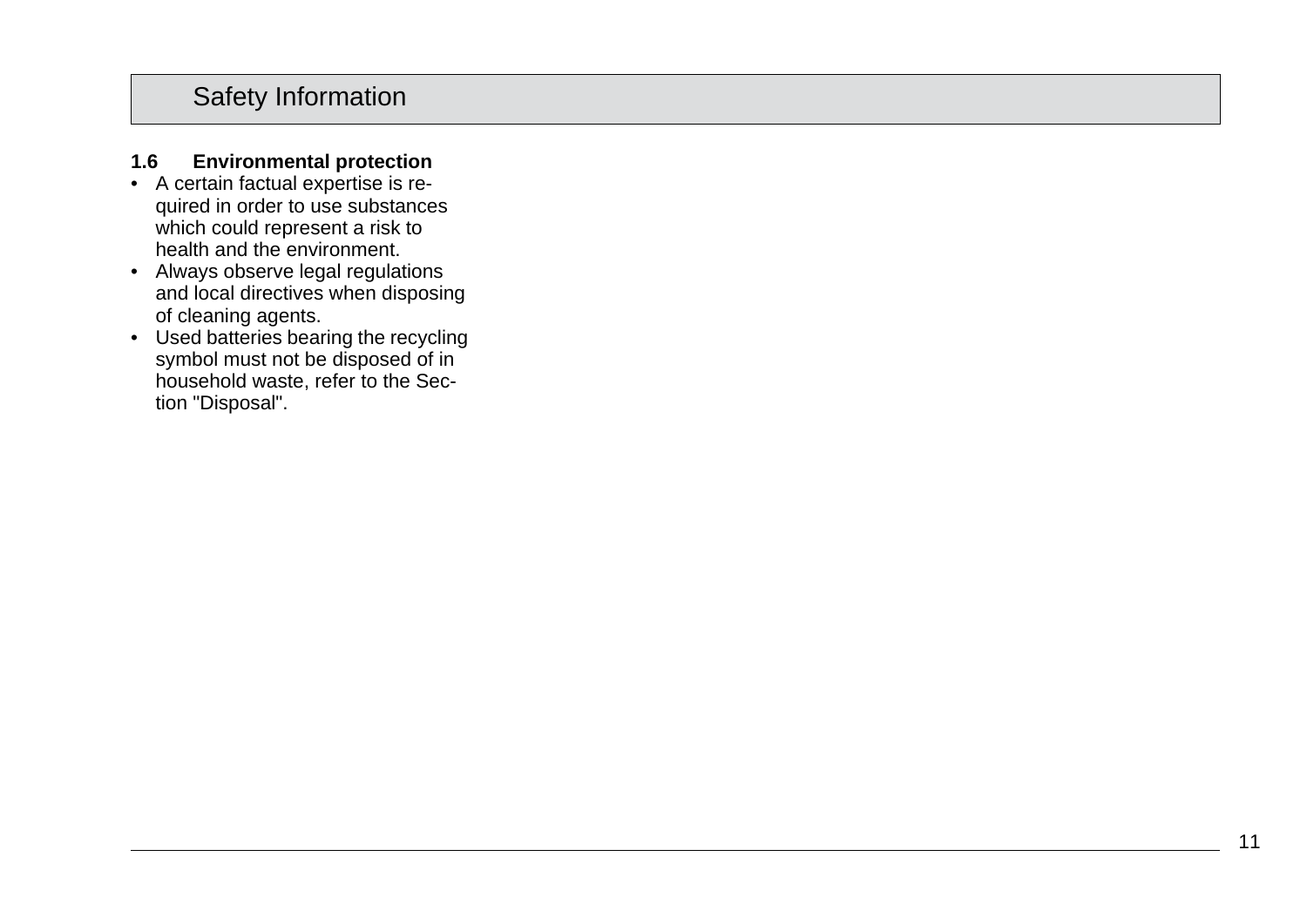### 1.6 Environmental protection

- A certain factual expertise is required in order to use substances which could represent a risk to health and the environment.
- Always observe legal regulations and local directives when disposing of cleaning agents.
- Used batteries bearing the recycling symbol must not be disposed of in household waste, refer to the Section "Disposal".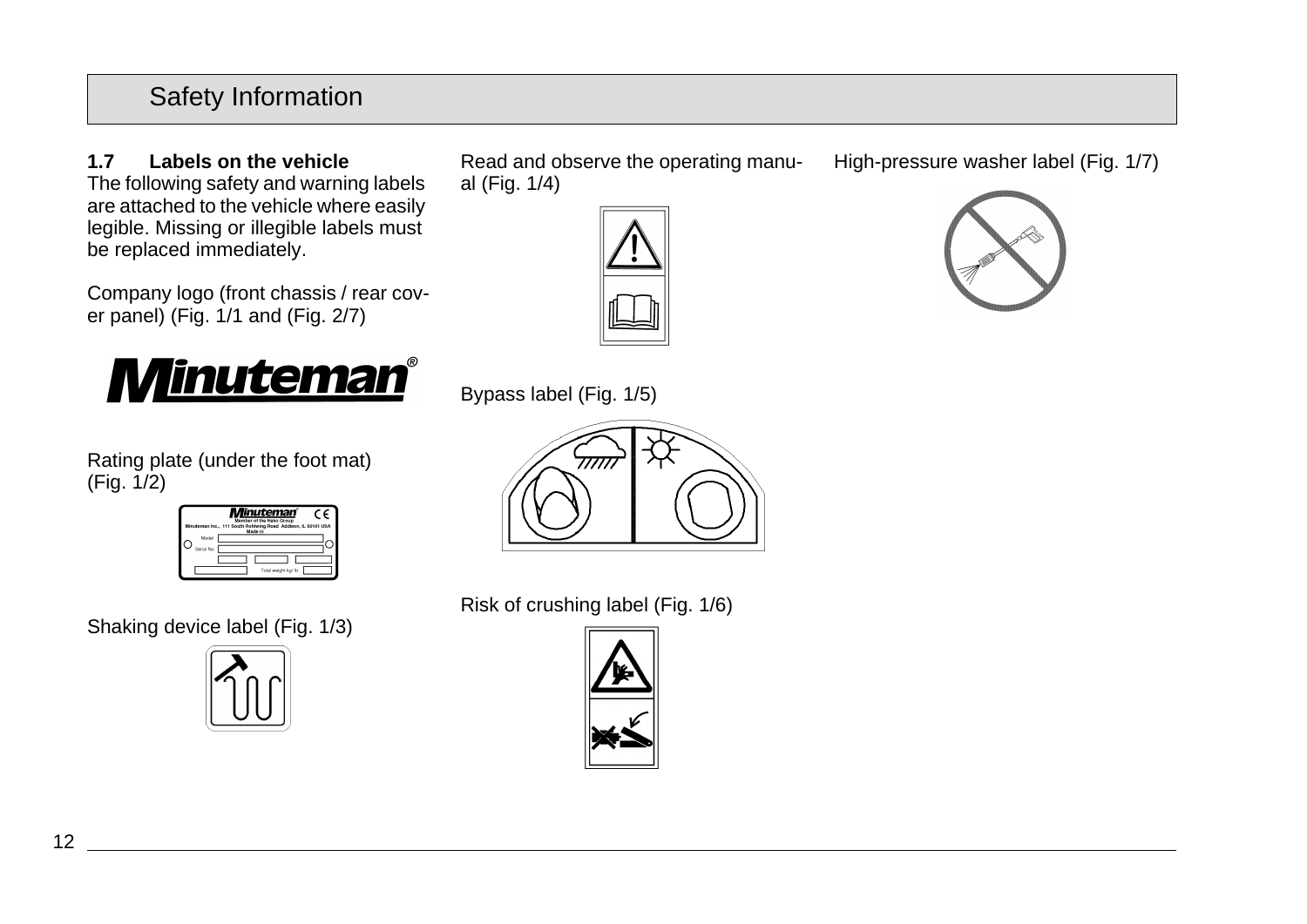### 1.7 Labels on the vehicle

The following safety and warning labels are attached to the vehicle where easily legible. Missing or illegible labels must be replaced immediately.

Company logo (front chassis / rear cover panel) (Fig. 1/1 and (Fig. 2/7)

Rating plate (under the foot mat) (Fig. 1/2)

Shaking device label (Fig. 1/3)

Read and observe the operating manual (Fig. 1/4)

Bypass label (Fig. 1/5)

Risk of crushing label (Fig. 1/6)

High-pressure washer label (Fig. 1/7)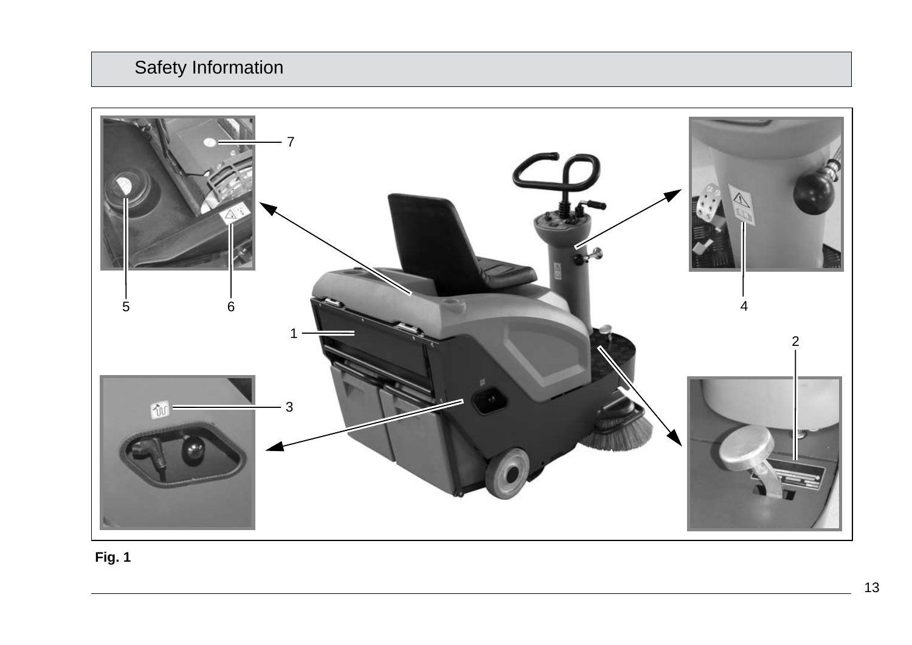## Safety Information

Fig. 1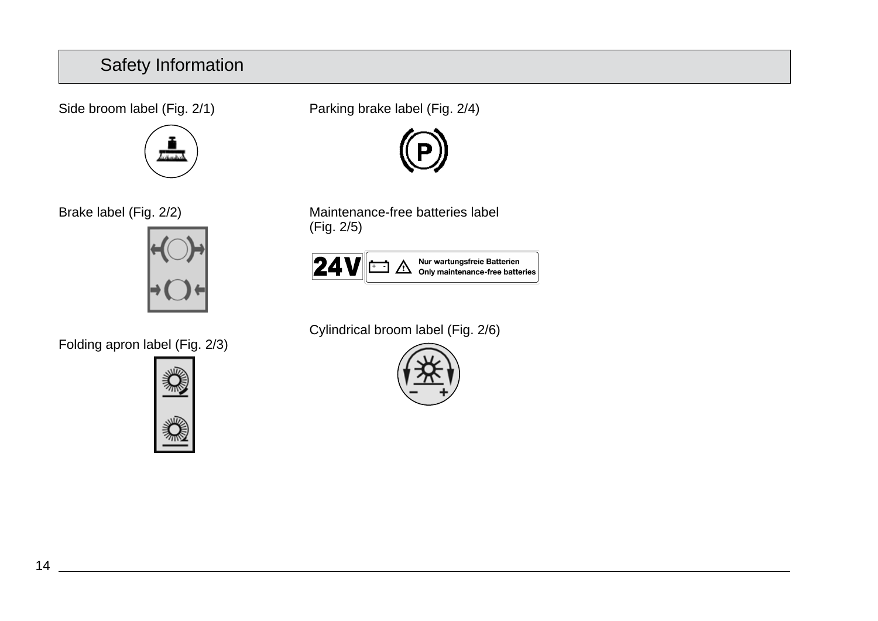## Safety Information

Side broom label (Fig. 2/1)

Brake label (Fig. 2/2)

Folding apron label (Fig. 2/3)

Parking brake label (Fig. 2/4)

Maintenance-free batteries label (Fig. 2/5)

24V Nur wartungsfreie Batterien
Only maintenance-free batteries

Cylindrical broom label (Fig. 2/6)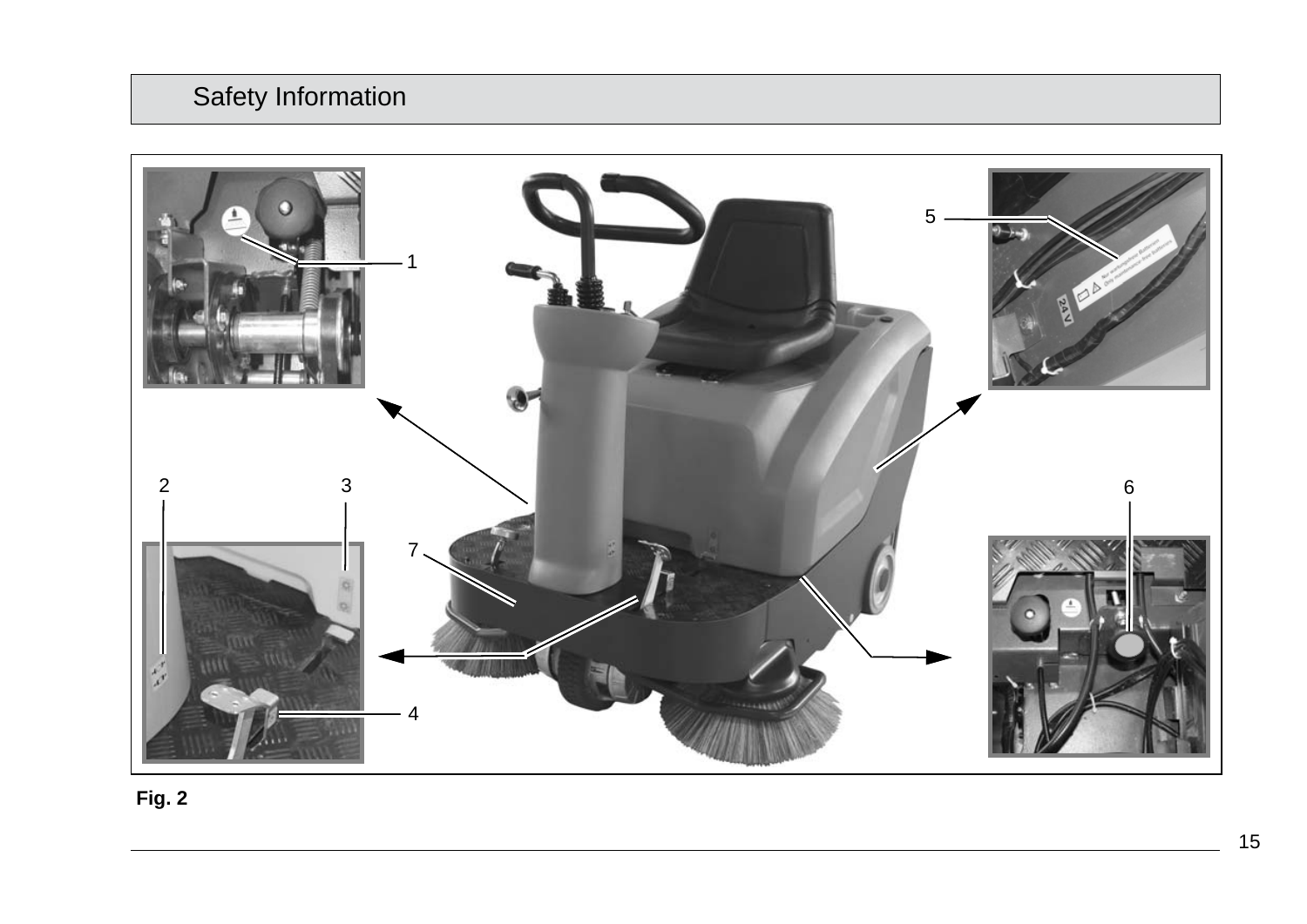## Safety Information

Fig. 2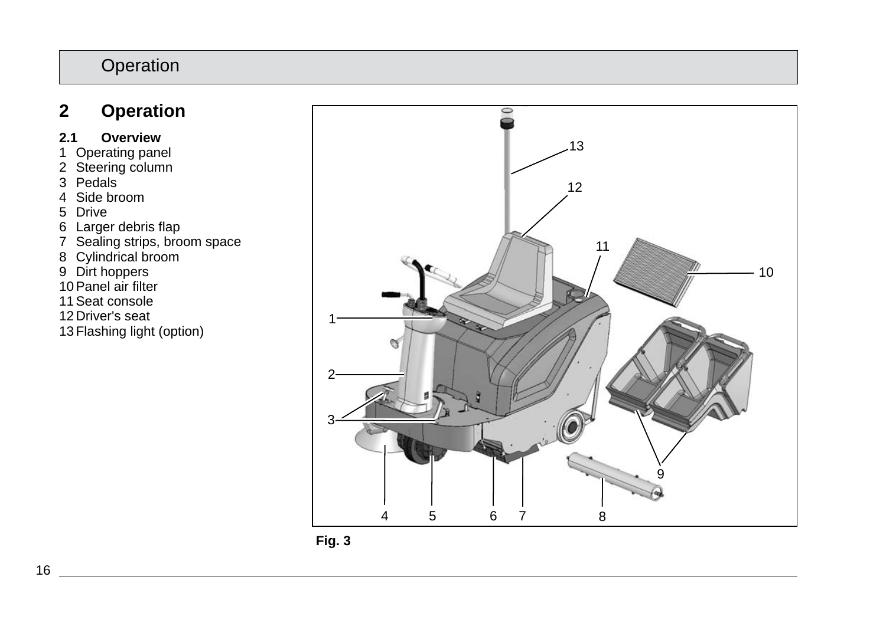# 2 Operation

## 2.1 Overview

1 Operating panel
2 Steering column
3 Pedals
4 Side broom
5 Drive
6 Larger debris flap
7 Sealing strips, broom space
8 Cylindrical broom
9 Dirt hoppers
10 Panel air filter
11 Seat console
12 Driver's seat
13 Flashing light (option)

Fig. 3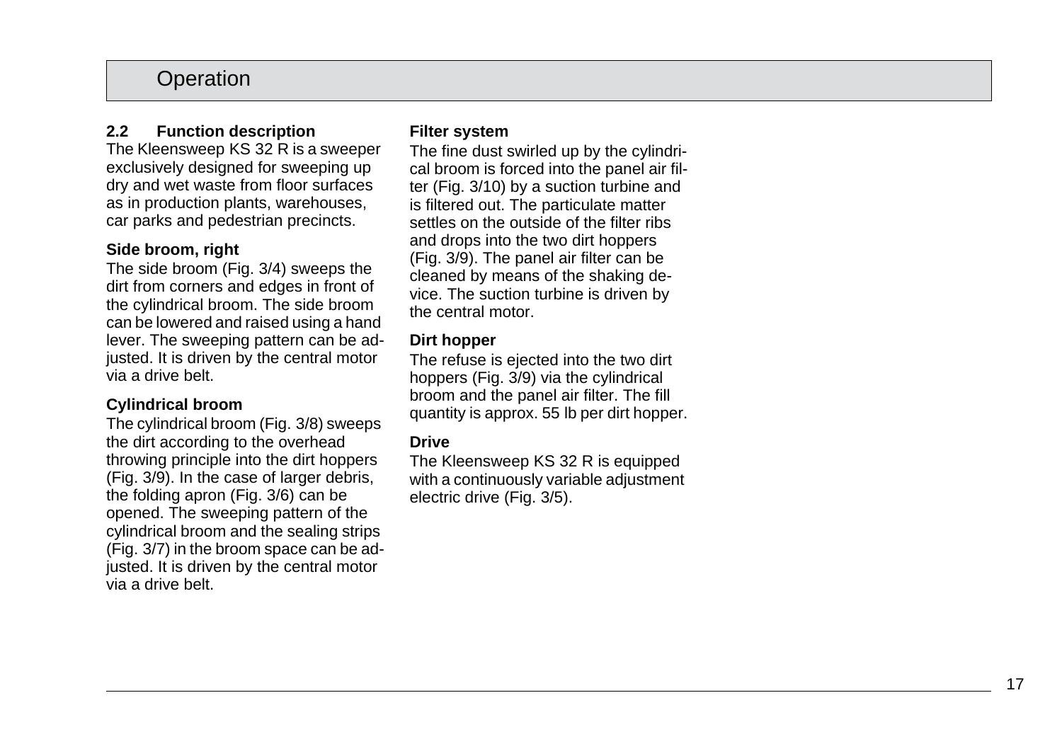## 2.2 Function description

The Kleensweep KS 32 R is a sweeper exclusively designed for sweeping up dry and wet waste from floor surfaces as in production plants, warehouses, car parks and pedestrian precincts.

### Side broom, right

The side broom (Fig. 3/4) sweeps the dirt from corners and edges in front of the cylindrical broom. The side broom can be lowered and raised using a hand lever. The sweeping pattern can be adjusted. It is driven by the central motor via a drive belt.

### Cylindrical broom

The cylindrical broom (Fig. 3/8) sweeps the dirt according to the overhead throwing principle into the dirt hoppers (Fig. 3/9). In the case of larger debris, the folding apron (Fig. 3/6) can be opened. The sweeping pattern of the cylindrical broom and the sealing strips (Fig. 3/7) in the broom space can be adjusted. It is driven by the central motor via a drive belt.

### Filter system

The fine dust swirled up by the cylindrical broom is forced into the panel air filter (Fig. 3/10) by a suction turbine and is filtered out. The particulate matter settles on the outside of the filter ribs and drops into the two dirt hoppers (Fig. 3/9). The panel air filter can be cleaned by means of the shaking device. The suction turbine is driven by the central motor.

### Dirt hopper

The refuse is ejected into the two dirt hoppers (Fig. 3/9) via the cylindrical broom and the panel air filter. The fill quantity is approx. 55 lb per dirt hopper.

### Drive

The Kleensweep KS 32 R is equipped with a continuously variable adjustment electric drive (Fig. 3/5).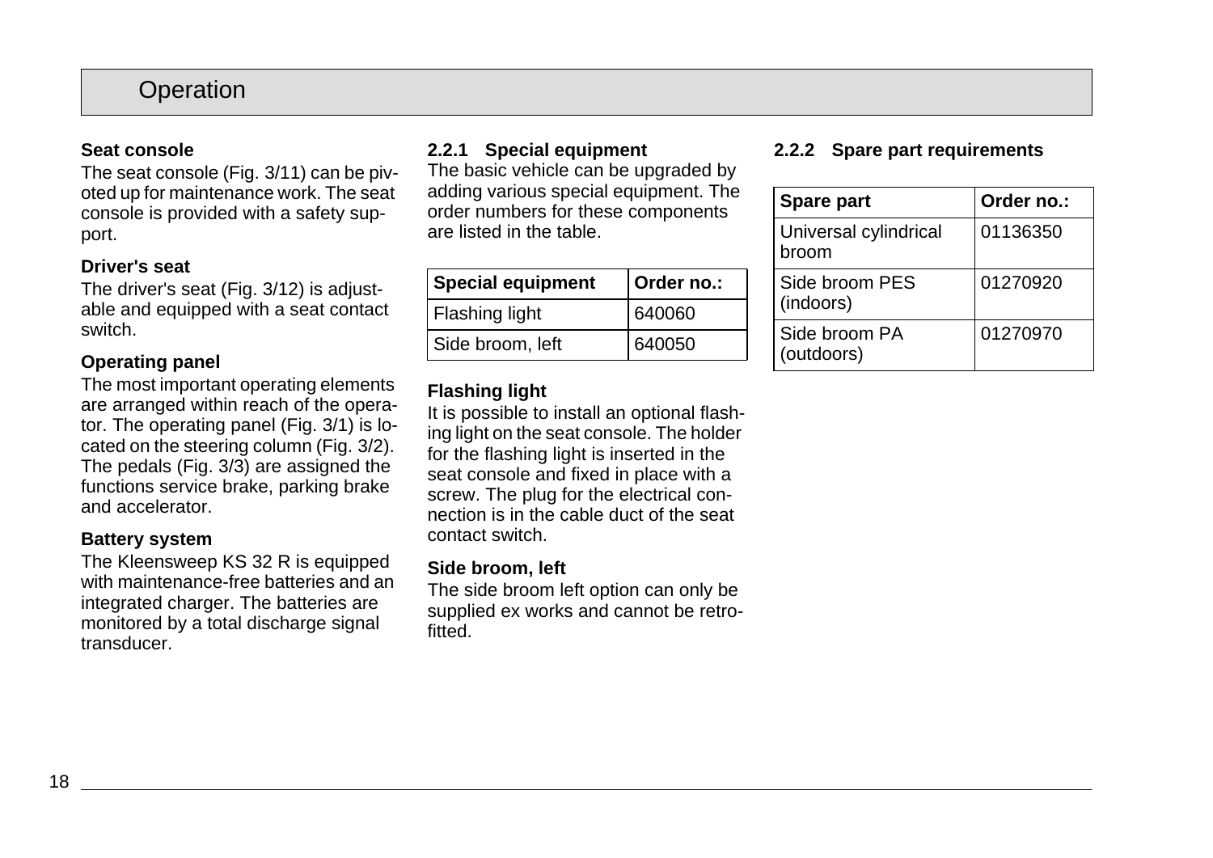# Operation

#### Seat console

The seat console (Fig. 3/11) can be pivoted up for maintenance work. The seat console is provided with a safety support.

#### Driver's seat

The driver's seat (Fig. 3/12) is adjustable and equipped with a seat contact switch.

#### Operating panel

The most important operating elements are arranged within reach of the operator. The operating panel (Fig. 3/1) is located on the steering column (Fig. 3/2). The pedals (Fig. 3/3) are assigned the functions service brake, parking brake and accelerator.

#### Battery system

The Kleensweep KS 32 R is equipped with maintenance-free batteries and an integrated charger. The batteries are monitored by a total discharge signal transducer.

### 2.2.1 Special equipment

The basic vehicle can be upgraded by adding various special equipment. The order numbers for these components are listed in the table.

| Special equipment | Order no.: |
| --- | --- |
| Flashing light | 640060 |
| Side broom, left | 640050 |

#### Flashing light

It is possible to install an optional flashing light on the seat console. The holder for the flashing light is inserted in the seat console and fixed in place with a screw. The plug for the electrical connection is in the cable duct of the seat contact switch.

#### Side broom, left

The side broom left option can only be supplied ex works and cannot be retrofitted.

### 2.2.2 Spare part requirements

| Spare part | Order no.: |
| --- | --- |
| Universal cylindrical broom | 01136350 |
| Side broom PES (indoors) | 01270920 |
| Side broom PA (outdoors) | 01270970 |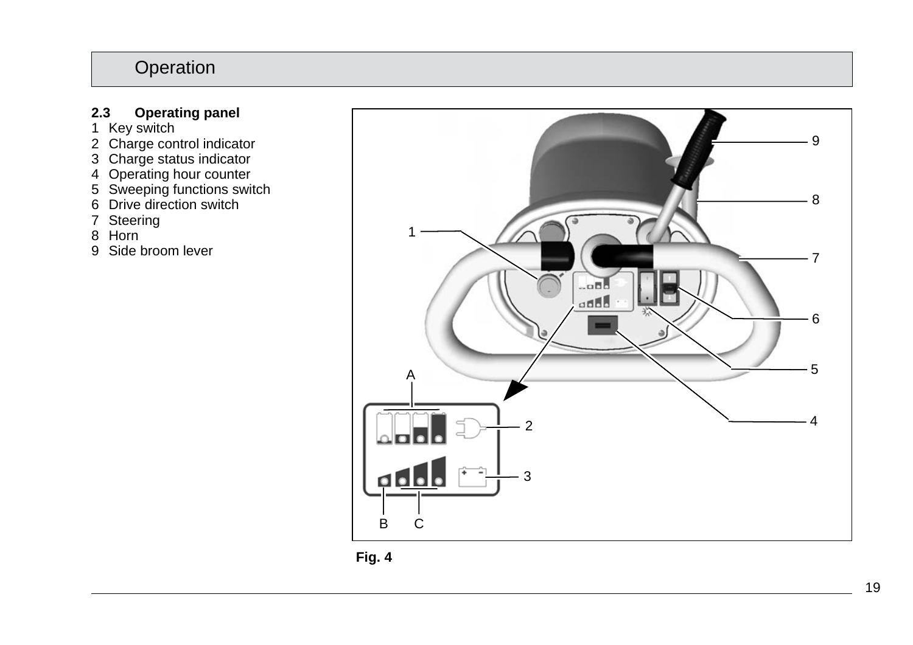## 2.3 Operating panel

1 Key switch
2 Charge control indicator
3 Charge status indicator
4 Operating hour counter
5 Sweeping functions switch
6 Drive direction switch
7 Steering
8 Horn
9 Side broom lever

**Fig. 4**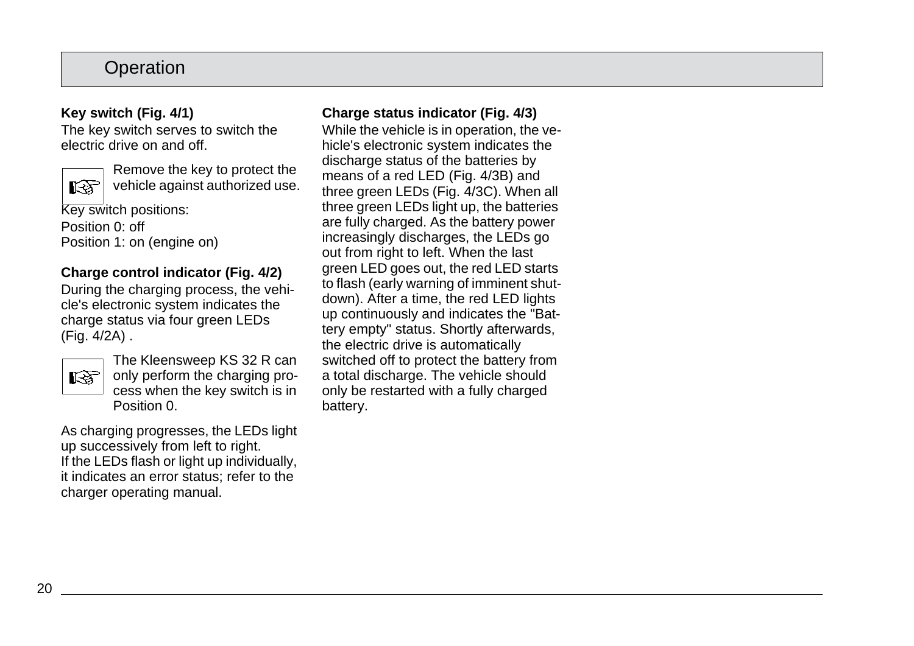# Operation

**Key switch (Fig. 4/1)**

The key switch serves to switch the electric drive on and off.

☞ Remove the key to protect the vehicle against authorized use.

Key switch positions:

Position 0: off
Position 1: on (engine on)

**Charge control indicator (Fig. 4/2)**

During the charging process, the vehicle's electronic system indicates the charge status via four green LEDs (Fig. 4/2A) .

☞ The Kleensweep KS 32 R can only perform the charging process when the key switch is in Position 0.

As charging progresses, the LEDs light up successively from left to right.
If the LEDs flash or light up individually, it indicates an error status; refer to the charger operating manual.

**Charge status indicator (Fig. 4/3)**

While the vehicle is in operation, the vehicle's electronic system indicates the discharge status of the batteries by means of a red LED (Fig. 4/3B) and three green LEDs (Fig. 4/3C). When all three green LEDs light up, the batteries are fully charged. As the battery power increasingly discharges, the LEDs go out from right to left. When the last green LED goes out, the red LED starts to flash (early warning of imminent shutdown). After a time, the red LED lights up continuously and indicates the "Battery empty" status. Shortly afterwards, the electric drive is automatically switched off to protect the battery from a total discharge. The vehicle should only be restarted with a fully charged battery.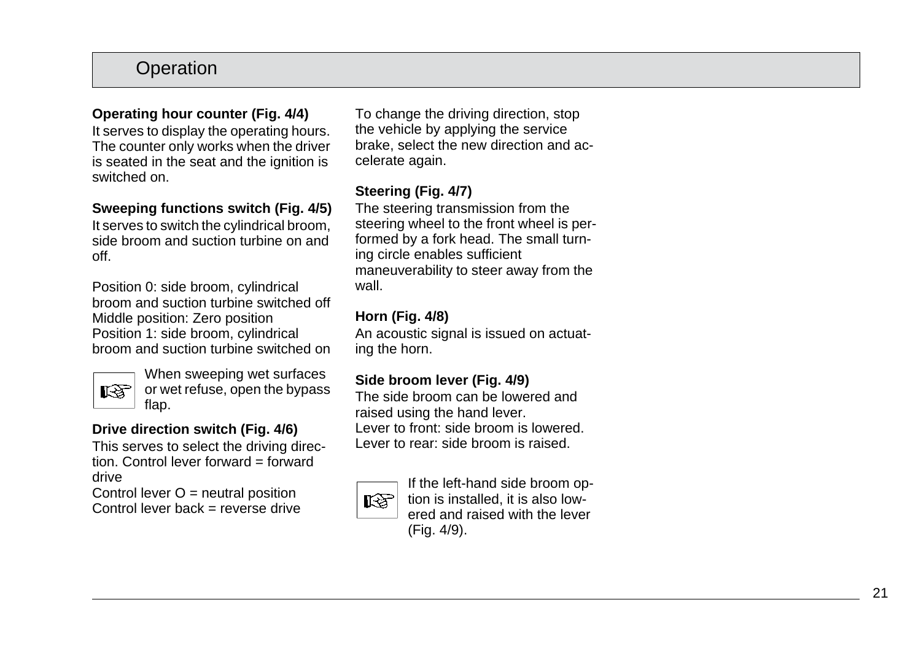## Operation

**Operating hour counter (Fig. 4/4)**

It serves to display the operating hours. The counter only works when the driver is seated in the seat and the ignition is switched on.

**Sweeping functions switch (Fig. 4/5)**

It serves to switch the cylindrical broom, side broom and suction turbine on and off.

Position 0: side broom, cylindrical broom and suction turbine switched off
Middle position: Zero position
Position 1: side broom, cylindrical broom and suction turbine switched on

☞ When sweeping wet surfaces or wet refuse, open the bypass flap.

**Drive direction switch (Fig. 4/6)**

This serves to select the driving direction. Control lever forward = forward drive
Control lever O = neutral position
Control lever back = reverse drive

To change the driving direction, stop the vehicle by applying the service brake, select the new direction and accelerate again.

**Steering (Fig. 4/7)**

The steering transmission from the steering wheel to the front wheel is performed by a fork head. The small turning circle enables sufficient maneuverability to steer away from the wall.

**Horn (Fig. 4/8)**

An acoustic signal is issued on actuating the horn.

**Side broom lever (Fig. 4/9)**

The side broom can be lowered and raised using the hand lever.
Lever to front: side broom is lowered.
Lever to rear: side broom is raised.

☞ If the left-hand side broom option is installed, it is also lowered and raised with the lever (Fig. 4/9).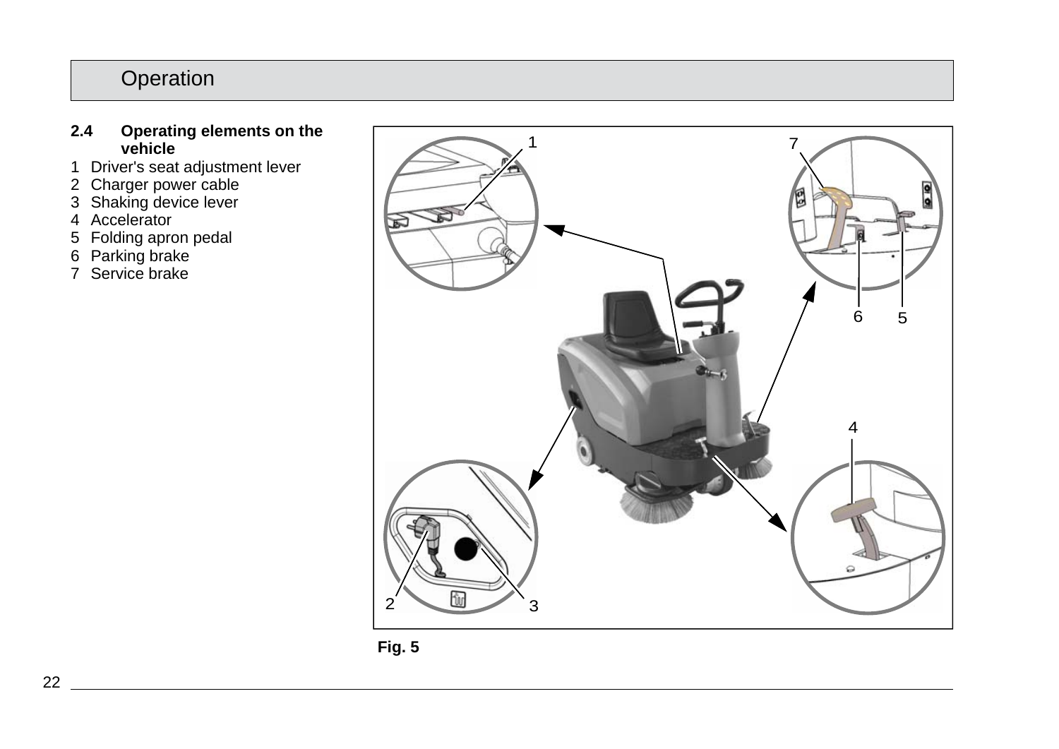## 2.4 Operating elements on the vehicle

1 Driver's seat adjustment lever
2 Charger power cable
3 Shaking device lever
4 Accelerator
5 Folding apron pedal
6 Parking brake
7 Service brake

**Fig. 5**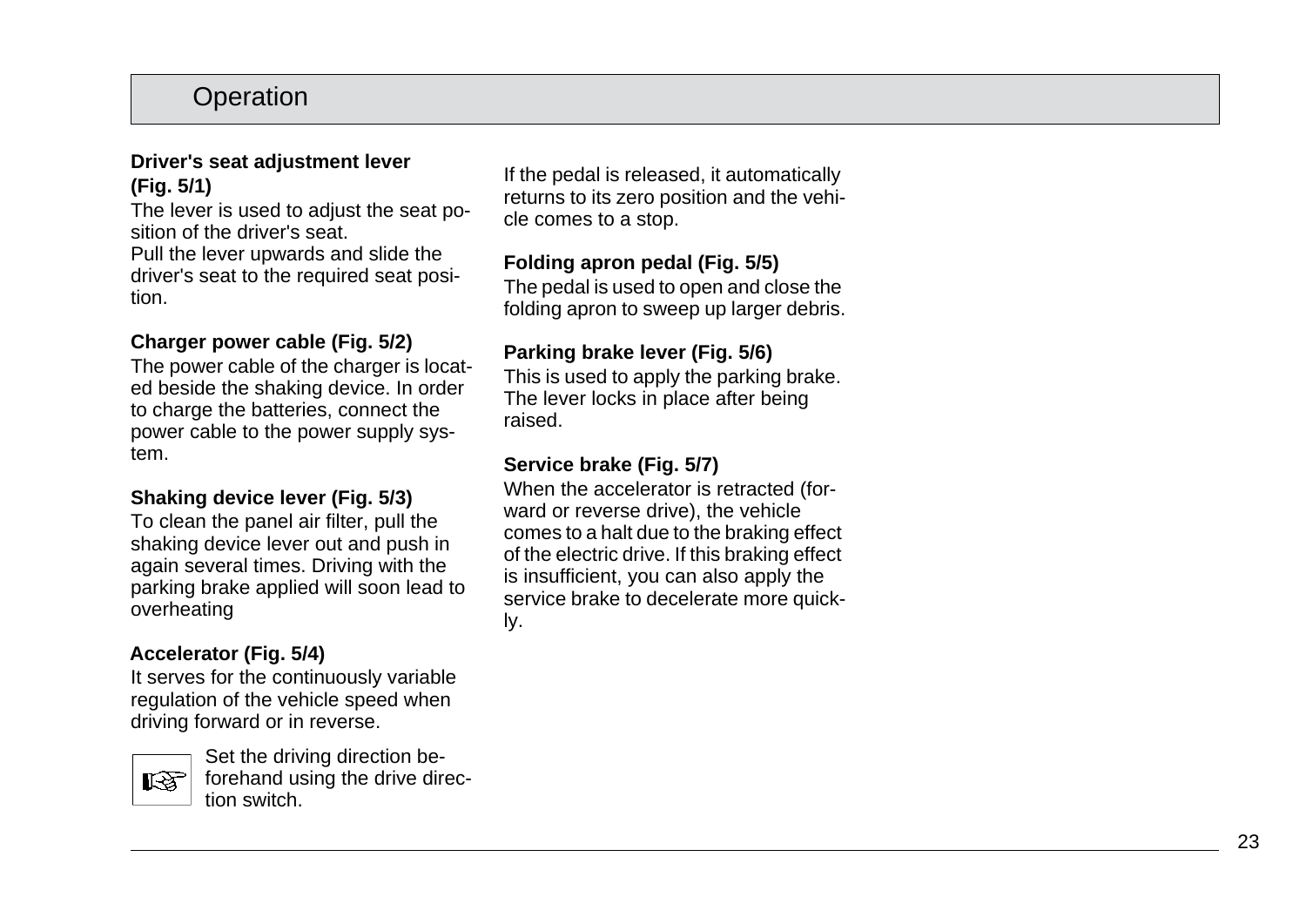# Operation

### Driver's seat adjustment lever (Fig. 5/1)

The lever is used to adjust the seat position of the driver's seat.
Pull the lever upwards and slide the driver's seat to the required seat position.

### Charger power cable (Fig. 5/2)

The power cable of the charger is located beside the shaking device. In order to charge the batteries, connect the power cable to the power supply system.

### Shaking device lever (Fig. 5/3)

To clean the panel air filter, pull the shaking device lever out and push in again several times. Driving with the parking brake applied will soon lead to overheating

### Accelerator (Fig. 5/4)

It serves for the continuously variable regulation of the vehicle speed when driving forward or in reverse.

☞ Set the driving direction beforehand using the drive direction switch.

If the pedal is released, it automatically returns to its zero position and the vehicle comes to a stop.

### Folding apron pedal (Fig. 5/5)

The pedal is used to open and close the folding apron to sweep up larger debris.

### Parking brake lever (Fig. 5/6)

This is used to apply the parking brake. The lever locks in place after being raised.

### Service brake (Fig. 5/7)

When the accelerator is retracted (forward or reverse drive), the vehicle comes to a halt due to the braking effect of the electric drive. If this braking effect is insufficient, you can also apply the service brake to decelerate more quickly.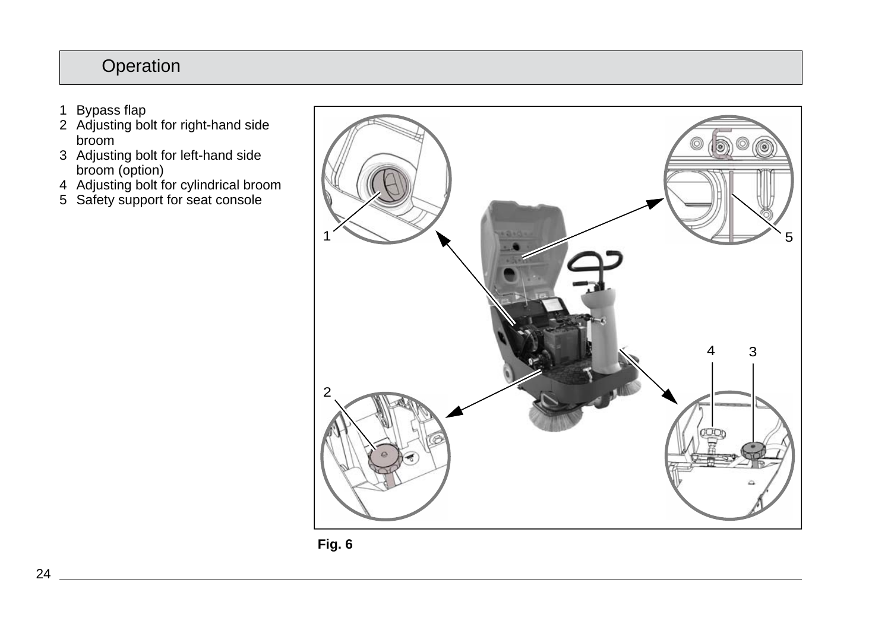# Operation

1 Bypass flap
2 Adjusting bolt for right-hand side broom
3 Adjusting bolt for left-hand side broom (option)
4 Adjusting bolt for cylindrical broom
5 Safety support for seat console

**Fig. 6**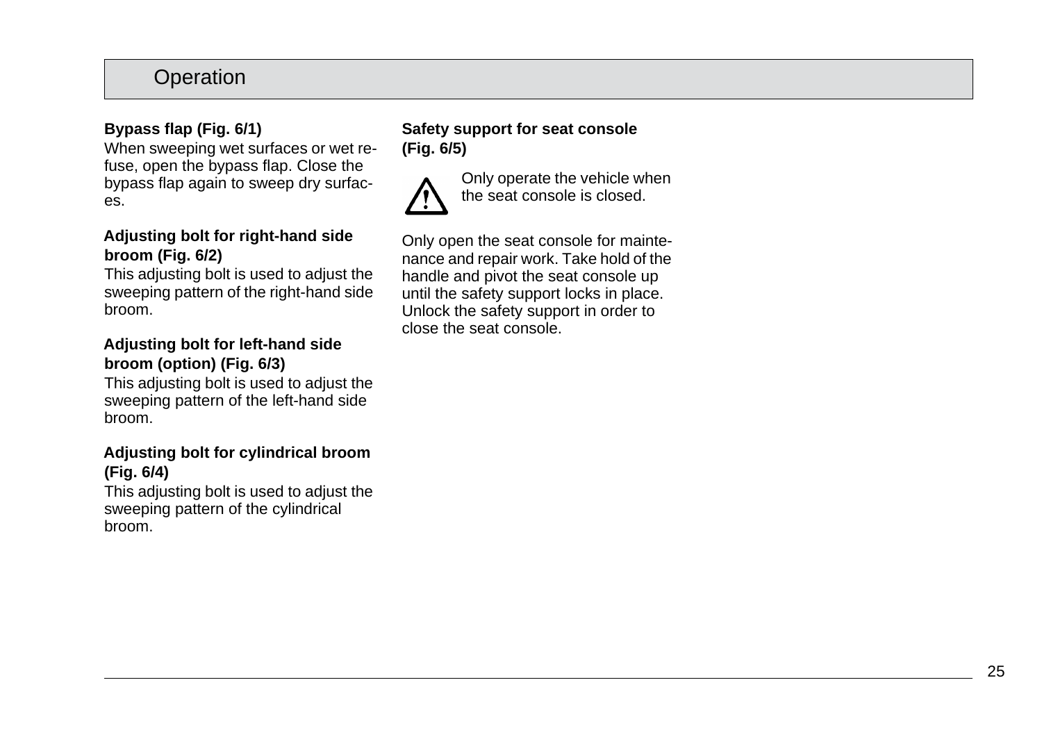# Operation

**Bypass flap (Fig. 6/1)**

When sweeping wet surfaces or wet refuse, open the bypass flap. Close the bypass flap again to sweep dry surfaces.

**Adjusting bolt for right-hand side broom (Fig. 6/2)**

This adjusting bolt is used to adjust the sweeping pattern of the right-hand side broom.

**Adjusting bolt for left-hand side broom (option) (Fig. 6/3)**

This adjusting bolt is used to adjust the sweeping pattern of the left-hand side broom.

**Adjusting bolt for cylindrical broom (Fig. 6/4)**

This adjusting bolt is used to adjust the sweeping pattern of the cylindrical broom.

**Safety support for seat console (Fig. 6/5)**

⚠ Only operate the vehicle when the seat console is closed.

Only open the seat console for maintenance and repair work. Take hold of the handle and pivot the seat console up until the safety support locks in place. Unlock the safety support in order to close the seat console.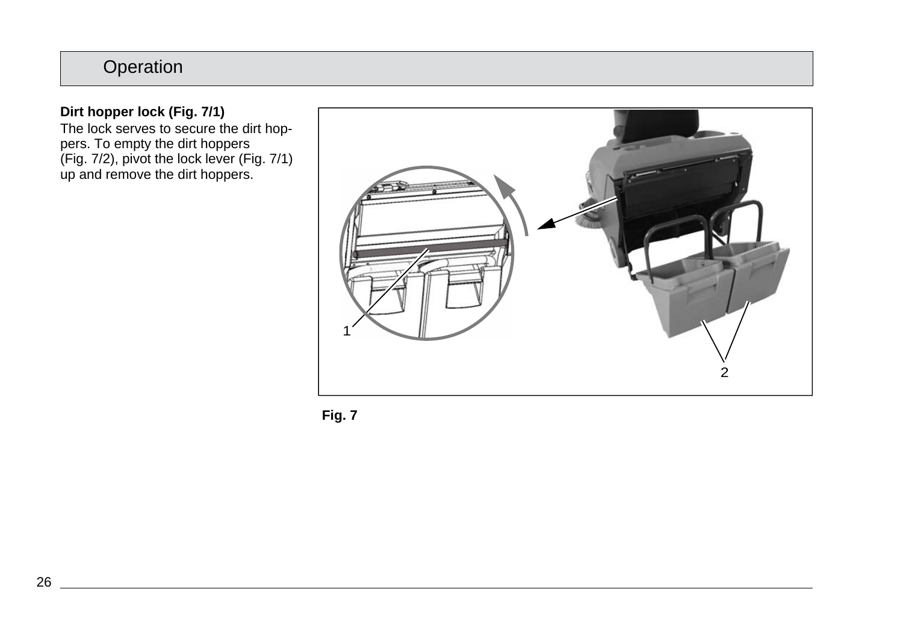# Operation

**Dirt hopper lock (Fig. 7/1)**

The lock serves to secure the dirt hoppers. To empty the dirt hoppers (Fig. 7/2), pivot the lock lever (Fig. 7/1) up and remove the dirt hoppers.

**Fig. 7**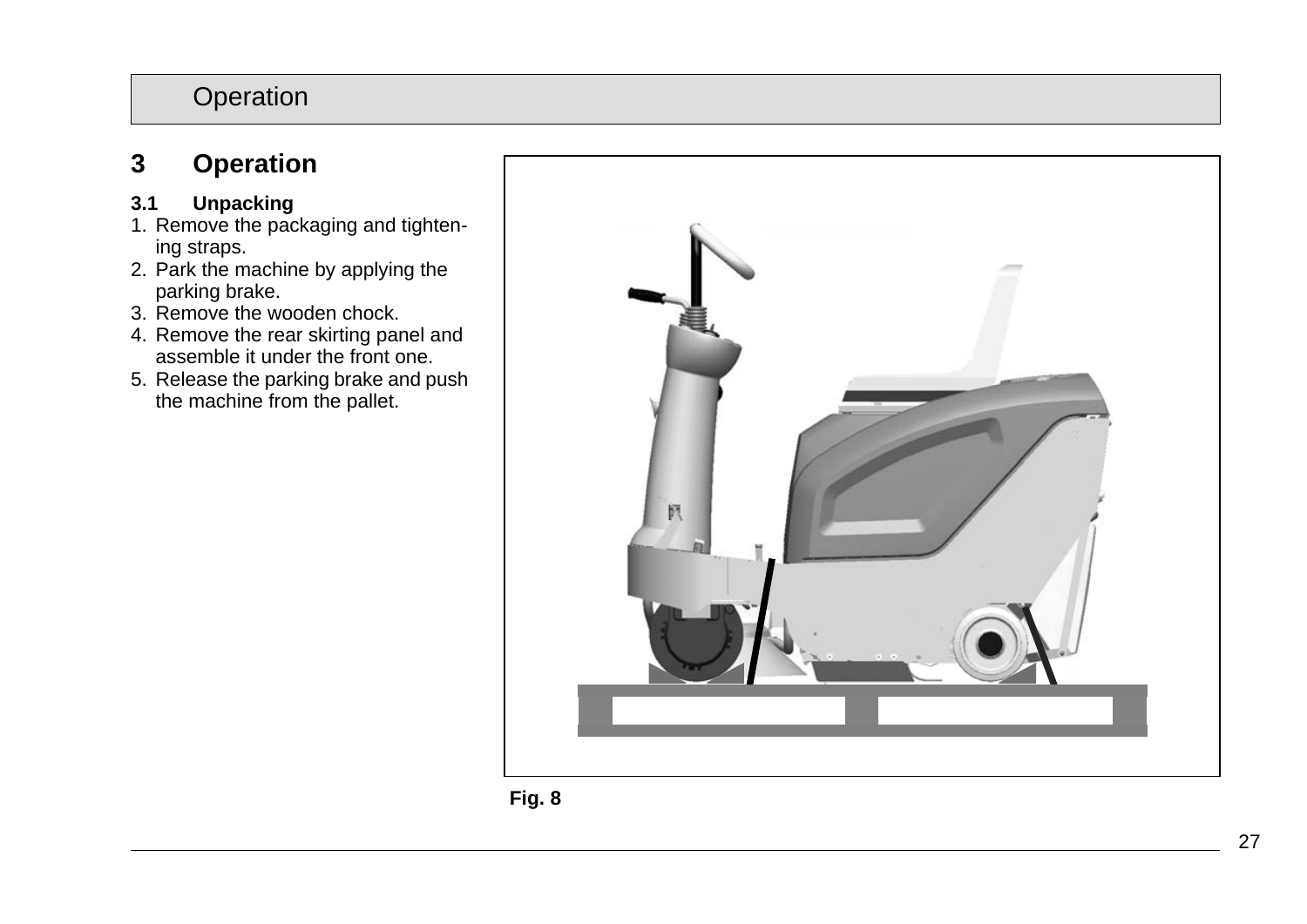# 3 Operation

## 3.1 Unpacking

1. Remove the packaging and tightening straps.
2. Park the machine by applying the parking brake.
3. Remove the wooden chock.
4. Remove the rear skirting panel and assemble it under the front one.
5. Release the parking brake and push the machine from the pallet.

**Fig. 8**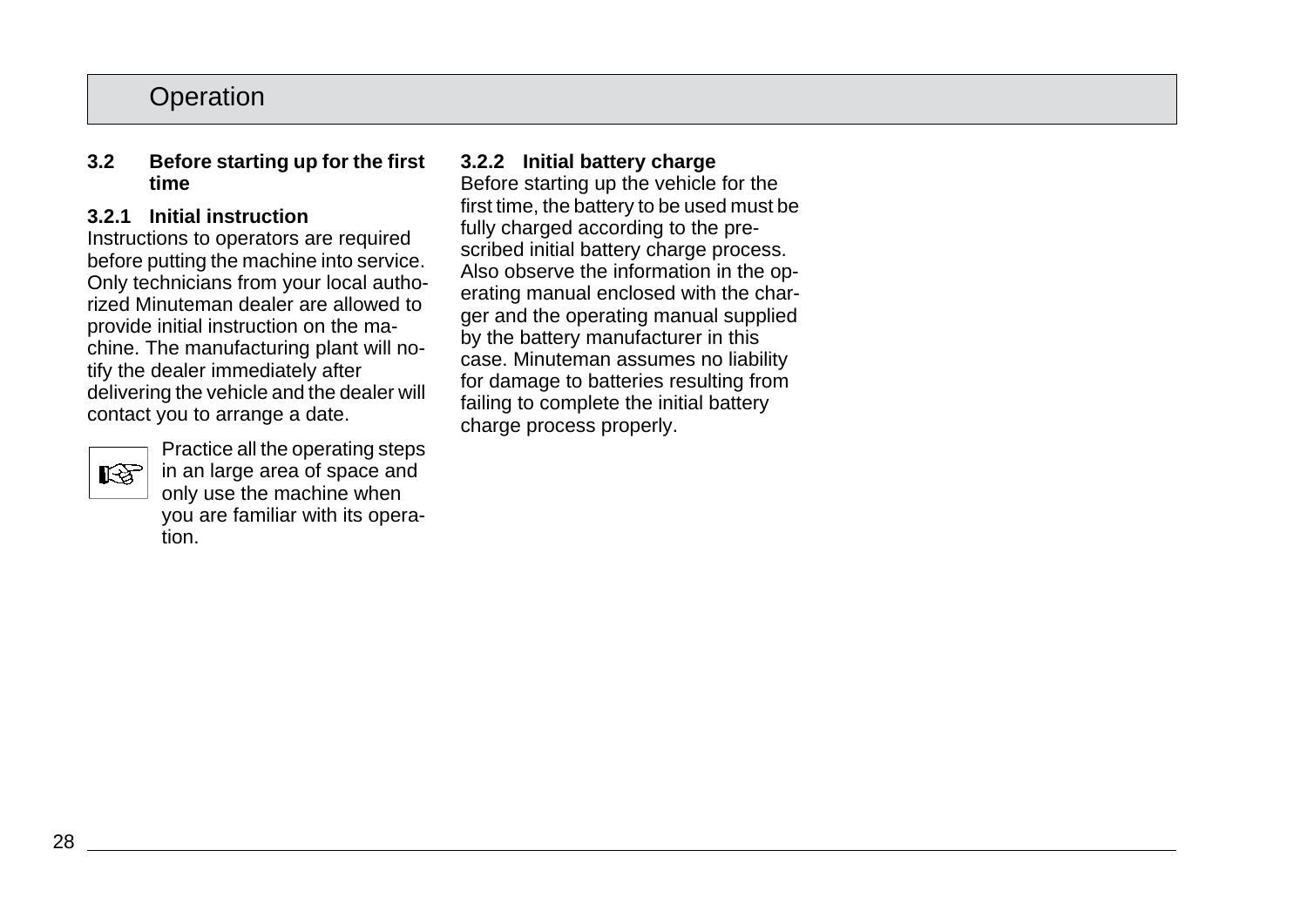## 3.2 Before starting up for the first time

### 3.2.1 Initial instruction

Instructions to operators are required before putting the machine into service. Only technicians from your local authorized Minuteman dealer are allowed to provide initial instruction on the machine. The manufacturing plant will notify the dealer immediately after delivering the vehicle and the dealer will contact you to arrange a date.

☞ Practice all the operating steps in an large area of space and only use the machine when you are familiar with its operation.

### 3.2.2 Initial battery charge

Before starting up the vehicle for the first time, the battery to be used must be fully charged according to the prescribed initial battery charge process. Also observe the information in the operating manual enclosed with the charger and the operating manual supplied by the battery manufacturer in this case. Minuteman assumes no liability for damage to batteries resulting from failing to complete the initial battery charge process properly.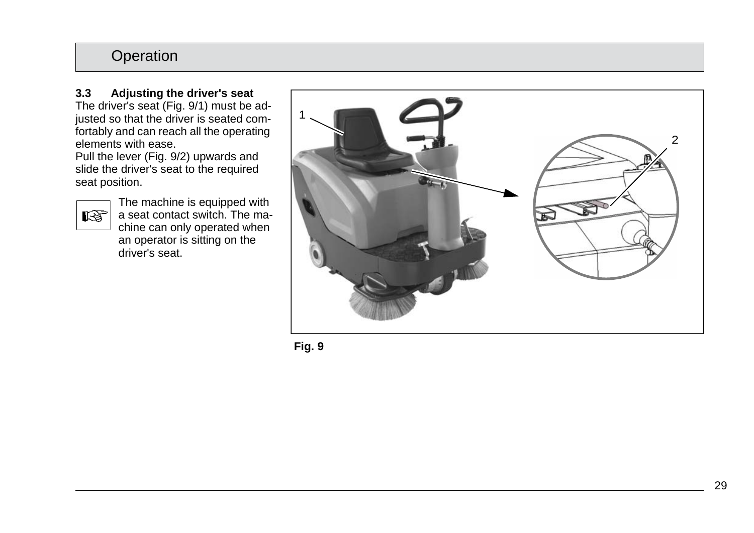### 3.3 Adjusting the driver's seat

The driver's seat (Fig. 9/1) must be adjusted so that the driver is seated comfortably and can reach all the operating elements with ease.

Pull the lever (Fig. 9/2) upwards and slide the driver's seat to the required seat position.

☞ The machine is equipped with a seat contact switch. The machine can only operated when an operator is sitting on the driver's seat.

**Fig. 9**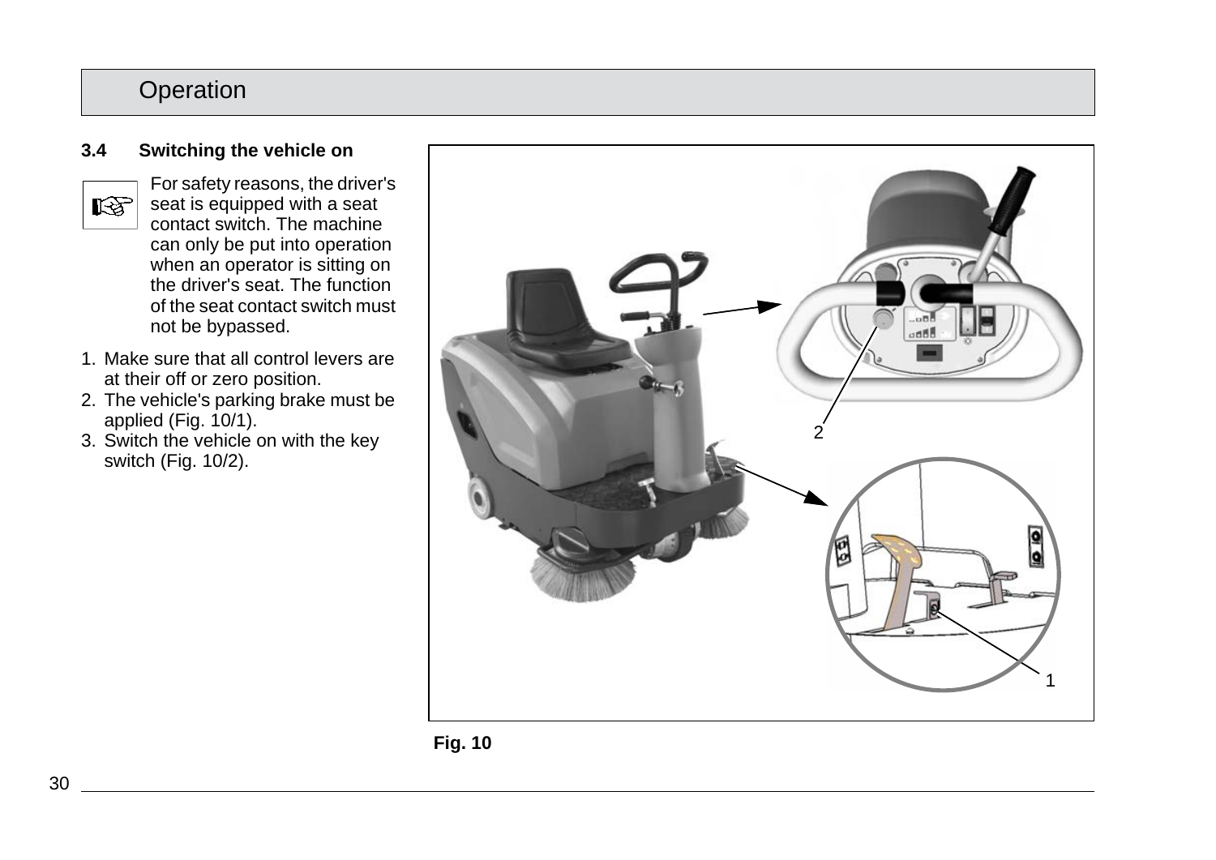### 3.4 Switching the vehicle on

☞ For safety reasons, the driver's seat is equipped with a seat contact switch. The machine can only be put into operation when an operator is sitting on the driver's seat. The function of the seat contact switch must not be bypassed.

1. Make sure that all control levers are at their off or zero position.
2. The vehicle's parking brake must be applied (Fig. 10/1).
3. Switch the vehicle on with the key switch (Fig. 10/2).

**Fig. 10**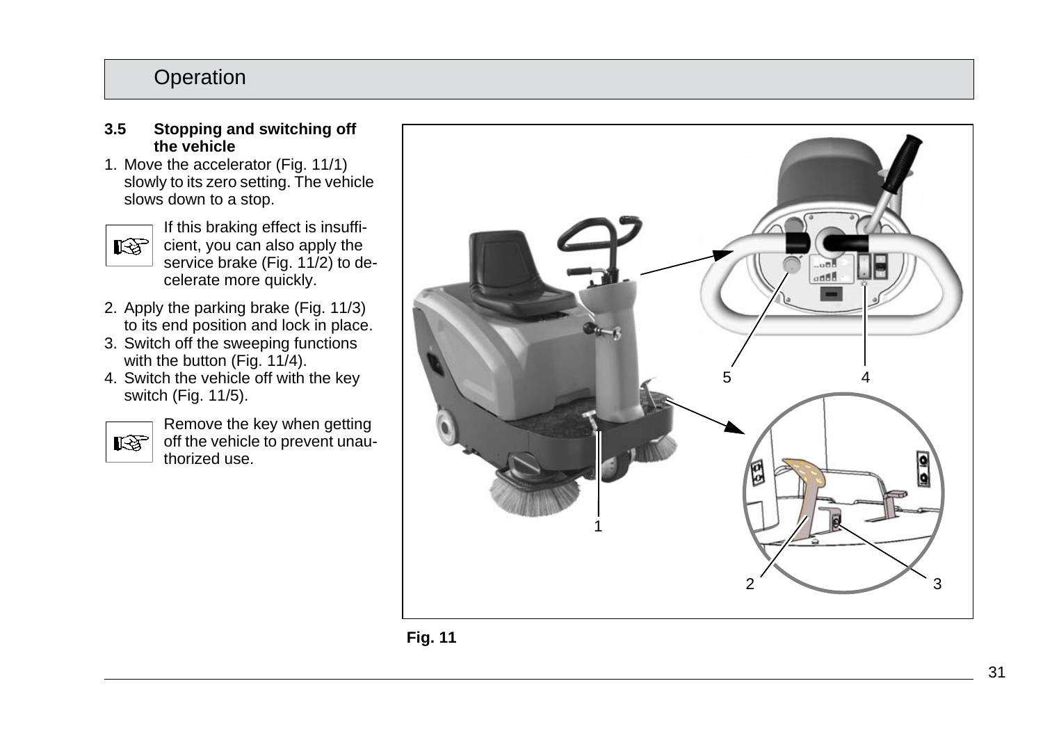### 3.5 Stopping and switching off the vehicle

1. Move the accelerator (Fig. 11/1) slowly to its zero setting. The vehicle slows down to a stop.

   If this braking effect is insufficient, you can also apply the service brake (Fig. 11/2) to decelerate more quickly.

2. Apply the parking brake (Fig. 11/3) to its end position and lock in place.
3. Switch off the sweeping functions with the button (Fig. 11/4).
4. Switch the vehicle off with the key switch (Fig. 11/5).

   Remove the key when getting off the vehicle to prevent unauthorized use.

**Fig. 11**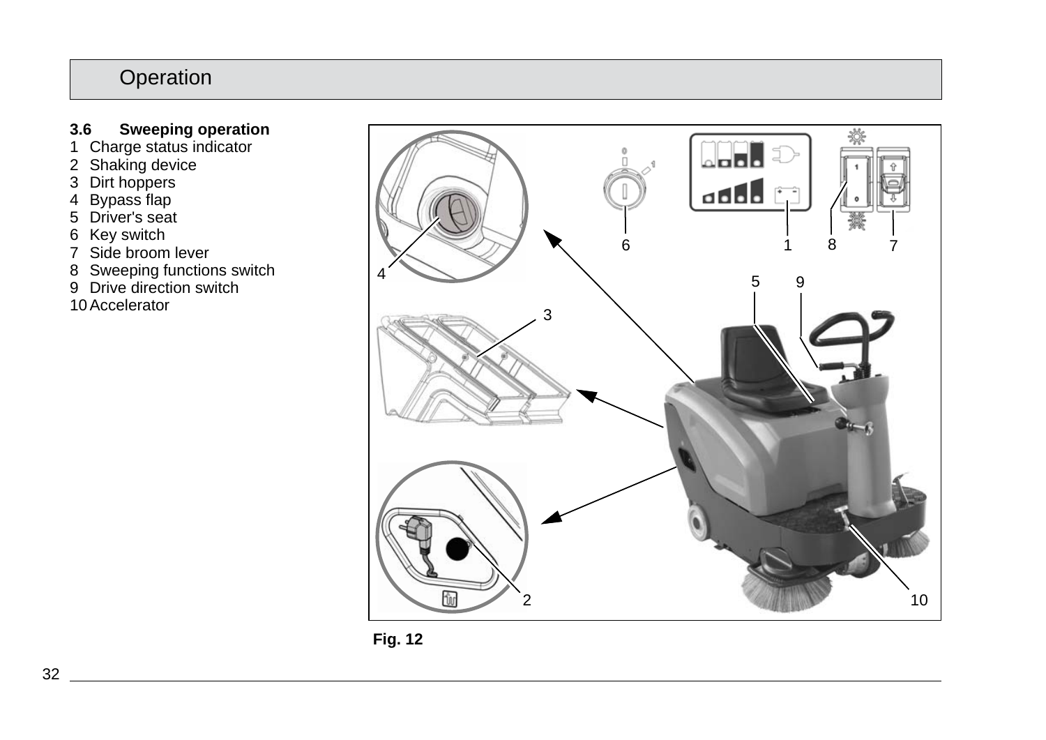### 3.6 Sweeping operation

1 Charge status indicator
2 Shaking device
3 Dirt hoppers
4 Bypass flap
5 Driver's seat
6 Key switch
7 Side broom lever
8 Sweeping functions switch
9 Drive direction switch
10 Accelerator

**Fig. 12**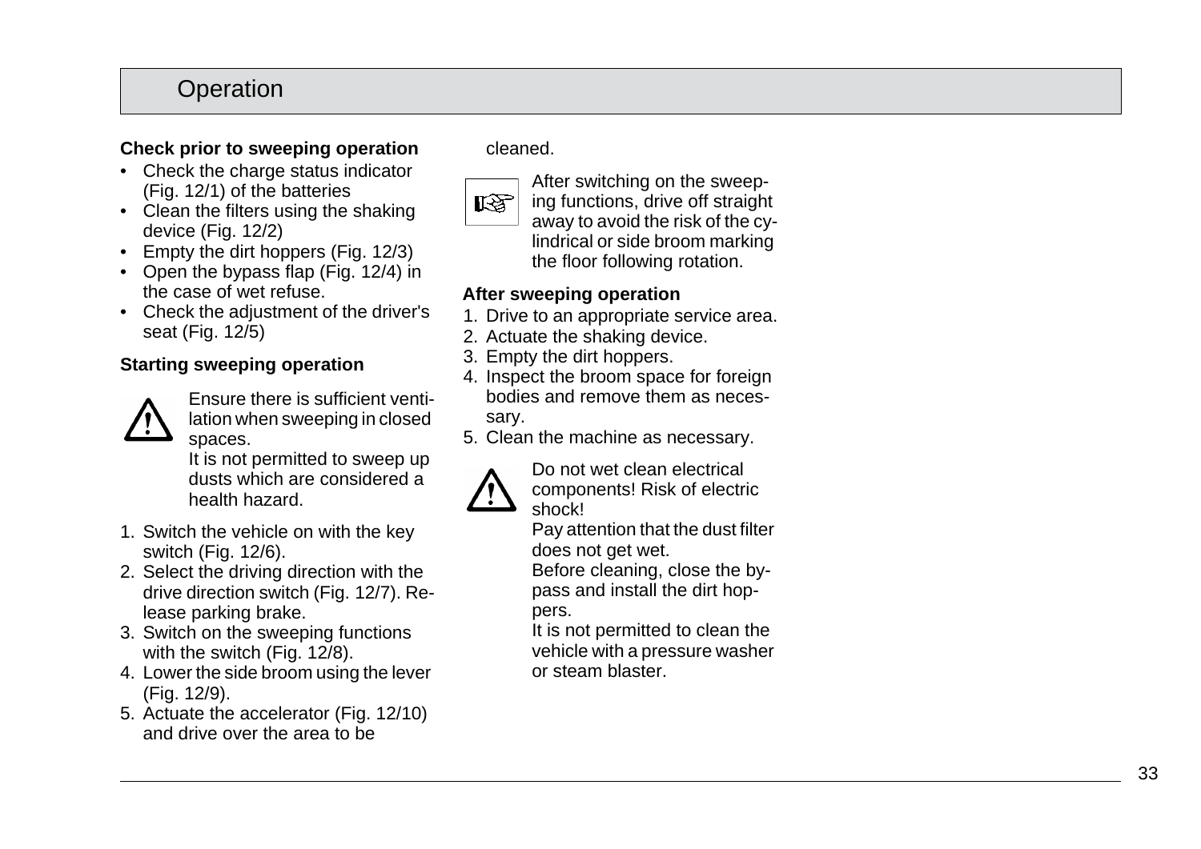# Operation

**Check prior to sweeping operation**

- Check the charge status indicator (Fig. 12/1) of the batteries
- Clean the filters using the shaking device (Fig. 12/2)
- Empty the dirt hoppers (Fig. 12/3)
- Open the bypass flap (Fig. 12/4) in the case of wet refuse.
- Check the adjustment of the driver's seat (Fig. 12/5)

**Starting sweeping operation**

Ensure there is sufficient ventilation when sweeping in closed spaces.
It is not permitted to sweep up dusts which are considered a health hazard.

1. Switch the vehicle on with the key switch (Fig. 12/6).
2. Select the driving direction with the drive direction switch (Fig. 12/7). Release parking brake.
3. Switch on the sweeping functions with the switch (Fig. 12/8).
4. Lower the side broom using the lever (Fig. 12/9).
5. Actuate the accelerator (Fig. 12/10) and drive over the area to be cleaned.

After switching on the sweeping functions, drive off straight away to avoid the risk of the cylindrical or side broom marking the floor following rotation.

**After sweeping operation**

1. Drive to an appropriate service area.
2. Actuate the shaking device.
3. Empty the dirt hoppers.
4. Inspect the broom space for foreign bodies and remove them as necessary.
5. Clean the machine as necessary.

Do not wet clean electrical components! Risk of electric shock!
Pay attention that the dust filter does not get wet.
Before cleaning, close the bypass and install the dirt hoppers.
It is not permitted to clean the vehicle with a pressure washer or steam blaster.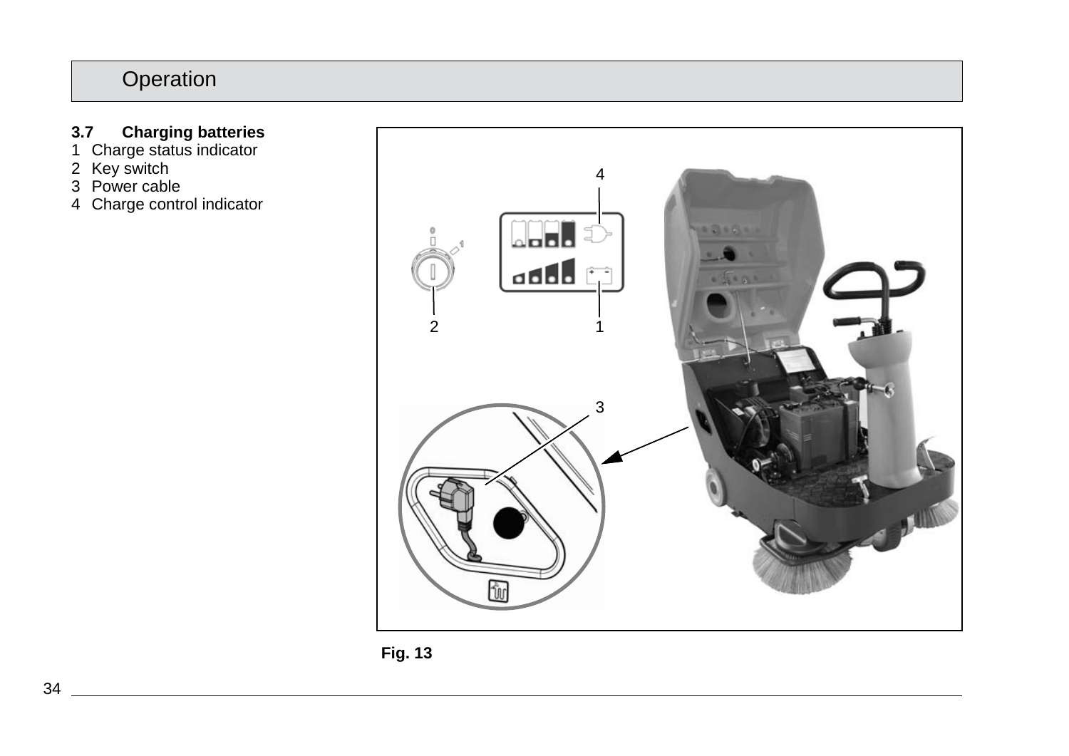### 3.7 Charging batteries

1 Charge status indicator
2 Key switch
3 Power cable
4 Charge control indicator

**Fig. 13**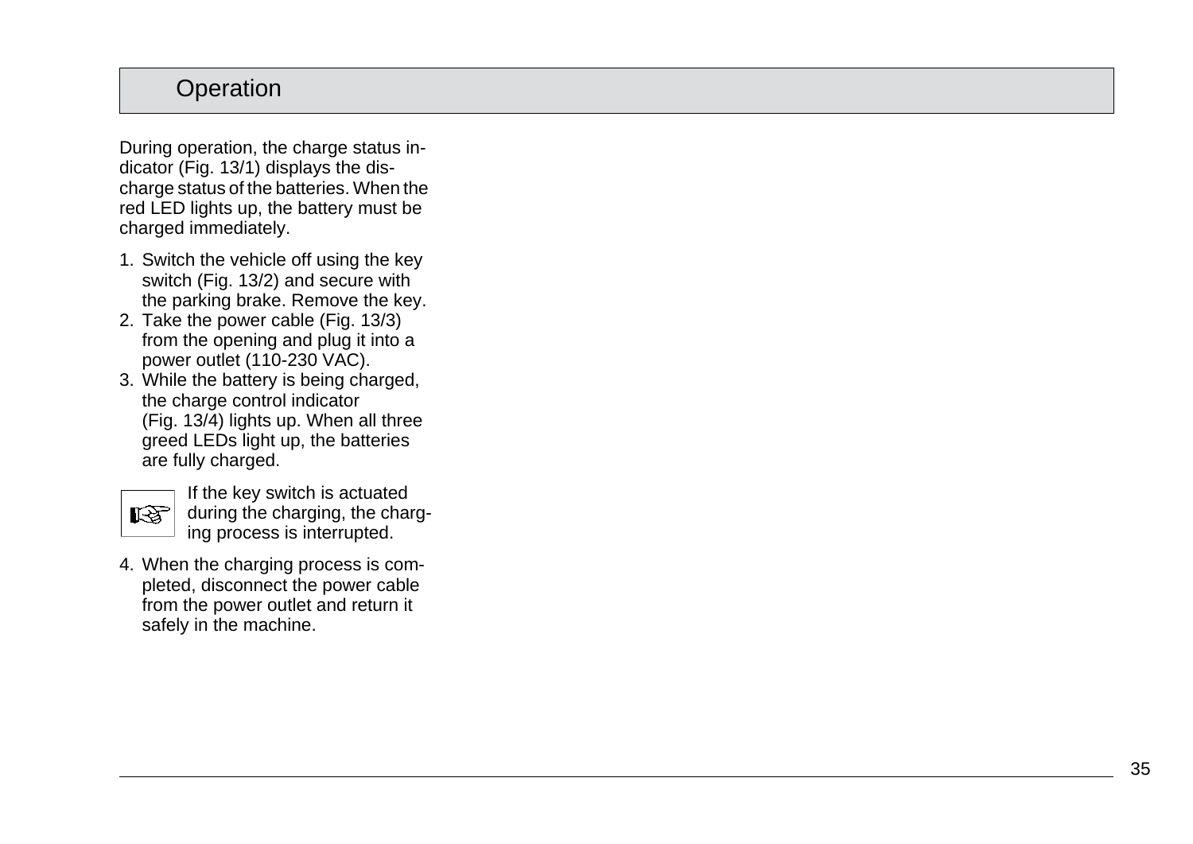## Operation

During operation, the charge status indicator (Fig. 13/1) displays the discharge status of the batteries. When the red LED lights up, the battery must be charged immediately.

1. Switch the vehicle off using the key switch (Fig. 13/2) and secure with the parking brake. Remove the key.
2. Take the power cable (Fig. 13/3) from the opening and plug it into a power outlet (110-230 VAC).
3. While the battery is being charged, the charge control indicator (Fig. 13/4) lights up. When all three greed LEDs light up, the batteries are fully charged.

> ☞ If the key switch is actuated during the charging, the charging process is interrupted.

4. When the charging process is completed, disconnect the power cable from the power outlet and return it safely in the machine.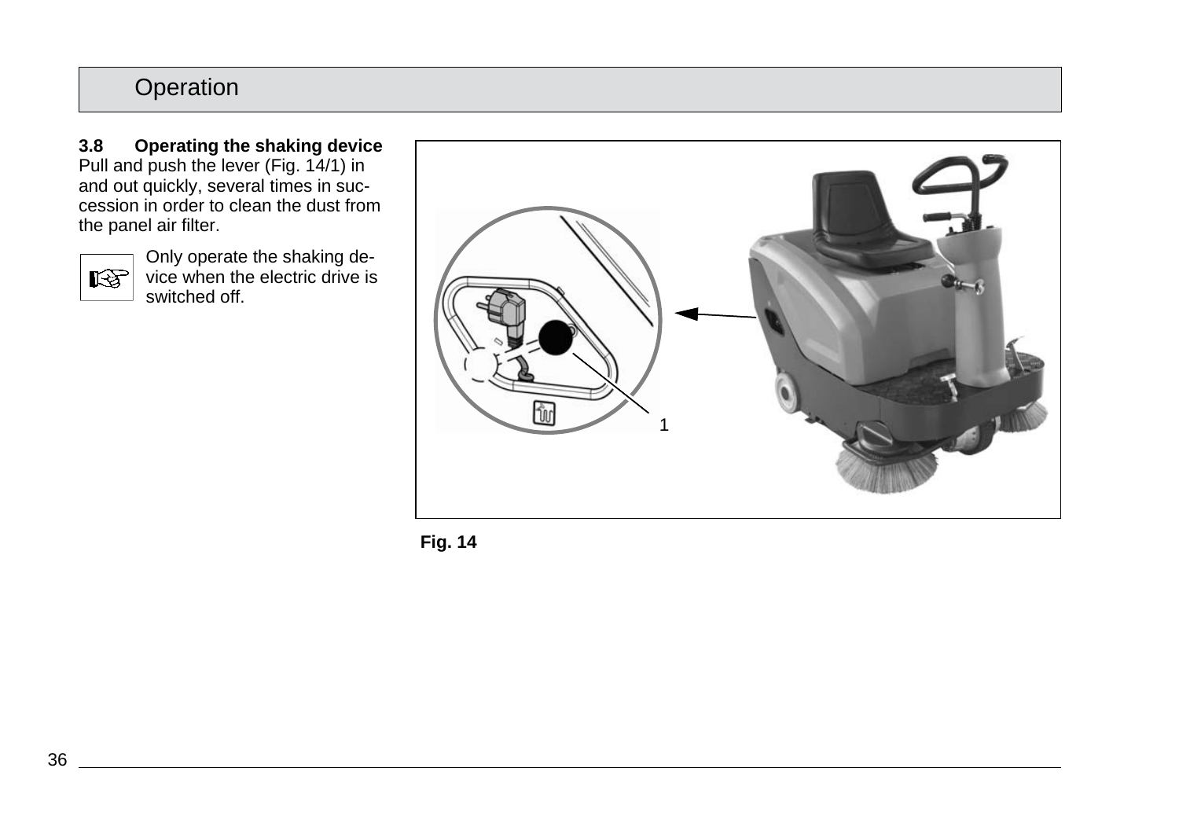### 3.8 Operating the shaking device

Pull and push the lever (Fig. 14/1) in and out quickly, several times in succession in order to clean the dust from the panel air filter.

☞ Only operate the shaking device when the electric drive is switched off.

**Fig. 14**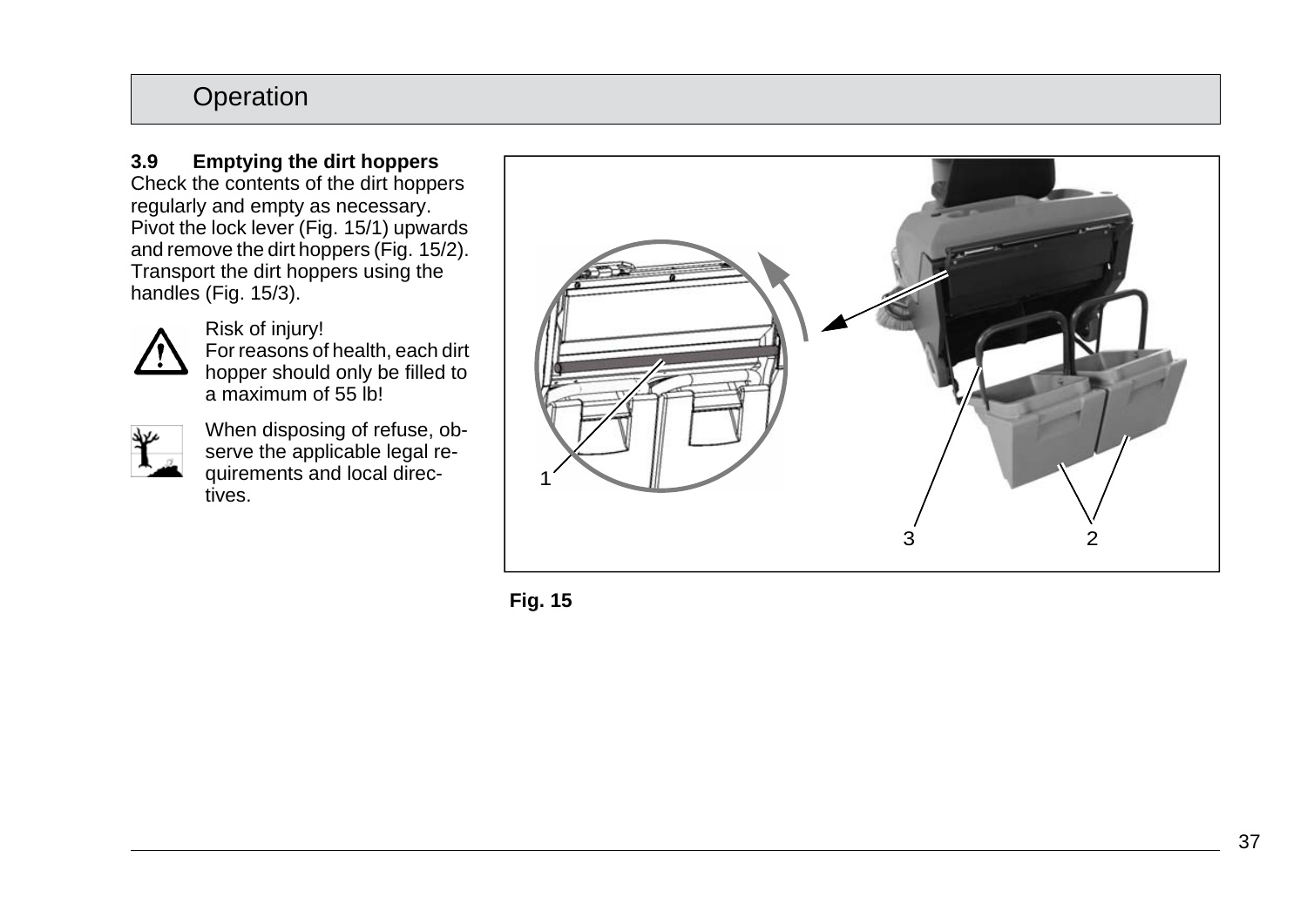### 3.9 Emptying the dirt hoppers

Check the contents of the dirt hoppers regularly and empty as necessary. Pivot the lock lever (Fig. 15/1) upwards and remove the dirt hoppers (Fig. 15/2). Transport the dirt hoppers using the handles (Fig. 15/3).

Risk of injury!
For reasons of health, each dirt hopper should only be filled to a maximum of 55 lb!

When disposing of refuse, observe the applicable legal requirements and local directives.

Fig. 15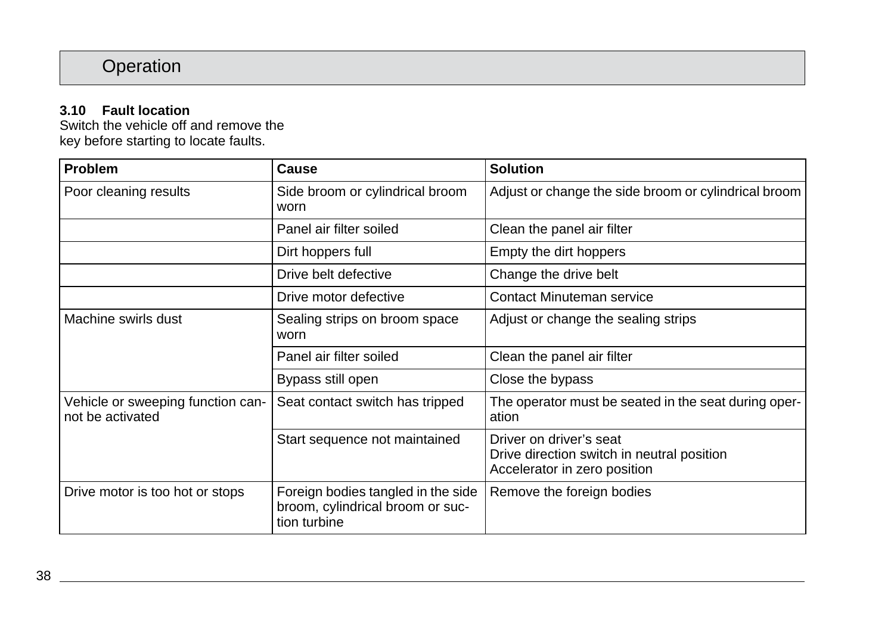## 3.10 Fault location

Switch the vehicle off and remove the key before starting to locate faults.

| Problem | Cause | Solution |
|---|---|---|
| Poor cleaning results | Side broom or cylindrical broom worn | Adjust or change the side broom or cylindrical broom |
| | Panel air filter soiled | Clean the panel air filter |
| | Dirt hoppers full | Empty the dirt hoppers |
| | Drive belt defective | Change the drive belt |
| | Drive motor defective | Contact Minuteman service |
| Machine swirls dust | Sealing strips on broom space worn | Adjust or change the sealing strips |
| | Panel air filter soiled | Clean the panel air filter |
| | Bypass still open | Close the bypass |
| Vehicle or sweeping function cannot be activated | Seat contact switch has tripped | The operator must be seated in the seat during operation |
| | Start sequence not maintained | Driver on driver's seat<br>Drive direction switch in neutral position<br>Accelerator in zero position |
| Drive motor is too hot or stops | Foreign bodies tangled in the side broom, cylindrical broom or suction turbine | Remove the foreign bodies |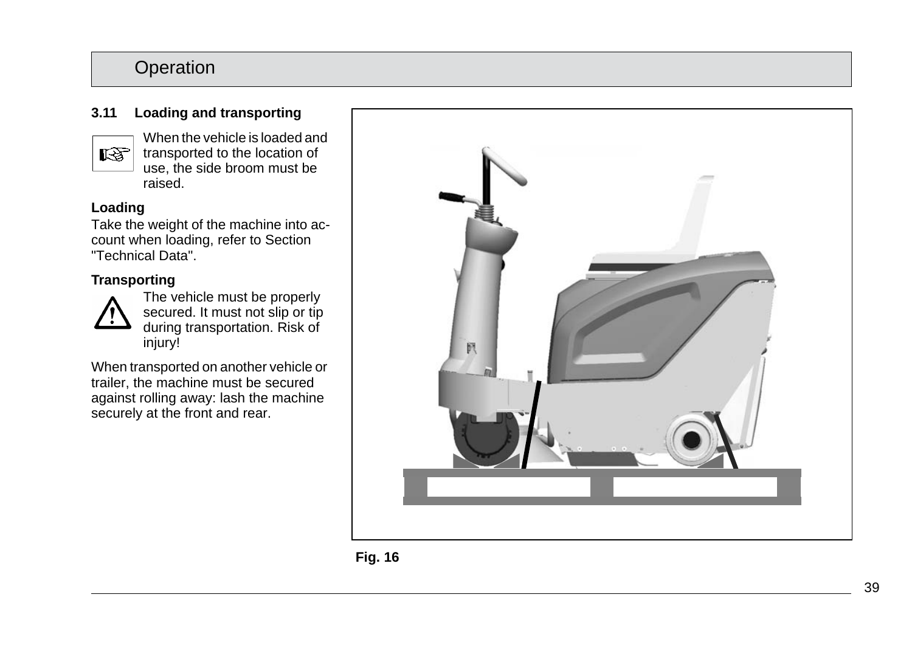## 3.11 Loading and transporting

When the vehicle is loaded and transported to the location of use, the side broom must be raised.

### Loading

Take the weight of the machine into account when loading, refer to Section "Technical Data".

### Transporting

The vehicle must be properly secured. It must not slip or tip during transportation. Risk of injury!

When transported on another vehicle or trailer, the machine must be secured against rolling away: lash the machine securely at the front and rear.

**Fig. 16**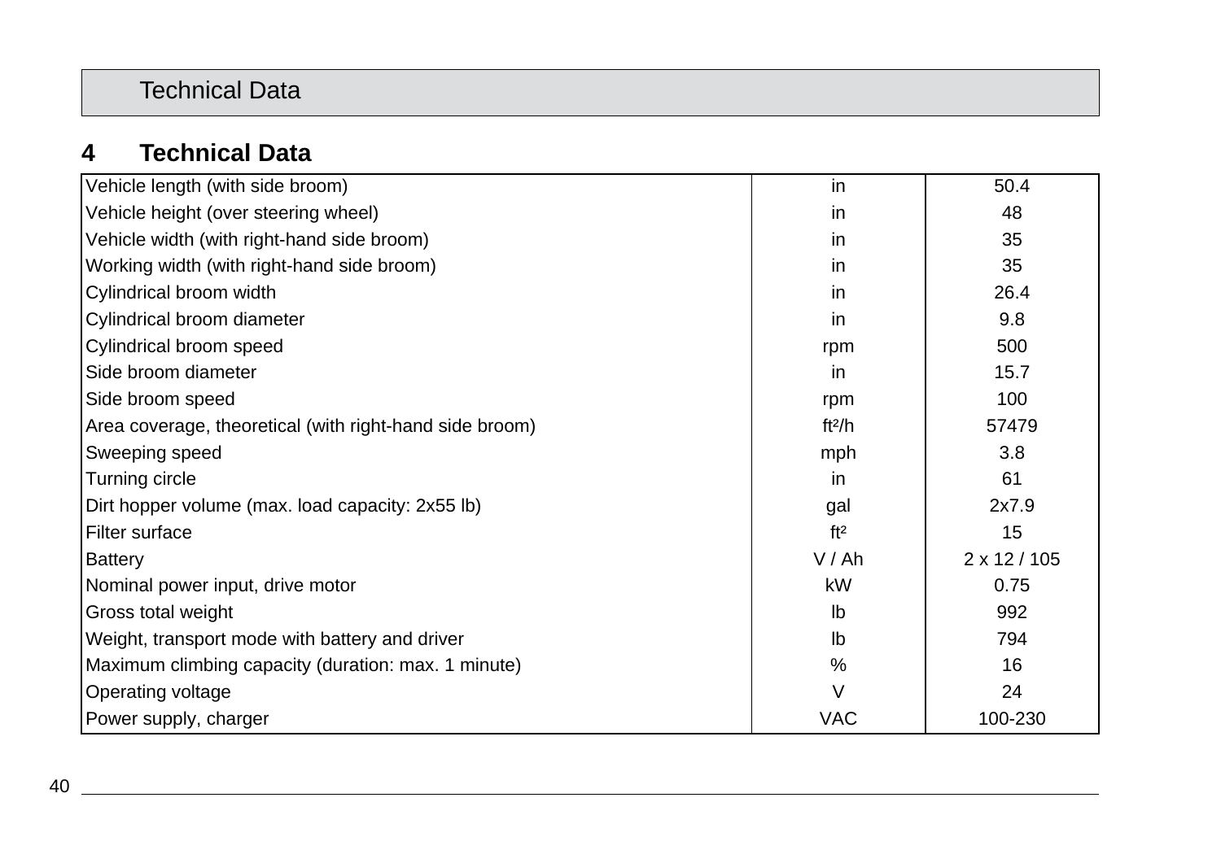## 4 Technical Data

| | | |
|---|---|---|
| Vehicle length (with side broom) | in | 50.4 |
| Vehicle height (over steering wheel) | in | 48 |
| Vehicle width (with right-hand side broom) | in | 35 |
| Working width (with right-hand side broom) | in | 35 |
| Cylindrical broom width | in | 26.4 |
| Cylindrical broom diameter | in | 9.8 |
| Cylindrical broom speed | rpm | 500 |
| Side broom diameter | in | 15.7 |
| Side broom speed | rpm | 100 |
| Area coverage, theoretical (with right-hand side broom) | $ft^2/h$ | 57479 |
| Sweeping speed | mph | 3.8 |
| Turning circle | in | 61 |
| Dirt hopper volume (max. load capacity: 2x55 lb) | gal | 2x7.9 |
| Filter surface | $ft^2$ | 15 |
| Battery | V / Ah | 2 x 12 / 105 |
| Nominal power input, drive motor | kW | 0.75 |
| Gross total weight | lb | 992 |
| Weight, transport mode with battery and driver | lb | 794 |
| Maximum climbing capacity (duration: max. 1 minute) | % | 16 |
| Operating voltage | V | 24 |
| Power supply, charger | VAC | 100-230 |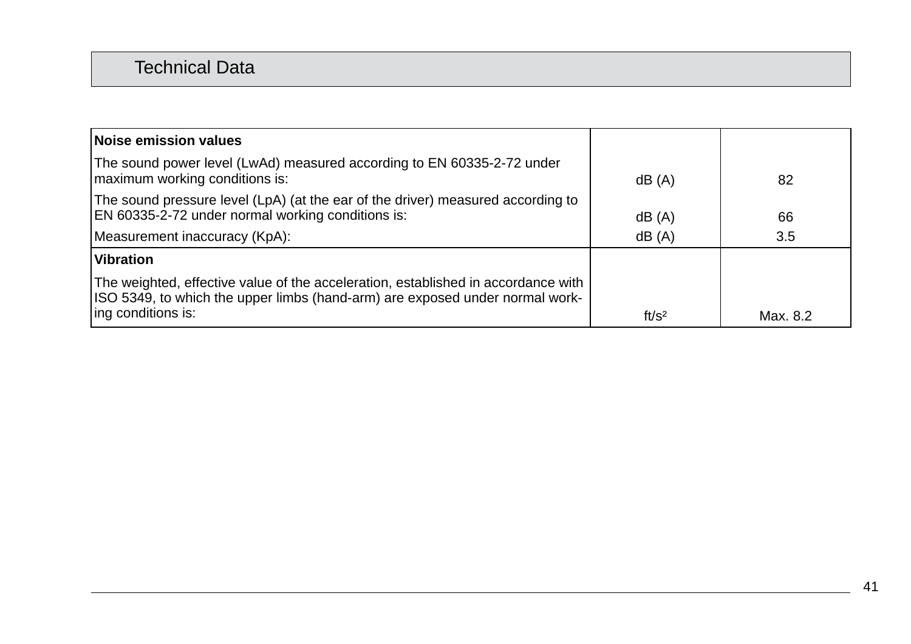# Technical Data

| Noise emission values | | |
|---|---|---|
| The sound power level (LwAd) measured according to EN 60335-2-72 under maximum working conditions is: | dB (A) | 82 |
| The sound pressure level (LpA) (at the ear of the driver) measured according to EN 60335-2-72 under normal working conditions is: | dB (A) | 66 |
| Measurement inaccuracy (KpA): | dB (A) | 3.5 |
| **Vibration** | | |
| The weighted, effective value of the acceleration, established in accordance with ISO 5349, to which the upper limbs (hand-arm) are exposed under normal working conditions is: | $ft/s^2$ | Max. 8.2 |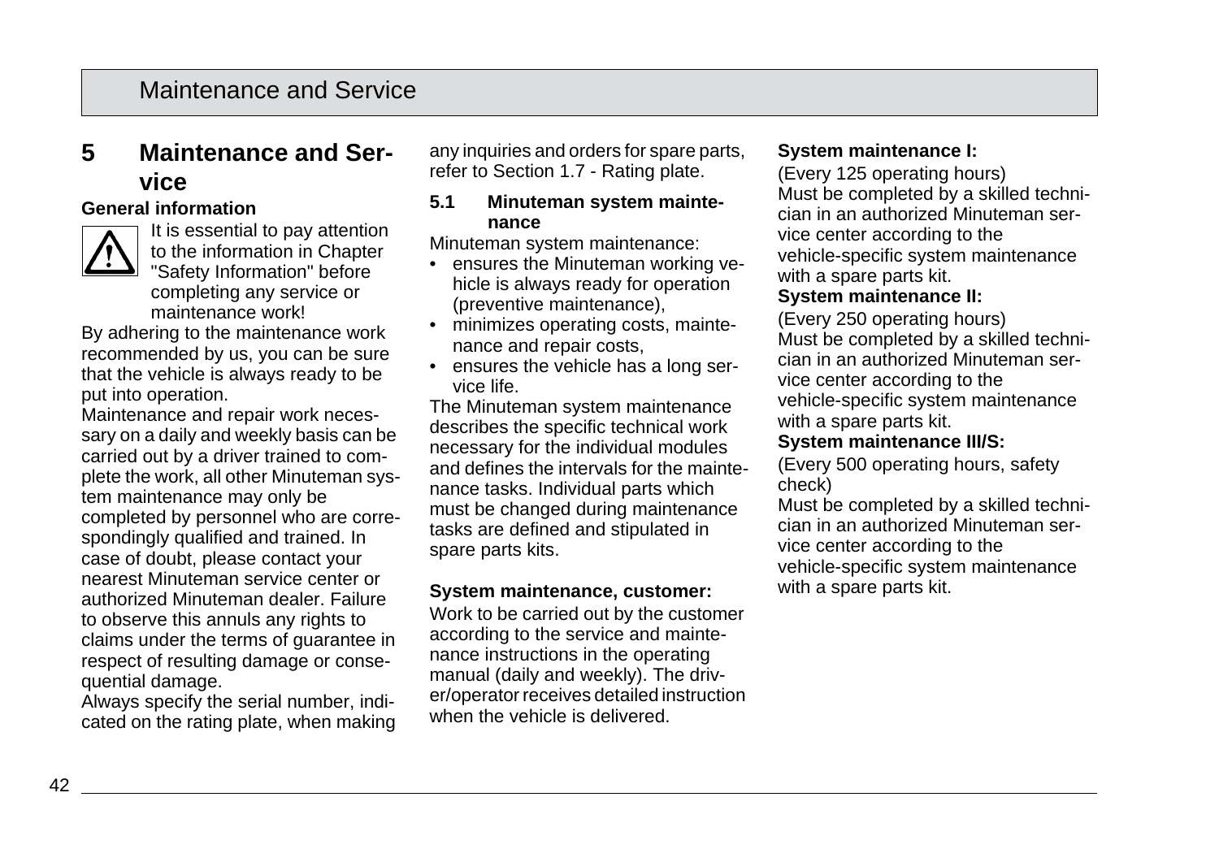# 5 Maintenance and Service

**General information**

It is essential to pay attention to the information in Chapter "Safety Information" before completing any service or maintenance work!

By adhering to the maintenance work recommended by us, you can be sure that the vehicle is always ready to be put into operation.

Maintenance and repair work necessary on a daily and weekly basis can be carried out by a driver trained to complete the work, all other Minuteman system maintenance may only be completed by personnel who are correspondingly qualified and trained. In case of doubt, please contact your nearest Minuteman service center or authorized Minuteman dealer. Failure to observe this annuls any rights to claims under the terms of guarantee in respect of resulting damage or consequential damage.

Always specify the serial number, indicated on the rating plate, when making any inquiries and orders for spare parts, refer to Section 1.7 - Rating plate.

## 5.1 Minuteman system maintenance

Minuteman system maintenance:

- ensures the Minuteman working vehicle is always ready for operation (preventive maintenance),
- minimizes operating costs, maintenance and repair costs,
- ensures the vehicle has a long service life.

The Minuteman system maintenance describes the specific technical work necessary for the individual modules and defines the intervals for the maintenance tasks. Individual parts which must be changed during maintenance tasks are defined and stipulated in spare parts kits.

**System maintenance, customer:**

Work to be carried out by the customer according to the service and maintenance instructions in the operating manual (daily and weekly). The driver/operator receives detailed instruction when the vehicle is delivered.

**System maintenance I:**

(Every 125 operating hours)
Must be completed by a skilled technician in an authorized Minuteman service center according to the vehicle-specific system maintenance with a spare parts kit.

**System maintenance II:**

(Every 250 operating hours)
Must be completed by a skilled technician in an authorized Minuteman service center according to the vehicle-specific system maintenance with a spare parts kit.

**System maintenance III/S:**

(Every 500 operating hours, safety check)
Must be completed by a skilled technician in an authorized Minuteman service center according to the vehicle-specific system maintenance with a spare parts kit.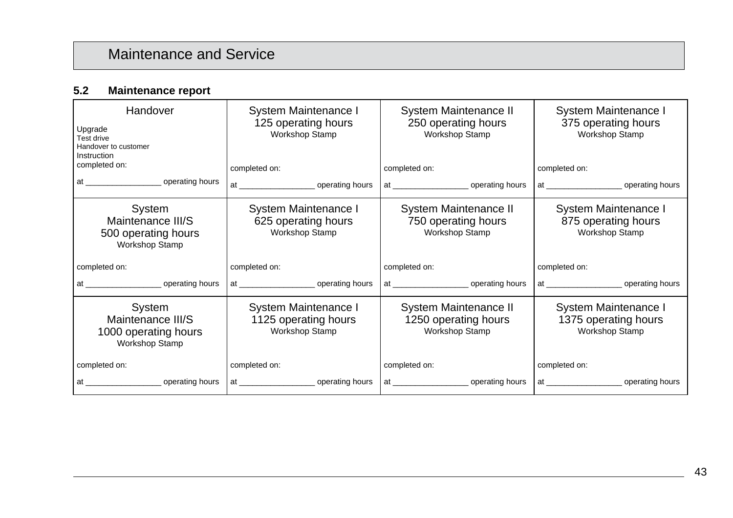# Maintenance and Service

## 5.2 Maintenance report

| | | | |
|---|---|---|---|
| Handover<br>Upgrade<br>Test drive<br>Handover to customer<br>Instruction<br>completed on:<br>at _________________ operating hours | System Maintenance I<br>125 operating hours<br>Workshop Stamp<br>completed on:<br>at _________________ operating hours | System Maintenance II<br>250 operating hours<br>Workshop Stamp<br>completed on:<br>at _________________ operating hours | System Maintenance I<br>375 operating hours<br>Workshop Stamp<br>completed on:<br>at _________________ operating hours |
| System Maintenance III/S<br>500 operating hours<br>Workshop Stamp<br>completed on:<br>at _________________ operating hours | System Maintenance I<br>625 operating hours<br>Workshop Stamp<br>completed on:<br>at _________________ operating hours | System Maintenance II<br>750 operating hours<br>Workshop Stamp<br>completed on:<br>at _________________ operating hours | System Maintenance I<br>875 operating hours<br>Workshop Stamp<br>completed on:<br>at _________________ operating hours |
| System Maintenance III/S<br>1000 operating hours<br>Workshop Stamp<br>completed on:<br>at _________________ operating hours | System Maintenance I<br>1125 operating hours<br>Workshop Stamp<br>completed on:<br>at _________________ operating hours | System Maintenance II<br>1250 operating hours<br>Workshop Stamp<br>completed on:<br>at _________________ operating hours | System Maintenance I<br>1375 operating hours<br>Workshop Stamp<br>completed on:<br>at _________________ operating hours |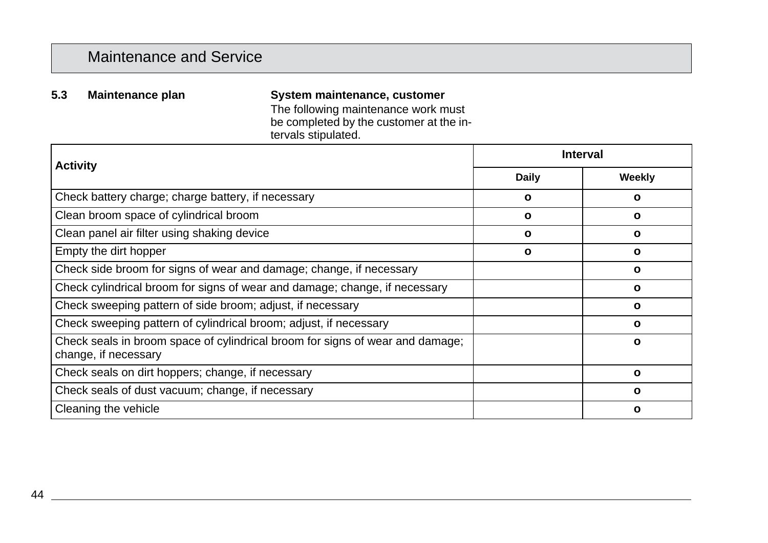# Maintenance and Service

## 5.3 Maintenance plan

**System maintenance, customer**

The following maintenance work must be completed by the customer at the intervals stipulated.

| Activity | Interval | |
|---|---|---|
| | **Daily** | **Weekly** |
| Check battery charge; charge battery, if necessary | o | o |
| Clean broom space of cylindrical broom | o | o |
| Clean panel air filter using shaking device | o | o |
| Empty the dirt hopper | o | o |
| Check side broom for signs of wear and damage; change, if necessary | | o |
| Check cylindrical broom for signs of wear and damage; change, if necessary | | o |
| Check sweeping pattern of side broom; adjust, if necessary | | o |
| Check sweeping pattern of cylindrical broom; adjust, if necessary | | o |
| Check seals in broom space of cylindrical broom for signs of wear and damage; change, if necessary | | o |
| Check seals on dirt hoppers; change, if necessary | | o |
| Check seals of dust vacuum; change, if necessary | | o |
| Cleaning the vehicle | | o |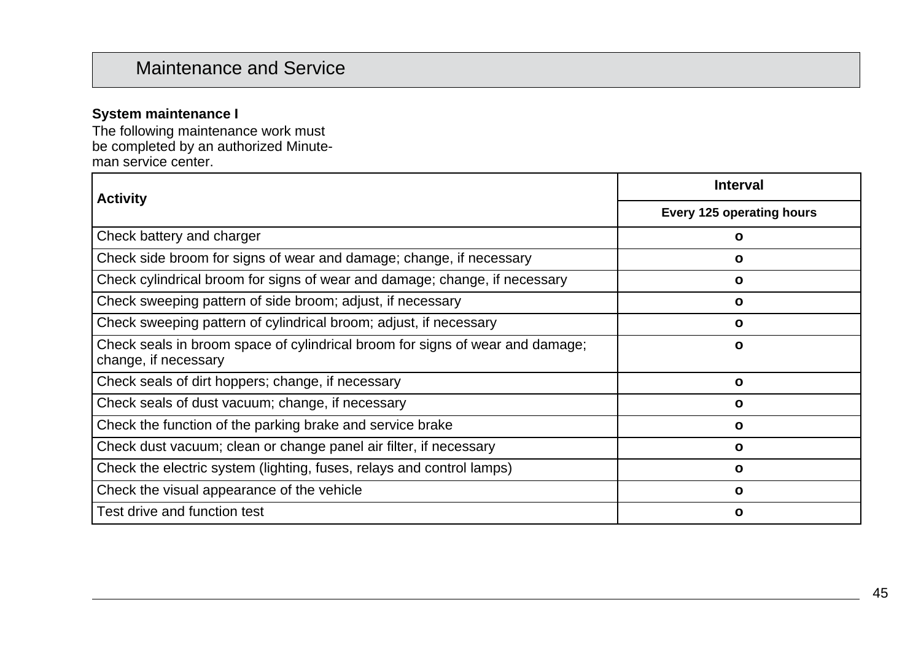# Maintenance and Service

**System maintenance I**

The following maintenance work must be completed by an authorized Minuteman service center.

| Activity | Interval |
|---|---|
| | **Every 125 operating hours** |
| Check battery and charger | o |
| Check side broom for signs of wear and damage; change, if necessary | o |
| Check cylindrical broom for signs of wear and damage; change, if necessary | o |
| Check sweeping pattern of side broom; adjust, if necessary | o |
| Check sweeping pattern of cylindrical broom; adjust, if necessary | o |
| Check seals in broom space of cylindrical broom for signs of wear and damage; change, if necessary | o |
| Check seals of dirt hoppers; change, if necessary | o |
| Check seals of dust vacuum; change, if necessary | o |
| Check the function of the parking brake and service brake | o |
| Check dust vacuum; clean or change panel air filter, if necessary | o |
| Check the electric system (lighting, fuses, relays and control lamps) | o |
| Check the visual appearance of the vehicle | o |
| Test drive and function test | o |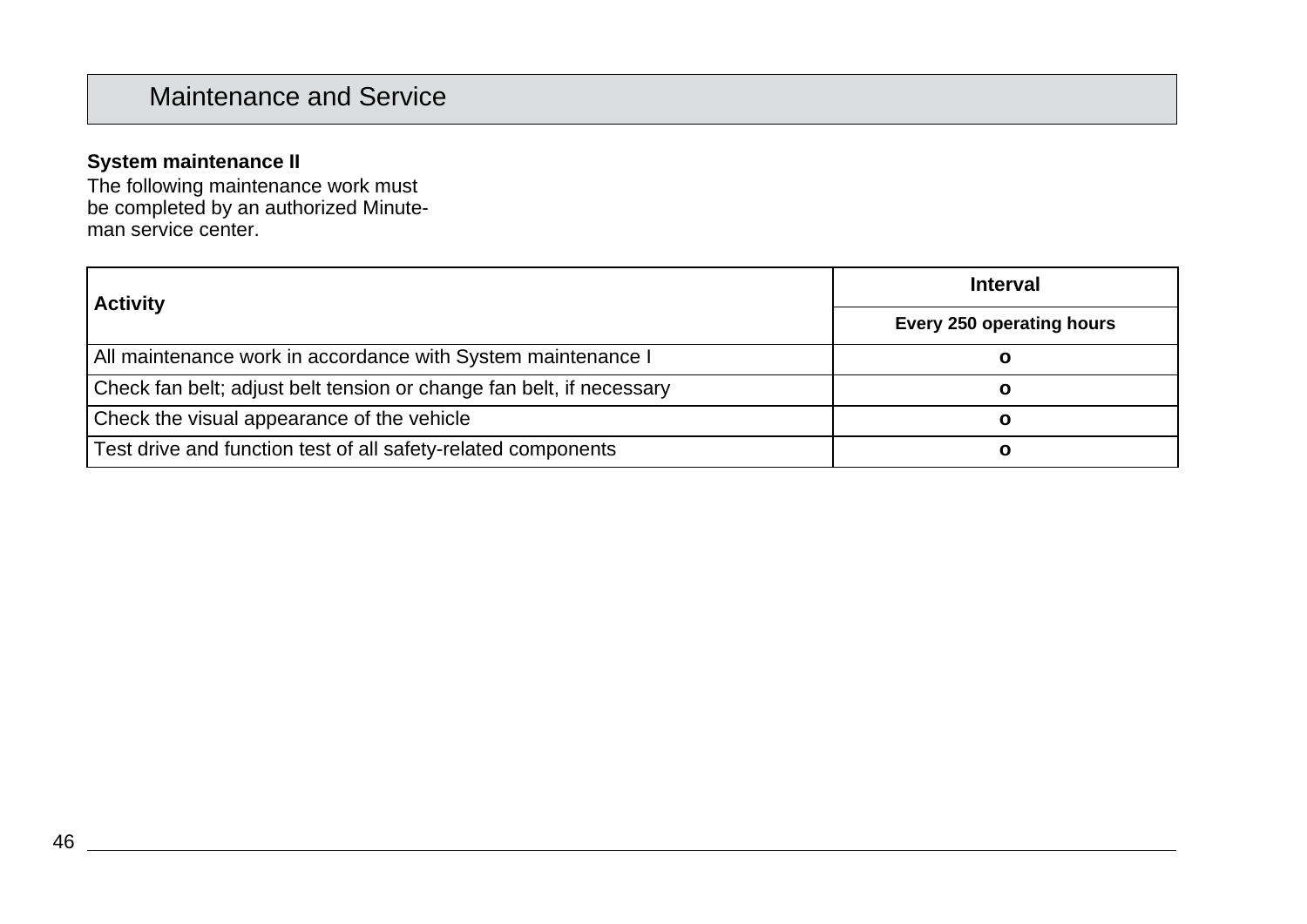## Maintenance and Service

**System maintenance II**

The following maintenance work must be completed by an authorized Minute-man service center.

| Activity | Interval |
|---|---|
| | **Every 250 operating hours** |
| All maintenance work in accordance with System maintenance I | **o** |
| Check fan belt; adjust belt tension or change fan belt, if necessary | **o** |
| Check the visual appearance of the vehicle | **o** |
| Test drive and function test of all safety-related components | **o** |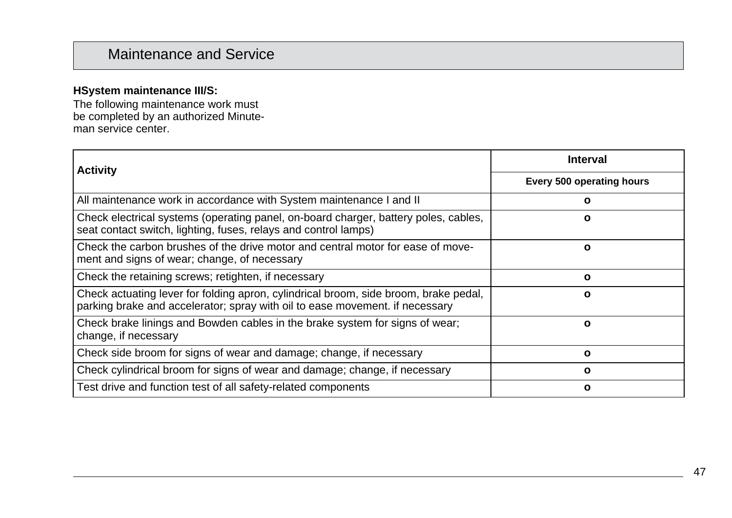# Maintenance and Service

**HSystem maintenance III/S:**

The following maintenance work must be completed by an authorized Minuteman service center.

| Activity | Interval |
|---|---|
| | Every 500 operating hours |
| All maintenance work in accordance with System maintenance I and II | o |
| Check electrical systems (operating panel, on-board charger, battery poles, cables, seat contact switch, lighting, fuses, relays and control lamps) | o |
| Check the carbon brushes of the drive motor and central motor for ease of movement and signs of wear; change, of necessary | o |
| Check the retaining screws; retighten, if necessary | o |
| Check actuating lever for folding apron, cylindrical broom, side broom, brake pedal, parking brake and accelerator; spray with oil to ease movement. if necessary | o |
| Check brake linings and Bowden cables in the brake system for signs of wear; change, if necessary | o |
| Check side broom for signs of wear and damage; change, if necessary | o |
| Check cylindrical broom for signs of wear and damage; change, if necessary | o |
| Test drive and function test of all safety-related components | o |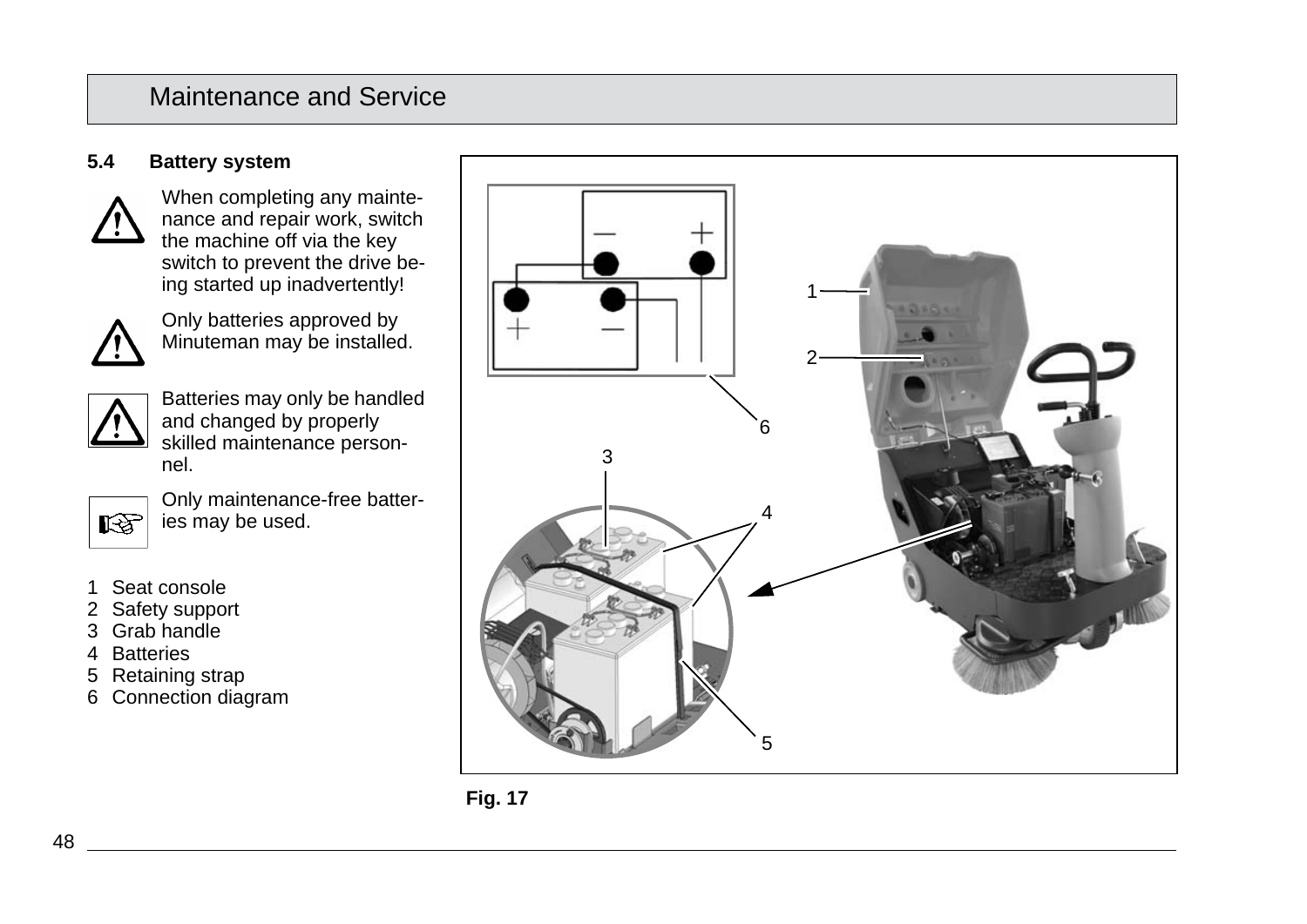## 5.4 Battery system

When completing any maintenance and repair work, switch the machine off via the key switch to prevent the drive being started up inadvertently!

Only batteries approved by Minuteman may be installed.

Batteries may only be handled and changed by properly skilled maintenance personnel.

Only maintenance-free batteries may be used.

1 Seat console
2 Safety support
3 Grab handle
4 Batteries
5 Retaining strap
6 Connection diagram

Fig. 17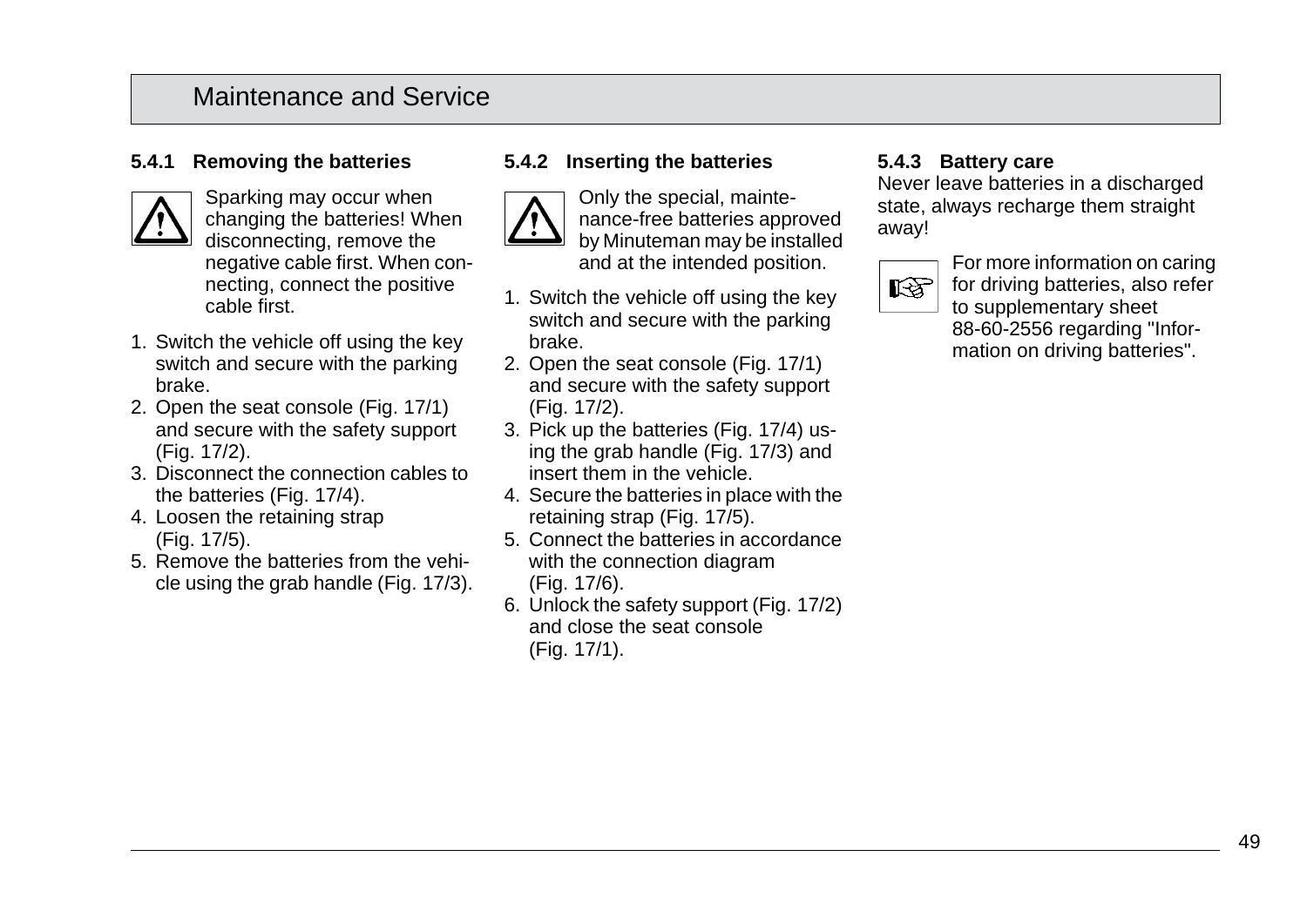# Maintenance and Service

### 5.4.1 Removing the batteries

Sparking may occur when changing the batteries! When disconnecting, remove the negative cable first. When connecting, connect the positive cable first.

1. Switch the vehicle off using the key switch and secure with the parking brake.
2. Open the seat console (Fig. 17/1) and secure with the safety support (Fig. 17/2).
3. Disconnect the connection cables to the batteries (Fig. 17/4).
4. Loosen the retaining strap (Fig. 17/5).
5. Remove the batteries from the vehicle using the grab handle (Fig. 17/3).

### 5.4.2 Inserting the batteries

Only the special, maintenance-free batteries approved by Minuteman may be installed and at the intended position.

1. Switch the vehicle off using the key switch and secure with the parking brake.
2. Open the seat console (Fig. 17/1) and secure with the safety support (Fig. 17/2).
3. Pick up the batteries (Fig. 17/4) using the grab handle (Fig. 17/3) and insert them in the vehicle.
4. Secure the batteries in place with the retaining strap (Fig. 17/5).
5. Connect the batteries in accordance with the connection diagram (Fig. 17/6).
6. Unlock the safety support (Fig. 17/2) and close the seat console (Fig. 17/1).

### 5.4.3 Battery care

Never leave batteries in a discharged state, always recharge them straight away!

For more information on caring for driving batteries, also refer to supplementary sheet 88-60-2556 regarding "Information on driving batteries".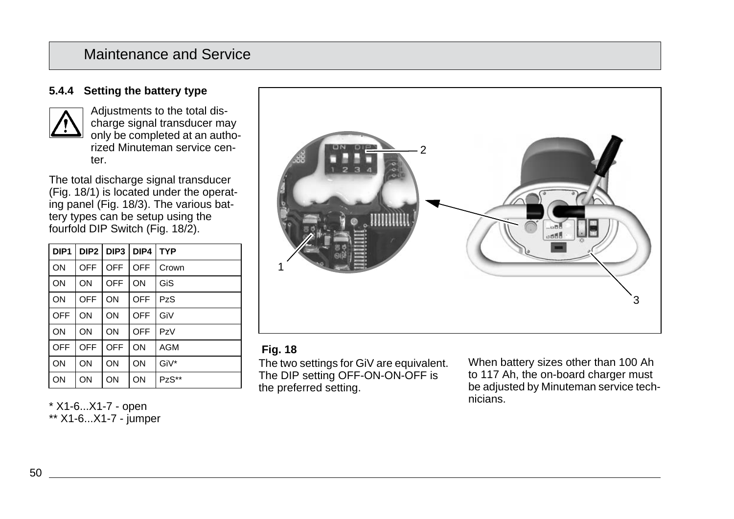### 5.4.4 Setting the battery type

Adjustments to the total discharge signal transducer may only be completed at an authorized Minuteman service center.

The total discharge signal transducer (Fig. 18/1) is located under the operating panel (Fig. 18/3). The various battery types can be setup using the fourfold DIP Switch (Fig. 18/2).

| DIP1 | DIP2 | DIP3 | DIP4 | TYP |
|---|---|---|---|---|
| ON | OFF | OFF | OFF | Crown |
| ON | ON | OFF | ON | GiS |
| ON | OFF | ON | OFF | PzS |
| OFF | ON | ON | OFF | GiV |
| ON | ON | ON | OFF | PzV |
| OFF | OFF | OFF | ON | AGM |
| ON | ON | ON | ON | GiV* |
| ON | ON | ON | ON | PzS** |

* X1-6...X1-7 - open
** X1-6...X1-7 - jumper

**Fig. 18**

The two settings for GiV are equivalent. The DIP setting OFF-ON-ON-OFF is the preferred setting.

When battery sizes other than 100 Ah to 117 Ah, the on-board charger must be adjusted by Minuteman service technicians.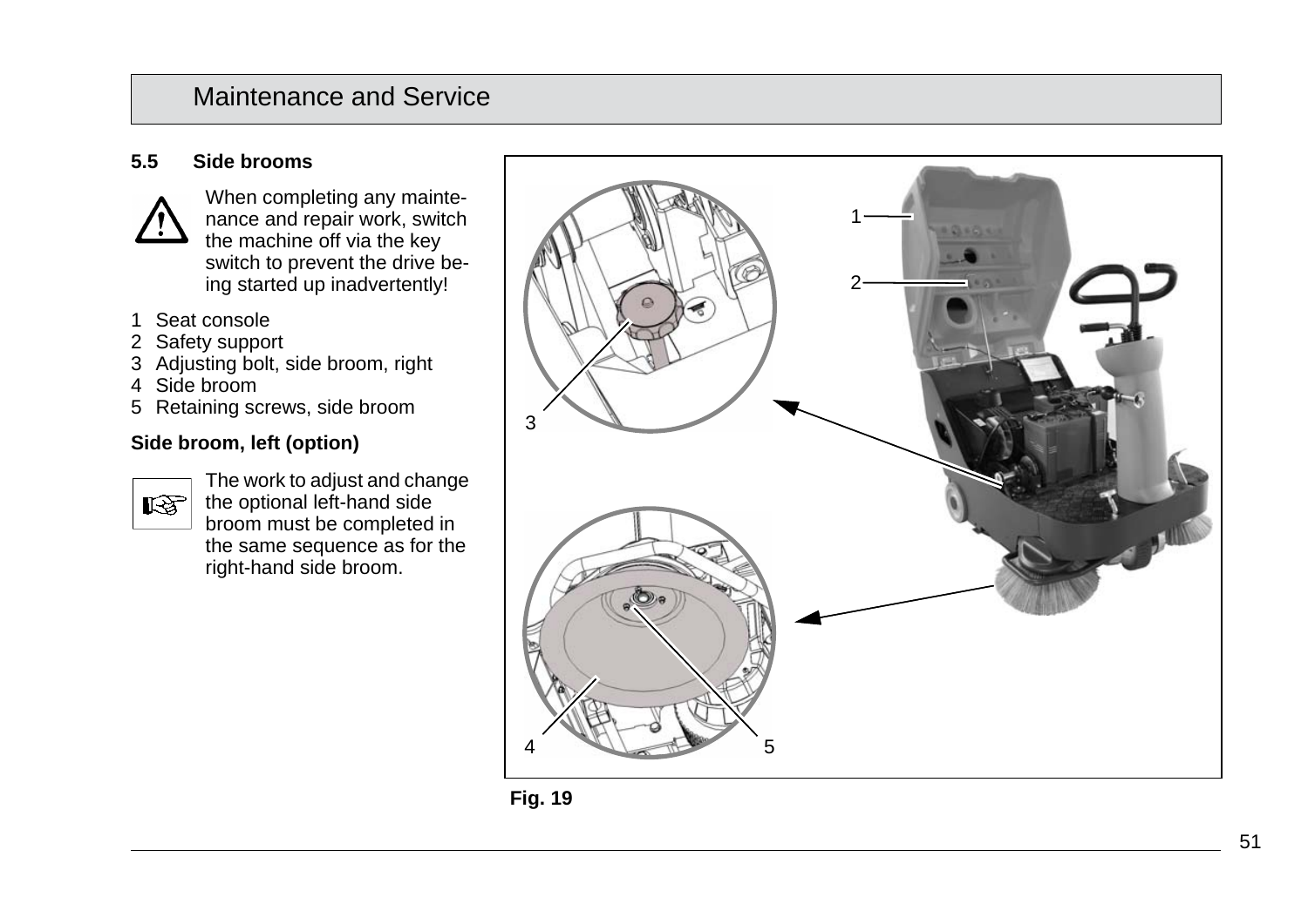## 5.5 Side brooms

When completing any maintenance and repair work, switch the machine off via the key switch to prevent the drive being started up inadvertently!

1 Seat console
2 Safety support
3 Adjusting bolt, side broom, right
4 Side broom
5 Retaining screws, side broom

**Side broom, left (option)**

The work to adjust and change the optional left-hand side broom must be completed in the same sequence as for the right-hand side broom.

**Fig. 19**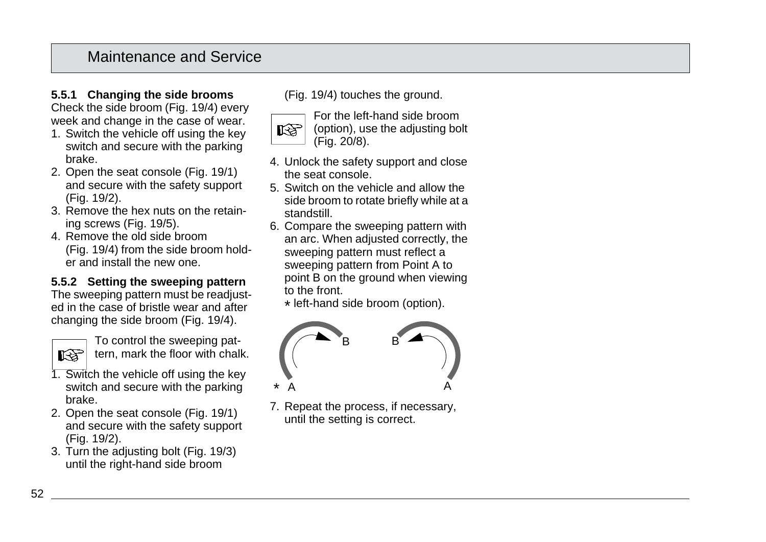## 5.5.1 Changing the side brooms

Check the side broom (Fig. 19/4) every week and change in the case of wear.

1. Switch the vehicle off using the key switch and secure with the parking brake.
2. Open the seat console (Fig. 19/1) and secure with the safety support (Fig. 19/2).
3. Remove the hex nuts on the retaining screws (Fig. 19/5).
4. Remove the old side broom (Fig. 19/4) from the side broom holder and install the new one.

## 5.5.2 Setting the sweeping pattern

The sweeping pattern must be readjusted in the case of bristle wear and after changing the side broom (Fig. 19/4).

> To control the sweeping pattern, mark the floor with chalk.

1. Switch the vehicle off using the key switch and secure with the parking brake.
2. Open the seat console (Fig. 19/1) and secure with the safety support (Fig. 19/2).
3. Turn the adjusting bolt (Fig. 19/3) until the right-hand side broom (Fig. 19/4) touches the ground.

> For the left-hand side broom (option), use the adjusting bolt (Fig. 20/8).

4. Unlock the safety support and close the seat console.
5. Switch on the vehicle and allow the side broom to rotate briefly while at a standstill.
6. Compare the sweeping pattern with an arc. When adjusted correctly, the sweeping pattern must reflect a sweeping pattern from Point A to point B on the ground when viewing to the front.
   * left-hand side broom (option).

B B

* A A

7. Repeat the process, if necessary, until the setting is correct.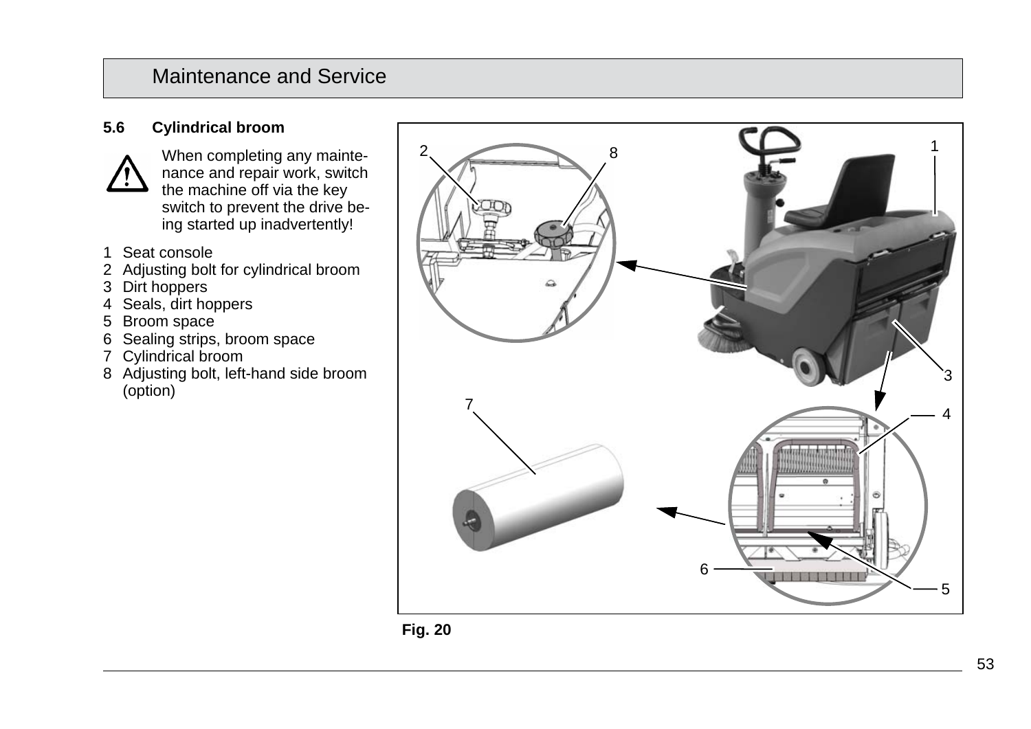### 5.6 Cylindrical broom

When completing any maintenance and repair work, switch the machine off via the key switch to prevent the drive being started up inadvertently!

1 Seat console
2 Adjusting bolt for cylindrical broom
3 Dirt hoppers
4 Seals, dirt hoppers
5 Broom space
6 Sealing strips, broom space
7 Cylindrical broom
8 Adjusting bolt, left-hand side broom (option)

**Fig. 20**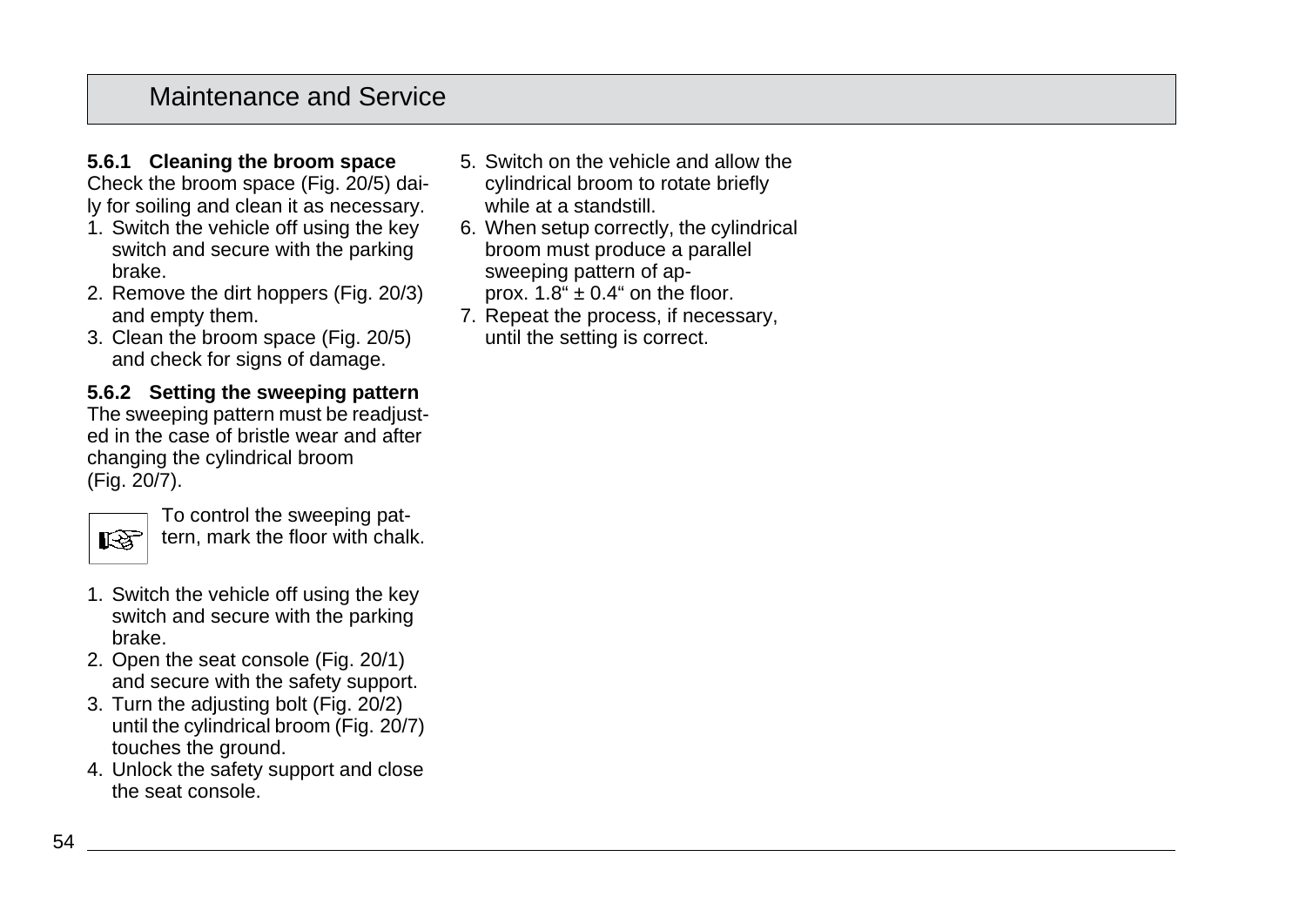### 5.6.1 Cleaning the broom space

Check the broom space (Fig. 20/5) daily for soiling and clean it as necessary.

1. Switch the vehicle off using the key switch and secure with the parking brake.
2. Remove the dirt hoppers (Fig. 20/3) and empty them.
3. Clean the broom space (Fig. 20/5) and check for signs of damage.

### 5.6.2 Setting the sweeping pattern

The sweeping pattern must be readjusted in the case of bristle wear and after changing the cylindrical broom (Fig. 20/7).

☞ To control the sweeping pattern, mark the floor with chalk.

1. Switch the vehicle off using the key switch and secure with the parking brake.
2. Open the seat console (Fig. 20/1) and secure with the safety support.
3. Turn the adjusting bolt (Fig. 20/2) until the cylindrical broom (Fig. 20/7) touches the ground.
4. Unlock the safety support and close the seat console.
5. Switch on the vehicle and allow the cylindrical broom to rotate briefly while at a standstill.
6. When setup correctly, the cylindrical broom must produce a parallel sweeping pattern of approx. 1.8“ ± 0.4“ on the floor.
7. Repeat the process, if necessary, until the setting is correct.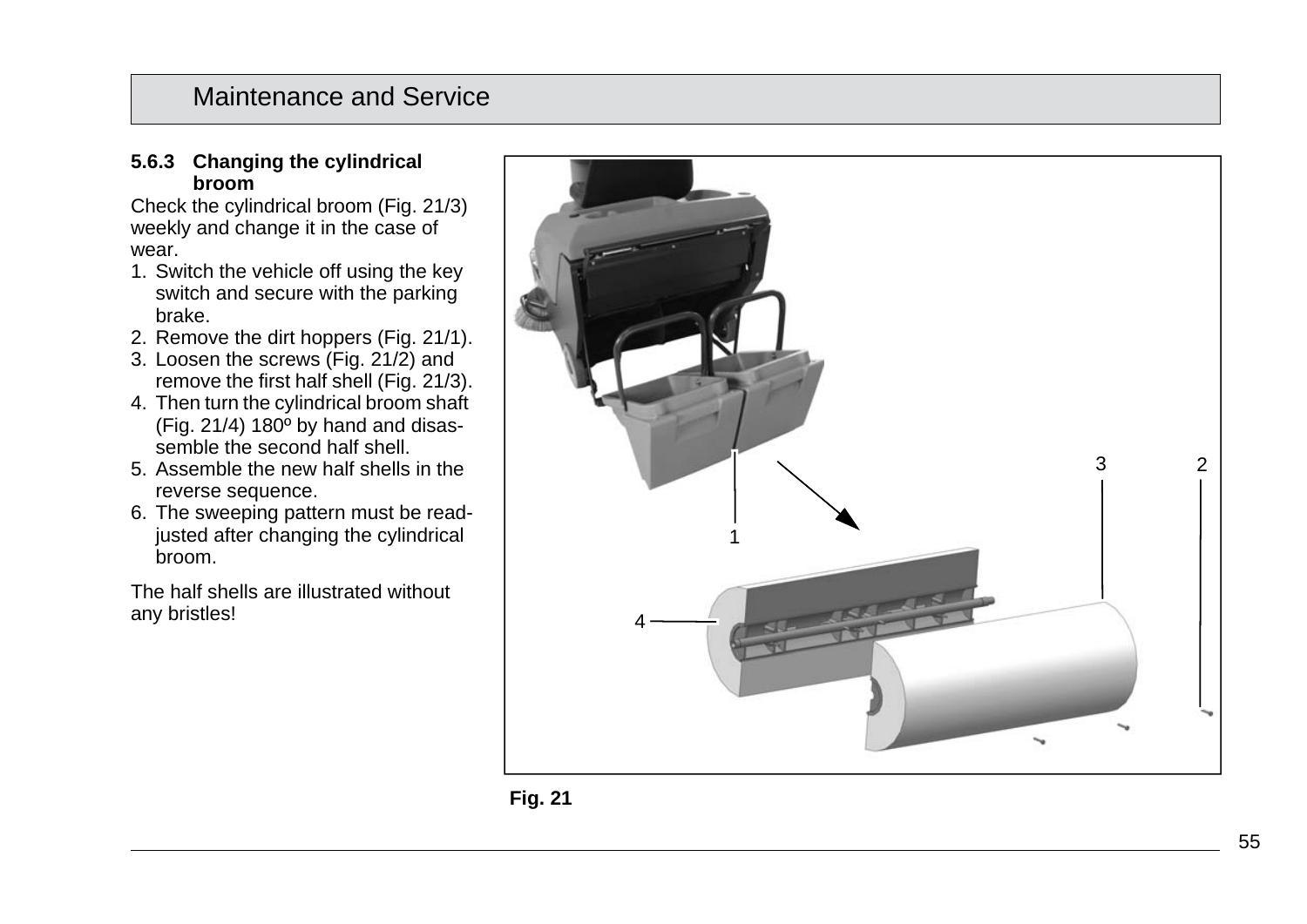### 5.6.3 Changing the cylindrical broom

Check the cylindrical broom (Fig. 21/3) weekly and change it in the case of wear.

1. Switch the vehicle off using the key switch and secure with the parking brake.
2. Remove the dirt hoppers (Fig. 21/1).
3. Loosen the screws (Fig. 21/2) and remove the first half shell (Fig. 21/3).
4. Then turn the cylindrical broom shaft (Fig. 21/4) 180º by hand and disassemble the second half shell.
5. Assemble the new half shells in the reverse sequence.
6. The sweeping pattern must be readjusted after changing the cylindrical broom.

The half shells are illustrated without any bristles!

**Fig. 21**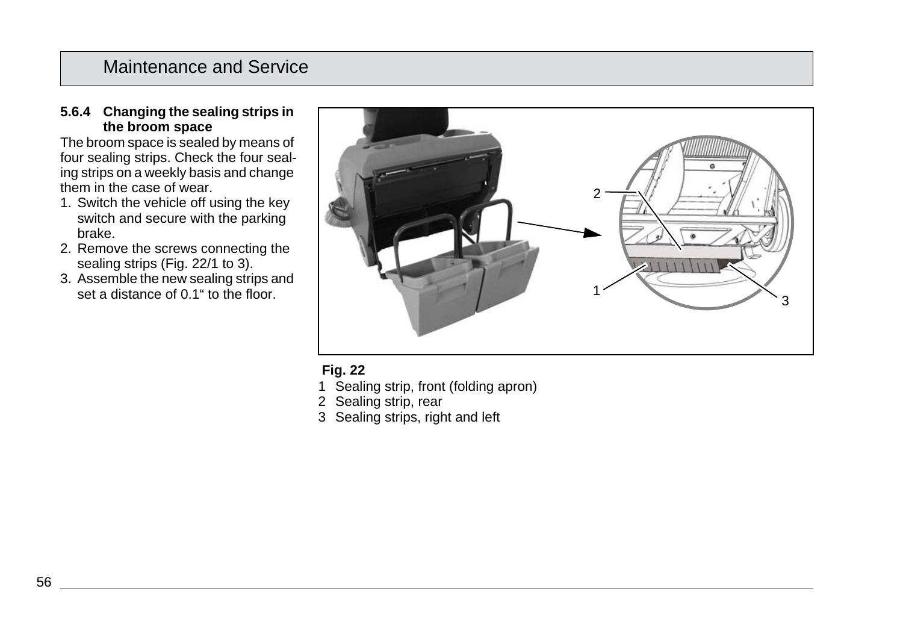### 5.6.4 Changing the sealing strips in the broom space

The broom space is sealed by means of four sealing strips. Check the four sealing strips on a weekly basis and change them in the case of wear.

1. Switch the vehicle off using the key switch and secure with the parking brake.
2. Remove the screws connecting the sealing strips (Fig. 22/1 to 3).
3. Assemble the new sealing strips and set a distance of 0.1“ to the floor.

**Fig. 22**

1 Sealing strip, front (folding apron)
2 Sealing strip, rear
3 Sealing strips, right and left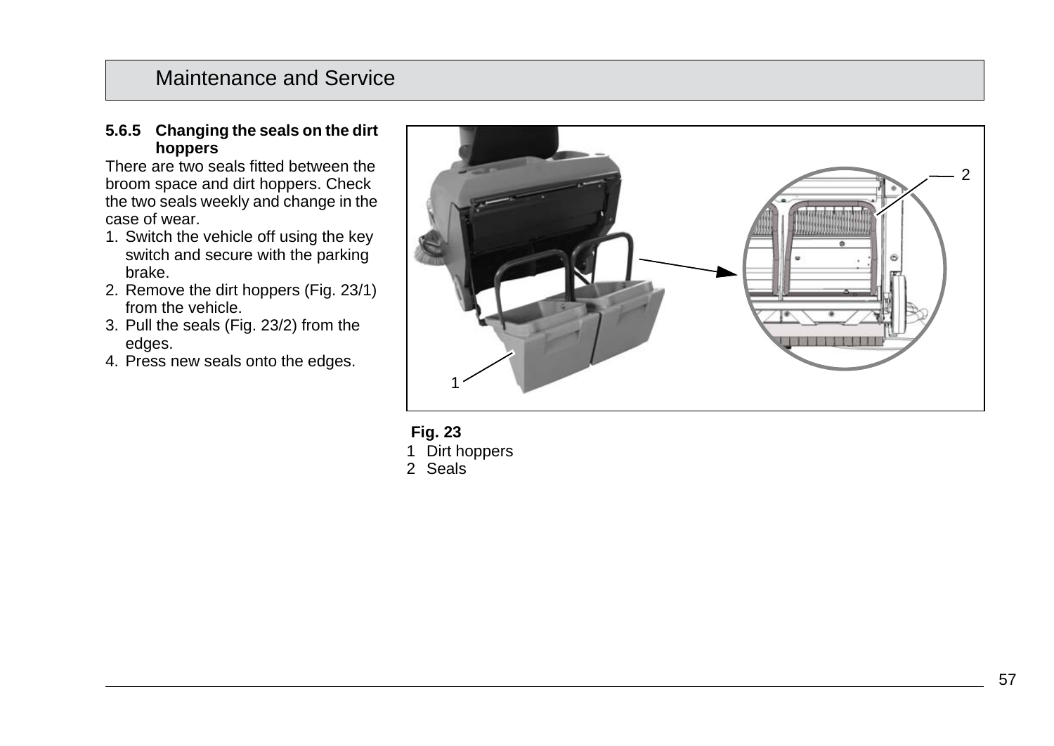### 5.6.5 Changing the seals on the dirt hoppers

There are two seals fitted between the broom space and dirt hoppers. Check the two seals weekly and change in the case of wear.

1. Switch the vehicle off using the key switch and secure with the parking brake.
2. Remove the dirt hoppers (Fig. 23/1) from the vehicle.
3. Pull the seals (Fig. 23/2) from the edges.
4. Press new seals onto the edges.

**Fig. 23**

1 Dirt hoppers
2 Seals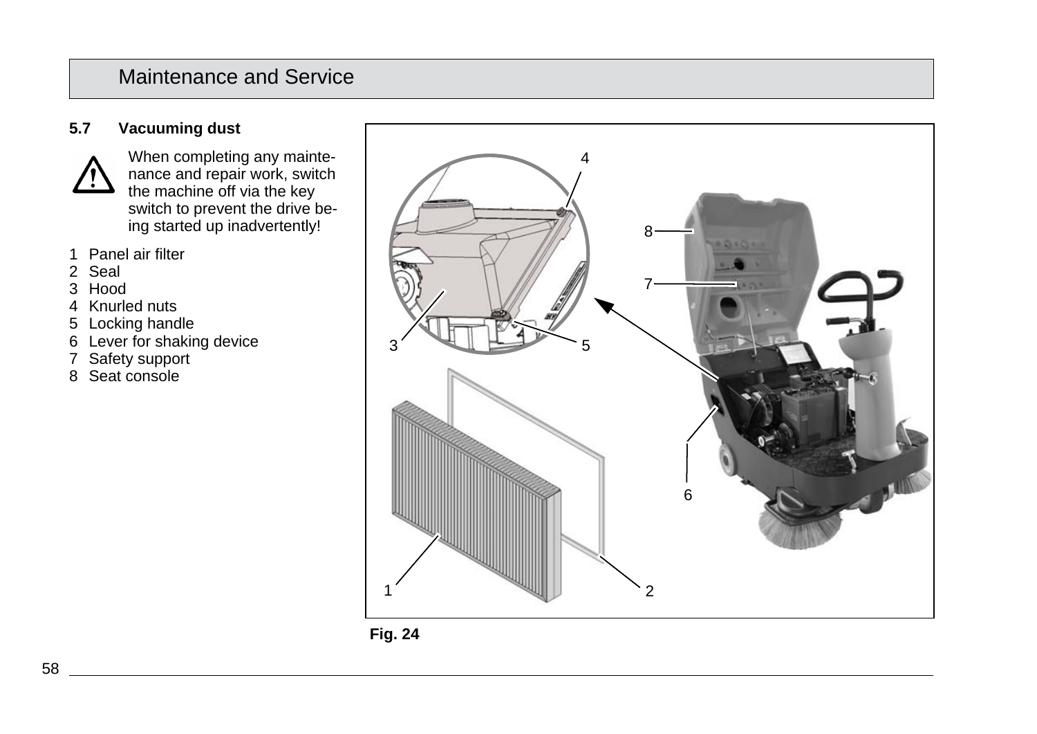### 5.7 Vacuuming dust

⚠ When completing any maintenance and repair work, switch the machine off via the key switch to prevent the drive being started up inadvertently!

1 Panel air filter
2 Seal
3 Hood
4 Knurled nuts
5 Locking handle
6 Lever for shaking device
7 Safety support
8 Seat console

**Fig. 24**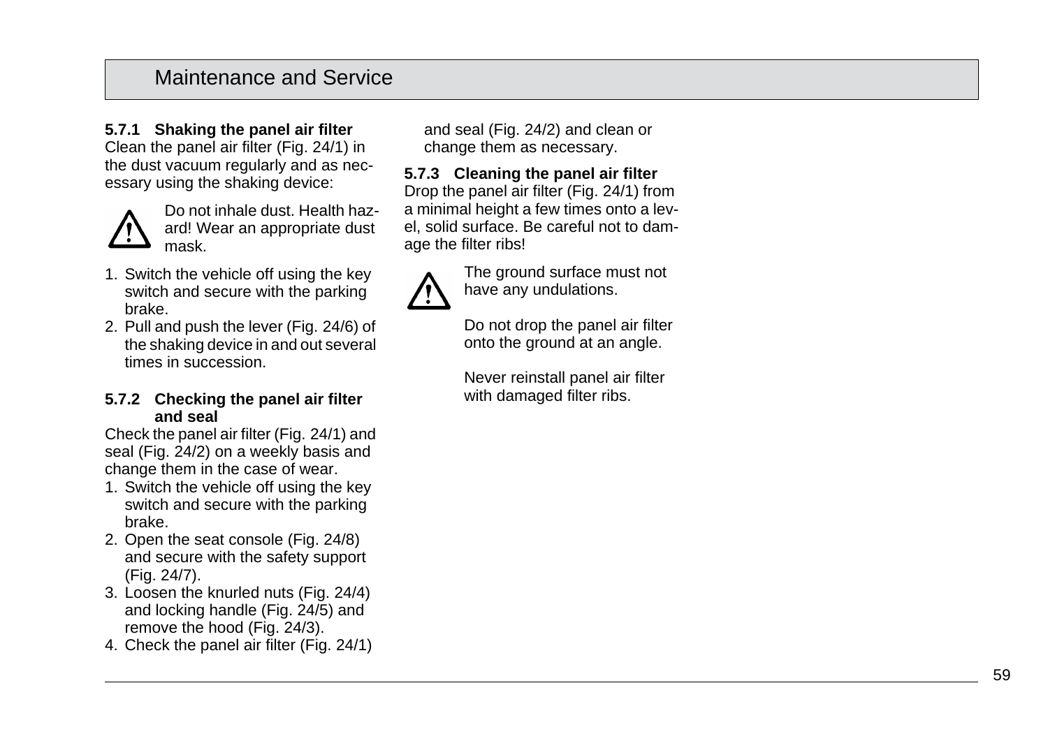#### 5.7.1 Shaking the panel air filter

Clean the panel air filter (Fig. 24/1) in the dust vacuum regularly and as necessary using the shaking device:

⚠ Do not inhale dust. Health hazard! Wear an appropriate dust mask.

1. Switch the vehicle off using the key switch and secure with the parking brake.
2. Pull and push the lever (Fig. 24/6) of the shaking device in and out several times in succession.

#### 5.7.2 Checking the panel air filter and seal

Check the panel air filter (Fig. 24/1) and seal (Fig. 24/2) on a weekly basis and change them in the case of wear.

1. Switch the vehicle off using the key switch and secure with the parking brake.
2. Open the seat console (Fig. 24/8) and secure with the safety support (Fig. 24/7).
3. Loosen the knurled nuts (Fig. 24/4) and locking handle (Fig. 24/5) and remove the hood (Fig. 24/3).
4. Check the panel air filter (Fig. 24/1) and seal (Fig. 24/2) and clean or change them as necessary.

#### 5.7.3 Cleaning the panel air filter

Drop the panel air filter (Fig. 24/1) from a minimal height a few times onto a level, solid surface. Be careful not to damage the filter ribs!

⚠ The ground surface must not have any undulations.

Do not drop the panel air filter onto the ground at an angle.

Never reinstall panel air filter with damaged filter ribs.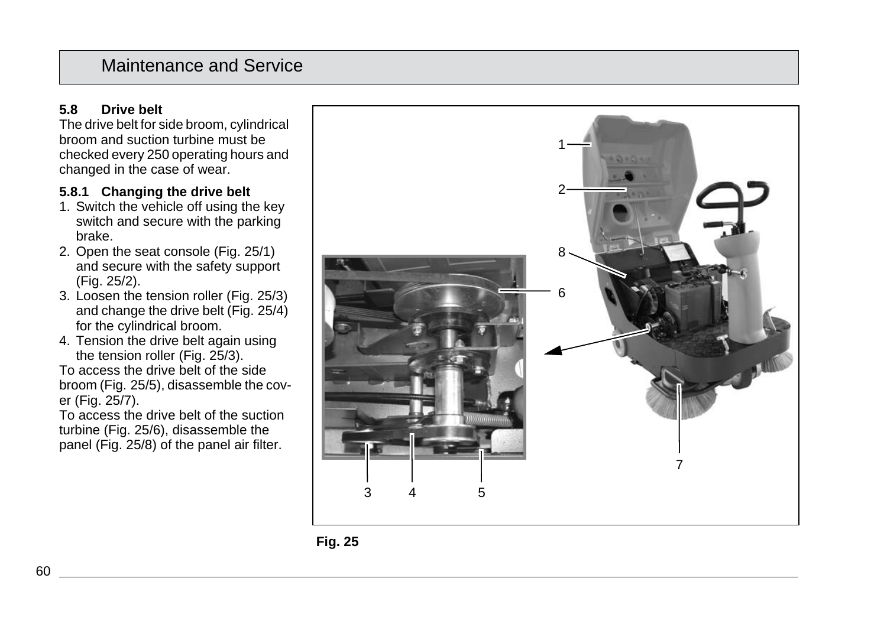## 5.8 Drive belt

The drive belt for side broom, cylindrical broom and suction turbine must be checked every 250 operating hours and changed in the case of wear.

### 5.8.1 Changing the drive belt

1. Switch the vehicle off using the key switch and secure with the parking brake.
2. Open the seat console (Fig. 25/1) and secure with the safety support (Fig. 25/2).
3. Loosen the tension roller (Fig. 25/3) and change the drive belt (Fig. 25/4) for the cylindrical broom.
4. Tension the drive belt again using the tension roller (Fig. 25/3).

To access the drive belt of the side broom (Fig. 25/5), disassemble the cover (Fig. 25/7).

To access the drive belt of the suction turbine (Fig. 25/6), disassemble the panel (Fig. 25/8) of the panel air filter.

1 2 8 6 7 3 4 5

**Fig. 25**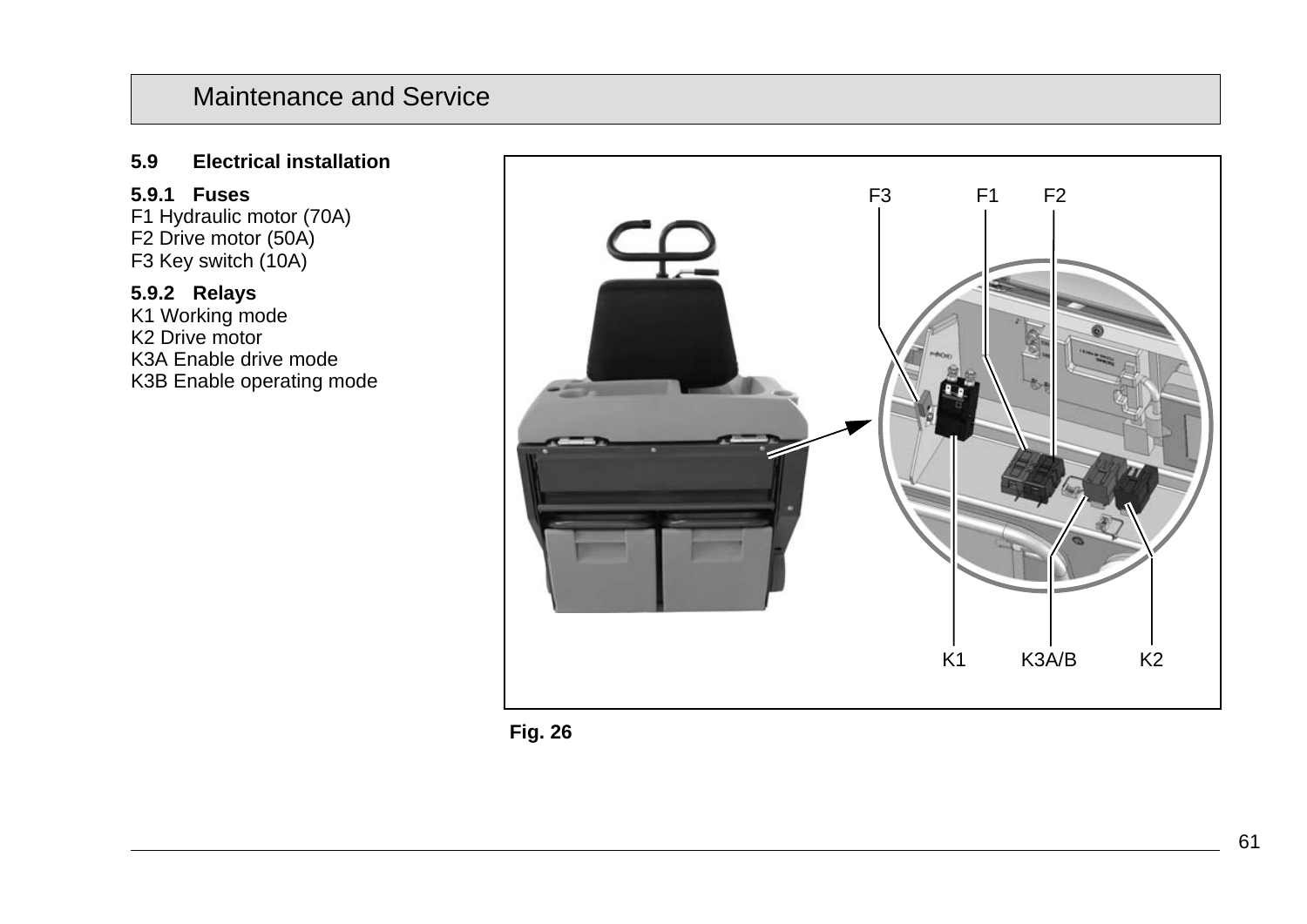## 5.9 Electrical installation

### 5.9.1 Fuses

F1 Hydraulic motor (70A)
F2 Drive motor (50A)
F3 Key switch (10A)

### 5.9.2 Relays

K1 Working mode
K2 Drive motor
K3A Enable drive mode
K3B Enable operating mode

F3 F1 F2

K1 K3A/B K2

**Fig. 26**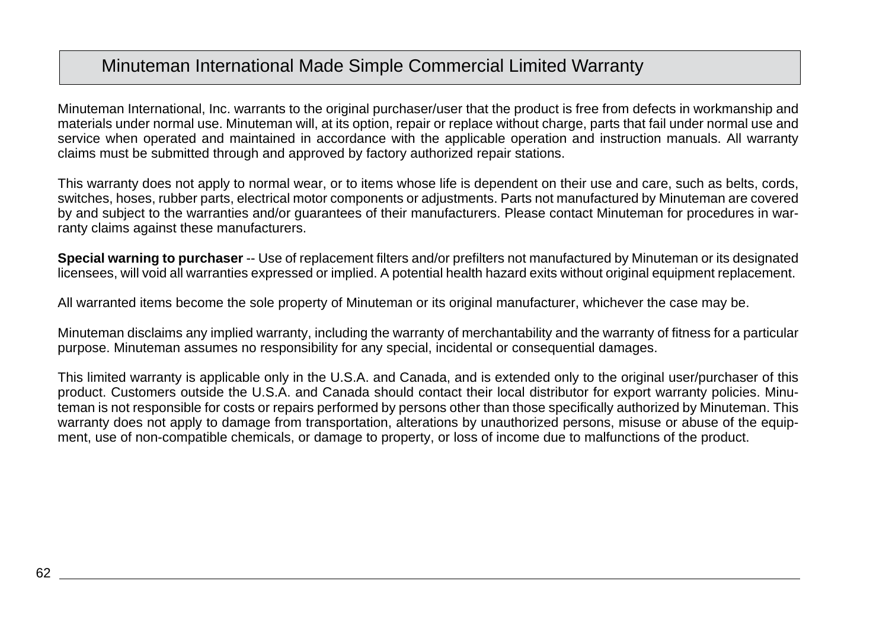# Minuteman International Made Simple Commercial Limited Warranty

Minuteman International, Inc. warrants to the original purchaser/user that the product is free from defects in workmanship and materials under normal use. Minuteman will, at its option, repair or replace without charge, parts that fail under normal use and service when operated and maintained in accordance with the applicable operation and instruction manuals. All warranty claims must be submitted through and approved by factory authorized repair stations.

This warranty does not apply to normal wear, or to items whose life is dependent on their use and care, such as belts, cords, switches, hoses, rubber parts, electrical motor components or adjustments. Parts not manufactured by Minuteman are covered by and subject to the warranties and/or guarantees of their manufacturers. Please contact Minuteman for procedures in warranty claims against these manufacturers.

**Special warning to purchaser** -- Use of replacement filters and/or prefilters not manufactured by Minuteman or its designated licensees, will void all warranties expressed or implied. A potential health hazard exits without original equipment replacement.

All warranted items become the sole property of Minuteman or its original manufacturer, whichever the case may be.

Minuteman disclaims any implied warranty, including the warranty of merchantability and the warranty of fitness for a particular purpose. Minuteman assumes no responsibility for any special, incidental or consequential damages.

This limited warranty is applicable only in the U.S.A. and Canada, and is extended only to the original user/purchaser of this product. Customers outside the U.S.A. and Canada should contact their local distributor for export warranty policies. Minuteman is not responsible for costs or repairs performed by persons other than those specifically authorized by Minuteman. This warranty does not apply to damage from transportation, alterations by unauthorized persons, misuse or abuse of the equipment, use of non-compatible chemicals, or damage to property, or loss of income due to malfunctions of the product.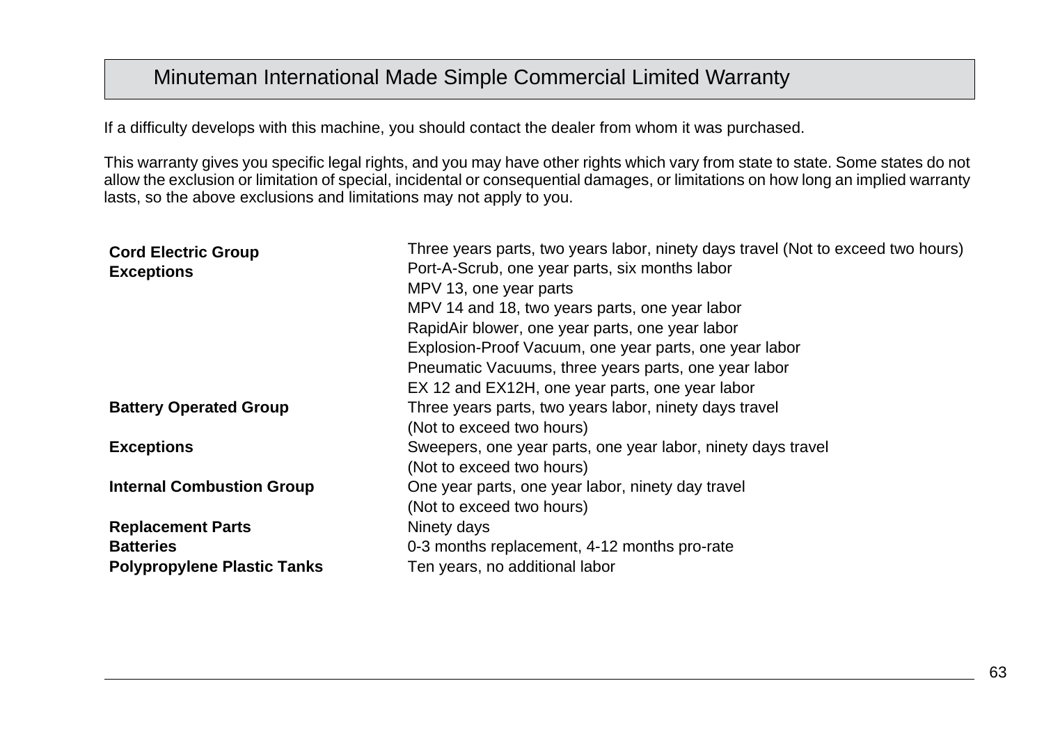# Minuteman International Made Simple Commercial Limited Warranty

If a difficulty develops with this machine, you should contact the dealer from whom it was purchased.

This warranty gives you specific legal rights, and you may have other rights which vary from state to state. Some states do not allow the exclusion or limitation of special, incidental or consequential damages, or limitations on how long an implied warranty lasts, so the above exclusions and limitations may not apply to you.

| | |
|---|---|
| **Cord Electric Group** | Three years parts, two years labor, ninety days travel (Not to exceed two hours) |
| **Exceptions** | Port-A-Scrub, one year parts, six months labor |
| | MPV 13, one year parts |
| | MPV 14 and 18, two years parts, one year labor |
| | RapidAir blower, one year parts, one year labor |
| | Explosion-Proof Vacuum, one year parts, one year labor |
| | Pneumatic Vacuums, three years parts, one year labor |
| | EX 12 and EX12H, one year parts, one year labor |
| **Battery Operated Group** | Three years parts, two years labor, ninety days travel (Not to exceed two hours) |
| **Exceptions** | Sweepers, one year parts, one year labor, ninety days travel (Not to exceed two hours) |
| **Internal Combustion Group** | One year parts, one year labor, ninety day travel (Not to exceed two hours) |
| **Replacement Parts** | Ninety days |
| **Batteries** | 0-3 months replacement, 4-12 months pro-rate |
| **Polypropylene Plastic Tanks** | Ten years, no additional labor |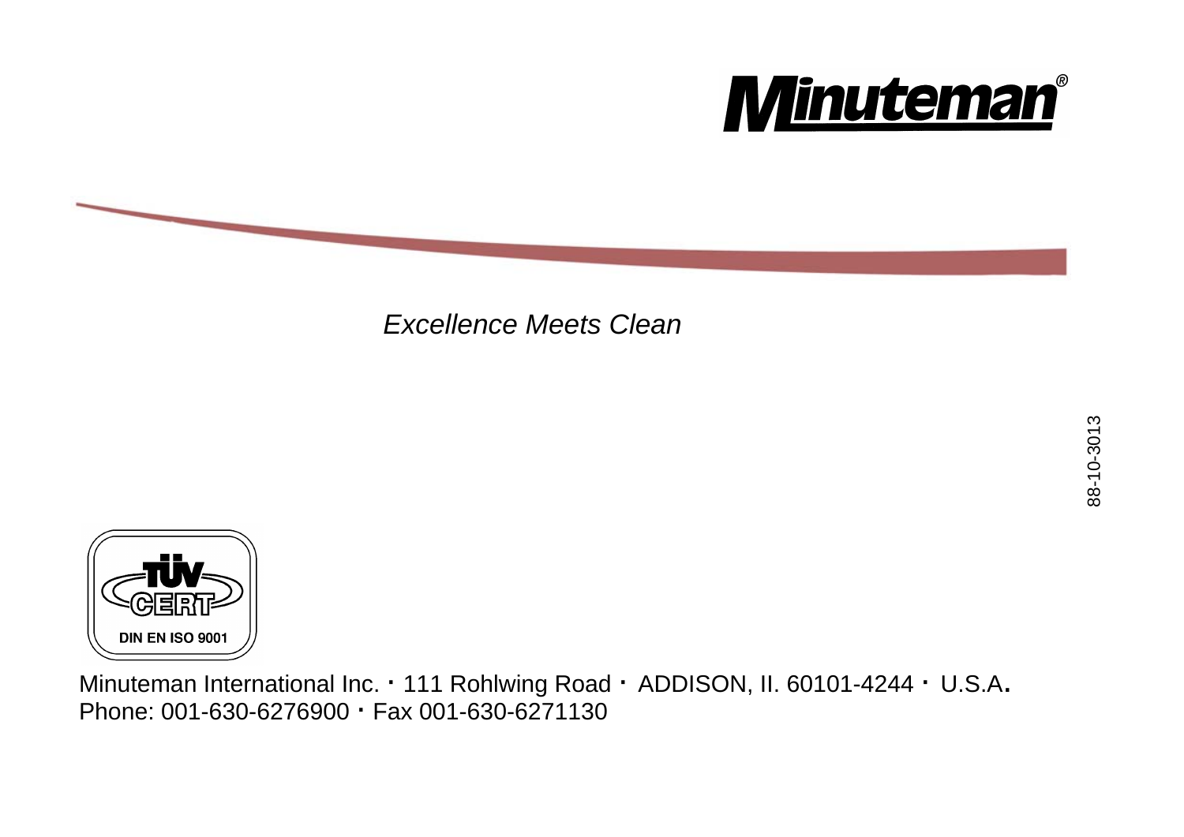Minuteman®

*Excellence Meets Clean*

88-10-3013

TÜV CERT

DIN EN ISO 9001

Minuteman International Inc. · 111 Rohlwing Road · ADDISON, II. 60101-4244 · U.S.A.
Phone: 001-630-6276900 · Fax 001-630-6271130